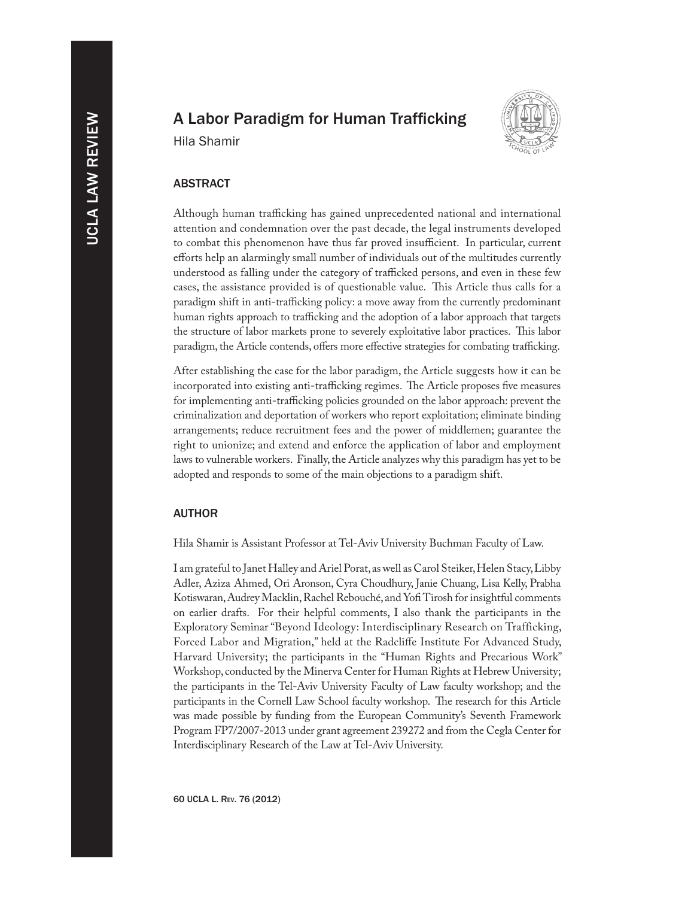# A Labor Paradigm for Human Trafficking

Hila Shamir

## ABSTRACT

Although human trafficking has gained unprecedented national and international attention and condemnation over the past decade, the legal instruments developed to combat this phenomenon have thus far proved insufficient. In particular, current efforts help an alarmingly small number of individuals out of the multitudes currently understood as falling under the category of trafficked persons, and even in these few cases, the assistance provided is of questionable value. This Article thus calls for a paradigm shift in anti-trafficking policy: a move away from the currently predominant human rights approach to trafficking and the adoption of a labor approach that targets the structure of labor markets prone to severely exploitative labor practices. This labor paradigm, the Article contends, offers more effective strategies for combating trafficking.

After establishing the case for the labor paradigm, the Article suggests how it can be incorporated into existing anti-trafficking regimes. The Article proposes five measures for implementing anti-trafficking policies grounded on the labor approach: prevent the criminalization and deportation of workers who report exploitation; eliminate binding arrangements; reduce recruitment fees and the power of middlemen; guarantee the right to unionize; and extend and enforce the application of labor and employment laws to vulnerable workers. Finally, the Article analyzes why this paradigm has yet to be adopted and responds to some of the main objections to a paradigm shift.

## AUTHOR

Hila Shamir is Assistant Professor at Tel-Aviv University Buchman Faculty of Law.

I am grateful to Janet Halley and Ariel Porat, as well as Carol Steiker, Helen Stacy, Libby Adler, Aziza Ahmed, Ori Aronson, Cyra Choudhury, Janie Chuang, Lisa Kelly, Prabha Kotiswaran, Audrey Macklin, Rachel Rebouché, and Yofi Tirosh for insightful comments on earlier drafts. For their helpful comments, I also thank the participants in the Exploratory Seminar "Beyond Ideology: Interdisciplinary Research on Trafficking, Forced Labor and Migration," held at the Radcliffe Institute For Advanced Study, Harvard University; the participants in the "Human Rights and Precarious Work" Workshop, conducted by the Minerva Center for Human Rights at Hebrew University; the participants in the Tel-Aviv University Faculty of Law faculty workshop; and the participants in the Cornell Law School faculty workshop. The research for this Article was made possible by funding from the European Community's Seventh Framework Program FP7/2007-2013 under grant agreement 239272 and from the Cegla Center for Interdisciplinary Research of the Law at Tel-Aviv University.

60 UCLA L. Rev. 76 (2012)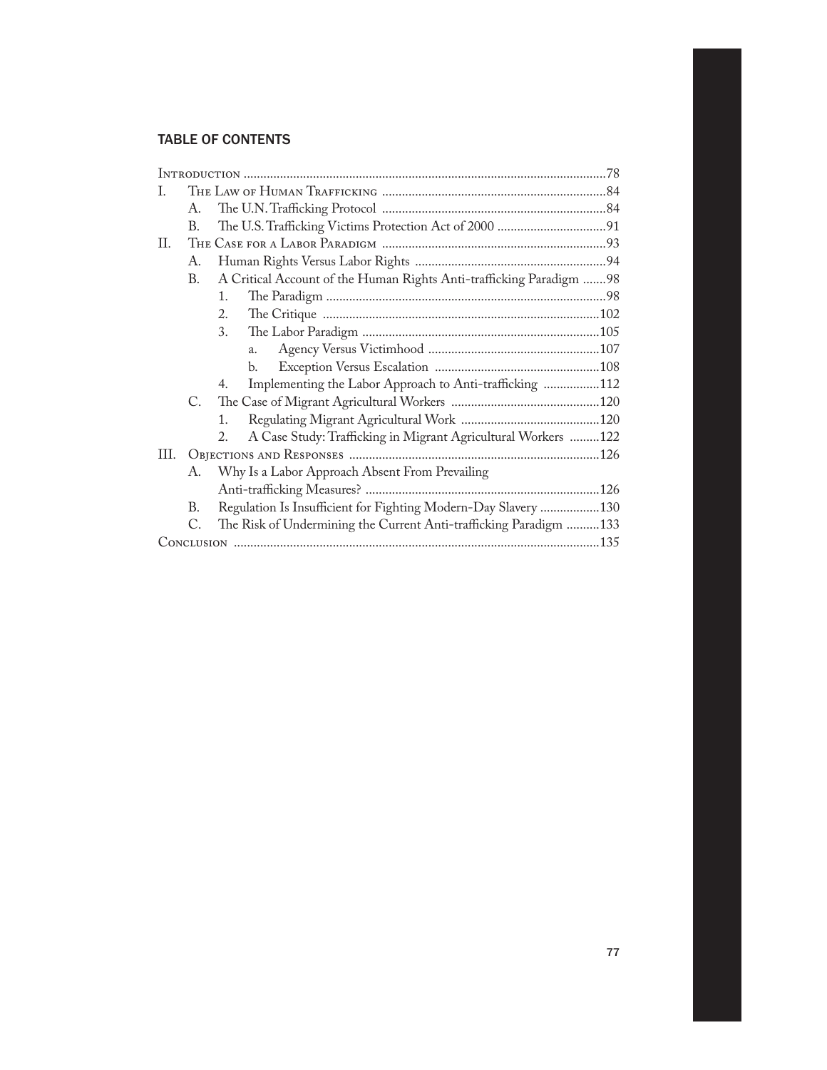## TABLE OF CONTENTS

Introduction ....................................................................................................78

I. The Law of Human Trafficking ....................................................................84

  A. The U.N. Trafficking Protocol ....................................................................84

  B. The U.S. Trafficking Victims Protection Act of 2000 .................................91

II. The Case for a Labor Paradigm ..................................................................93

  A. Human Rights Versus Labor Rights ..........................................................94

  B. A Critical Account of the Human Rights Anti-trafficking Paradigm .......98

    1. The Paradigm ....................................................................................98

    2. The Critique ....................................................................................102

    3. The Labor Paradigm ........................................................................105

      a. Agency Versus Victimhood ....................................................107

      b. Exception Versus Escalation ..................................................108

    4. Implementing the Labor Approach to Anti-trafficking .................112

  C. The Case of Migrant Agricultural Workers .............................................120

    1. Regulating Migrant Agricultural Work ..........................................120

    2. A Case Study: Trafficking in Migrant Agricultural Workers .........122

III. Objections and Responses .......................................................................126

  A. Why Is a Labor Approach Absent From Prevailing Anti-trafficking Measures? .......................................................................126

  B. Regulation Is Insufficient for Fighting Modern-Day Slavery ..................130

  C. The Risk of Undermining the Current Anti-trafficking Paradigm ..........133

Conclusion ....................................................................................................135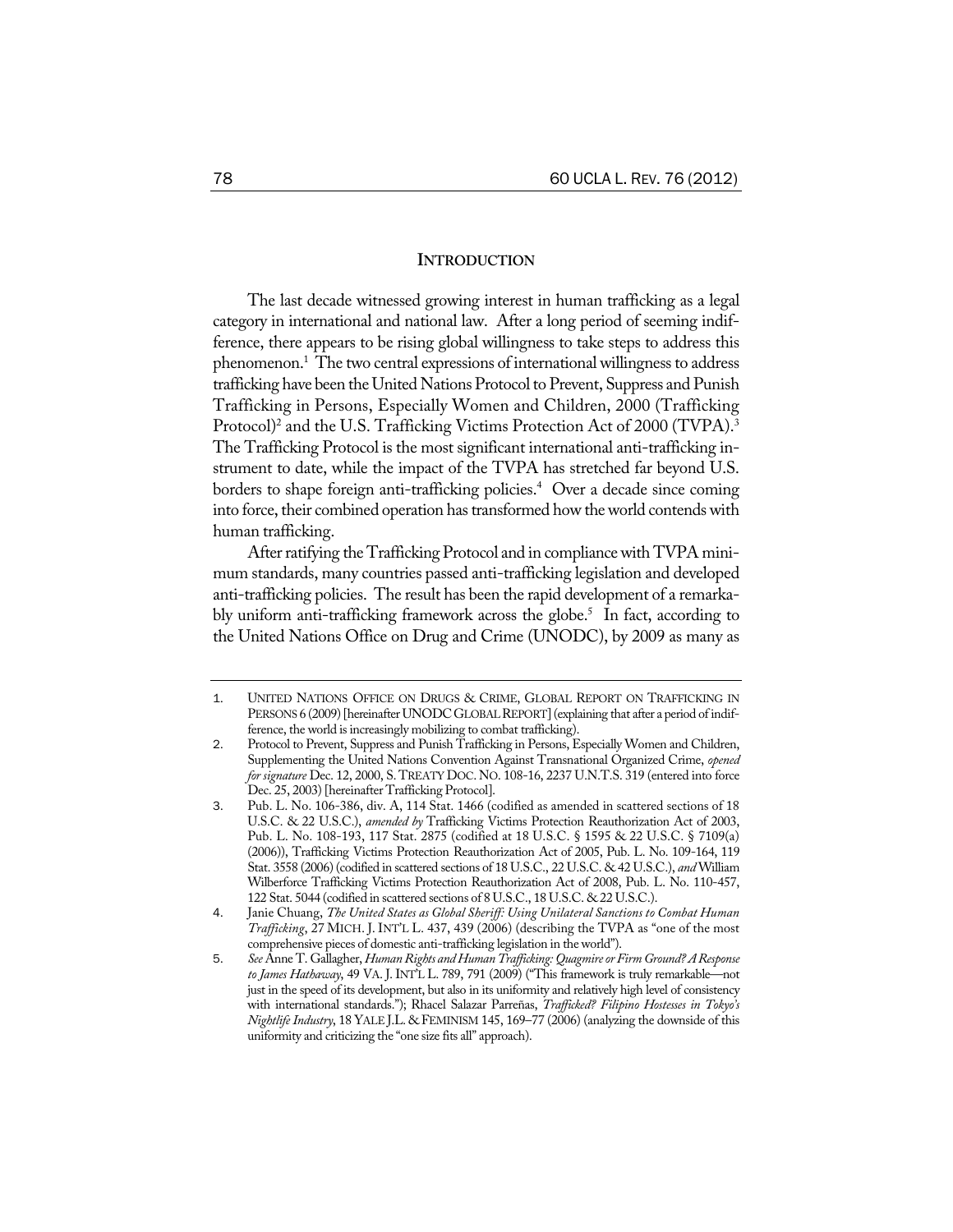## INTRODUCTION

The last decade witnessed growing interest in human trafficking as a legal category in international and national law. After a long period of seeming indifference, there appears to be rising global willingness to take steps to address this phenomenon.[1] The two central expressions of international willingness to address trafficking have been the United Nations Protocol to Prevent, Suppress and Punish Trafficking in Persons, Especially Women and Children, 2000 (Trafficking Protocol)[2] and the U.S. Trafficking Victims Protection Act of 2000 (TVPA).[3] The Trafficking Protocol is the most significant international anti-trafficking instrument to date, while the impact of the TVPA has stretched far beyond U.S. borders to shape foreign anti-trafficking policies.[4] Over a decade since coming into force, their combined operation has transformed how the world contends with human trafficking.

After ratifying the Trafficking Protocol and in compliance with TVPA minimum standards, many countries passed anti-trafficking legislation and developed anti-trafficking policies. The result has been the rapid development of a remarkably uniform anti-trafficking framework across the globe.[5] In fact, according to the United Nations Office on Drug and Crime (UNODC), by 2009 as many as

---

1. UNITED NATIONS OFFICE ON DRUGS & CRIME, GLOBAL REPORT ON TRAFFICKING IN PERSONS 6 (2009) [hereinafter UNODC GLOBAL REPORT] (explaining that after a period of indifference, the world is increasingly mobilizing to combat trafficking).
2. Protocol to Prevent, Suppress and Punish Trafficking in Persons, Especially Women and Children, Supplementing the United Nations Convention Against Transnational Organized Crime, *opened for signature* Dec. 12, 2000, S. TREATY DOC. NO. 108-16, 2237 U.N.T.S. 319 (entered into force Dec. 25, 2003) [hereinafter Trafficking Protocol].
3. Pub. L. No. 106-386, div. A, 114 Stat. 1466 (codified as amended in scattered sections of 18 U.S.C. & 22 U.S.C.), *amended by* Trafficking Victims Protection Reauthorization Act of 2003, Pub. L. No. 108-193, 117 Stat. 2875 (codified at 18 U.S.C. § 1595 & 22 U.S.C. § 7109(a) (2006)), Trafficking Victims Protection Reauthorization Act of 2005, Pub. L. No. 109-164, 119 Stat. 3558 (2006) (codified in scattered sections of 18 U.S.C., 22 U.S.C. & 42 U.S.C.), *and* William Wilberforce Trafficking Victims Protection Reauthorization Act of 2008, Pub. L. No. 110-457, 122 Stat. 5044 (codified in scattered sections of 8 U.S.C., 18 U.S.C. & 22 U.S.C.).
4. Janie Chuang, *The United States as Global Sheriff: Using Unilateral Sanctions to Combat Human Trafficking*, 27 MICH. J. INT'L L. 437, 439 (2006) (describing the TVPA as "one of the most comprehensive pieces of domestic anti-trafficking legislation in the world").
5. *See* Anne T. Gallagher, *Human Rights and Human Trafficking: Quagmire or Firm Ground? A Response to James Hathaway*, 49 VA. J. INT'L L. 789, 791 (2009) ("This framework is truly remarkable—not just in the speed of its development, but also in its uniformity and relatively high level of consistency with international standards."); Rhacel Salazar Parreñas, *Trafficked? Filipino Hostesses in Tokyo's Nightlife Industry*, 18 YALE J.L. & FEMINISM 145, 169–77 (2006) (analyzing the downside of this uniformity and criticizing the "one size fits all" approach).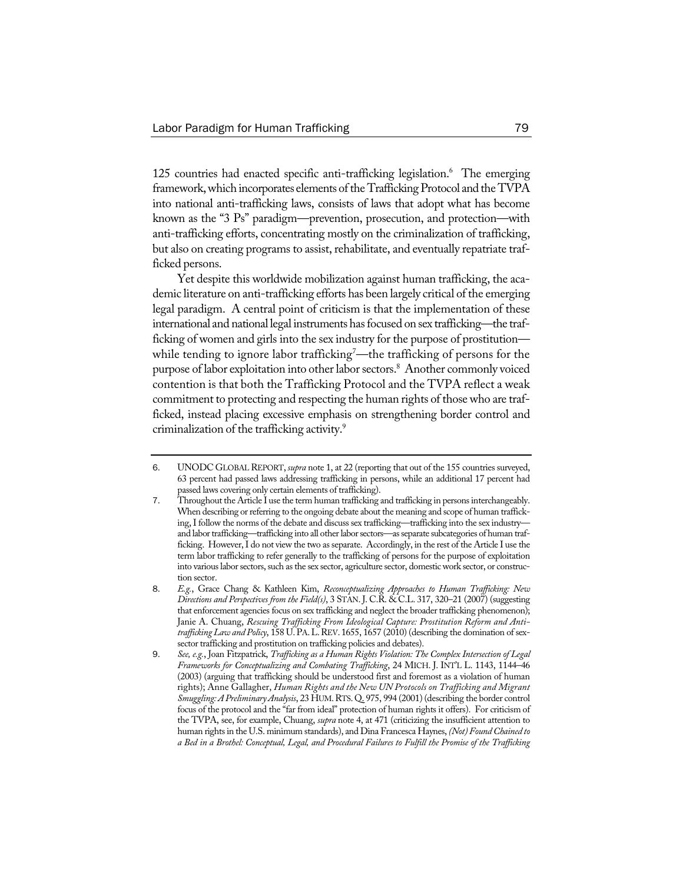125 countries had enacted specific anti-trafficking legislation.[6] The emerging framework, which incorporates elements of the Trafficking Protocol and the TVPA into national anti-trafficking laws, consists of laws that adopt what has become known as the "3 Ps" paradigm—prevention, prosecution, and protection—with anti-trafficking efforts, concentrating mostly on the criminalization of trafficking, but also on creating programs to assist, rehabilitate, and eventually repatriate trafficked persons.

Yet despite this worldwide mobilization against human trafficking, the academic literature on anti-trafficking efforts has been largely critical of the emerging legal paradigm. A central point of criticism is that the implementation of these international and national legal instruments has focused on sex trafficking—the trafficking of women and girls into the sex industry for the purpose of prostitution—while tending to ignore labor trafficking[7]—the trafficking of persons for the purpose of labor exploitation into other labor sectors.[8] Another commonly voiced contention is that both the Trafficking Protocol and the TVPA reflect a weak commitment to protecting and respecting the human rights of those who are trafficked, instead placing excessive emphasis on strengthening border control and criminalization of the trafficking activity.[9]

---

6. UNODC GLOBAL REPORT, *supra* note 1, at 22 (reporting that out of the 155 countries surveyed, 63 percent had passed laws addressing trafficking in persons, while an additional 17 percent had passed laws covering only certain elements of trafficking).

7. Throughout the Article I use the term human trafficking and trafficking in persons interchangeably. When describing or referring to the ongoing debate about the meaning and scope of human trafficking, I follow the norms of the debate and discuss sex trafficking—trafficking into the sex industry—and labor trafficking—trafficking into all other labor sectors—as separate subcategories of human trafficking. However, I do not view the two as separate. Accordingly, in the rest of the Article I use the term labor trafficking to refer generally to the trafficking of persons for the purpose of exploitation into various labor sectors, such as the sex sector, agriculture sector, domestic work sector, or construction sector.

8. *E.g.*, Grace Chang & Kathleen Kim, *Reconceptualizing Approaches to Human Trafficking: New Directions and Perspectives from the Field(s)*, 3 STAN. J. C.R. & C.L. 317, 320–21 (2007) (suggesting that enforcement agencies focus on sex trafficking and neglect the broader trafficking phenomenon); Janie A. Chuang, *Rescuing Trafficking From Ideological Capture: Prostitution Reform and Anti-trafficking Law and Policy*, 158 U. PA. L. REV. 1655, 1657 (2010) (describing the domination of sex-sector trafficking and prostitution on trafficking policies and debates).

9. *See, e.g.*, Joan Fitzpatrick, *Trafficking as a Human Rights Violation: The Complex Intersection of Legal Frameworks for Conceptualizing and Combating Trafficking*, 24 MICH. J. INT'L L. 1143, 1144–46 (2003) (arguing that trafficking should be understood first and foremost as a violation of human rights); Anne Gallagher, *Human Rights and the New UN Protocols on Trafficking and Migrant Smuggling: A Preliminary Analysis*, 23 HUM. RTS. Q. 975, 994 (2001) (describing the border control focus of the protocol and the "far from ideal" protection of human rights it offers). For criticism of the TVPA, see, for example, Chuang, *supra* note 4, at 471 (criticizing the insufficient attention to human rights in the U.S. minimum standards), and Dina Francesca Haynes, *(Not) Found Chained to a Bed in a Brothel: Conceptual, Legal, and Procedural Failures to Fulfill the Promise of the Trafficking*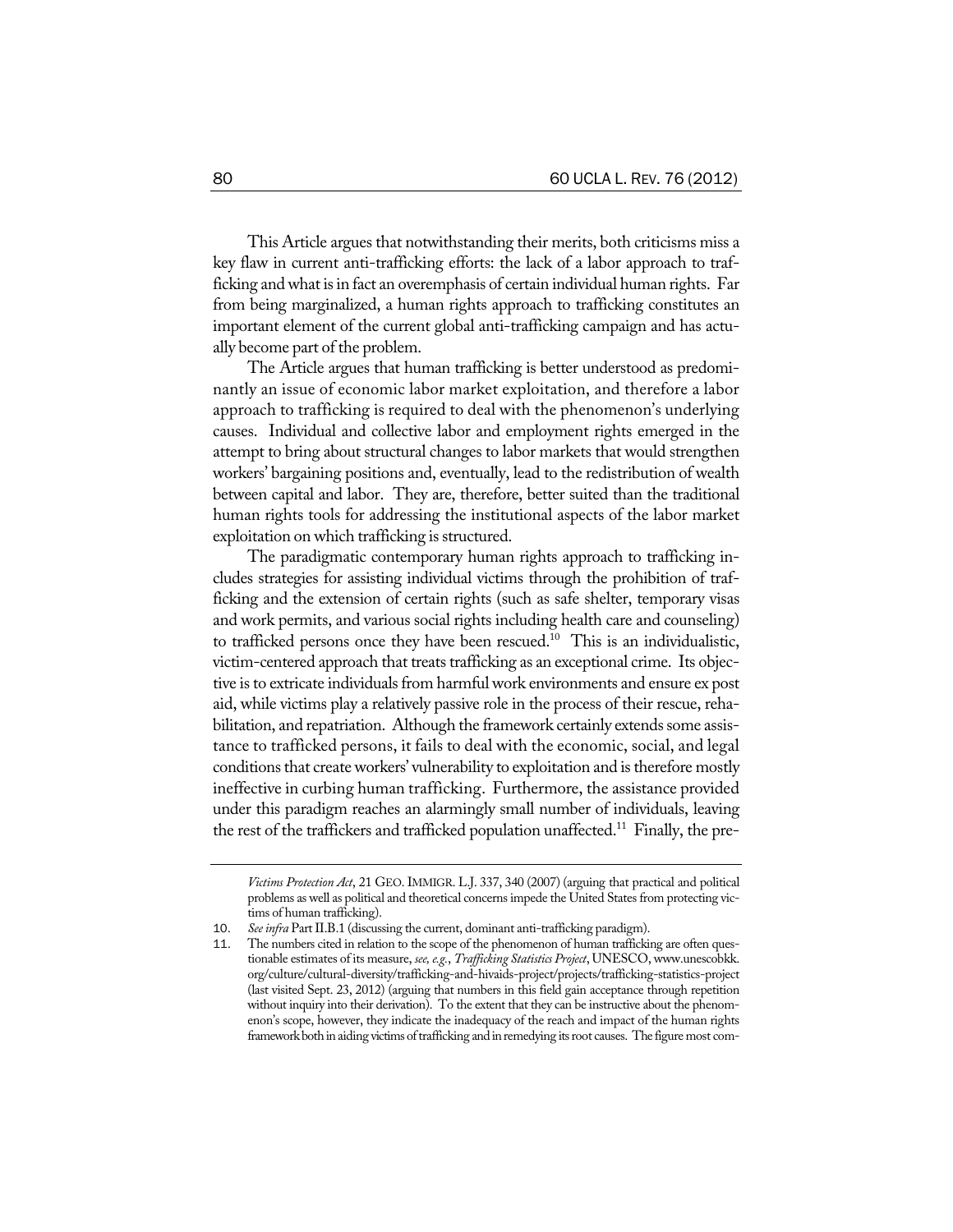This Article argues that notwithstanding their merits, both criticisms miss a key flaw in current anti-trafficking efforts: the lack of a labor approach to trafficking and what is in fact an overemphasis of certain individual human rights. Far from being marginalized, a human rights approach to trafficking constitutes an important element of the current global anti-trafficking campaign and has actually become part of the problem.

The Article argues that human trafficking is better understood as predominantly an issue of economic labor market exploitation, and therefore a labor approach to trafficking is required to deal with the phenomenon's underlying causes. Individual and collective labor and employment rights emerged in the attempt to bring about structural changes to labor markets that would strengthen workers' bargaining positions and, eventually, lead to the redistribution of wealth between capital and labor. They are, therefore, better suited than the traditional human rights tools for addressing the institutional aspects of the labor market exploitation on which trafficking is structured.

The paradigmatic contemporary human rights approach to trafficking includes strategies for assisting individual victims through the prohibition of trafficking and the extension of certain rights (such as safe shelter, temporary visas and work permits, and various social rights including health care and counseling) to trafficked persons once they have been rescued.[10] This is an individualistic, victim-centered approach that treats trafficking as an exceptional crime. Its objective is to extricate individuals from harmful work environments and ensure ex post aid, while victims play a relatively passive role in the process of their rescue, rehabilitation, and repatriation. Although the framework certainly extends some assistance to trafficked persons, it fails to deal with the economic, social, and legal conditions that create workers' vulnerability to exploitation and is therefore mostly ineffective in curbing human trafficking. Furthermore, the assistance provided under this paradigm reaches an alarmingly small number of individuals, leaving the rest of the traffickers and trafficked population unaffected.[11] Finally, the pre-

*Victims Protection Act*, 21 GEO. IMMIGR. L.J. 337, 340 (2007) (arguing that practical and political problems as well as political and theoretical concerns impede the United States from protecting victims of human trafficking).

10. *See infra* Part II.B.1 (discussing the current, dominant anti-trafficking paradigm).

11. The numbers cited in relation to the scope of the phenomenon of human trafficking are often questionable estimates of its measure, *see, e.g.*, *Trafficking Statistics Project*, UNESCO, www.unescobkk.org/culture/cultural-diversity/trafficking-and-hivaids-project/projects/trafficking-statistics-project (last visited Sept. 23, 2012) (arguing that numbers in this field gain acceptance through repetition without inquiry into their derivation). To the extent that they can be instructive about the phenomenon's scope, however, they indicate the inadequacy of the reach and impact of the human rights framework both in aiding victims of trafficking and in remedying its root causes. The figure most com-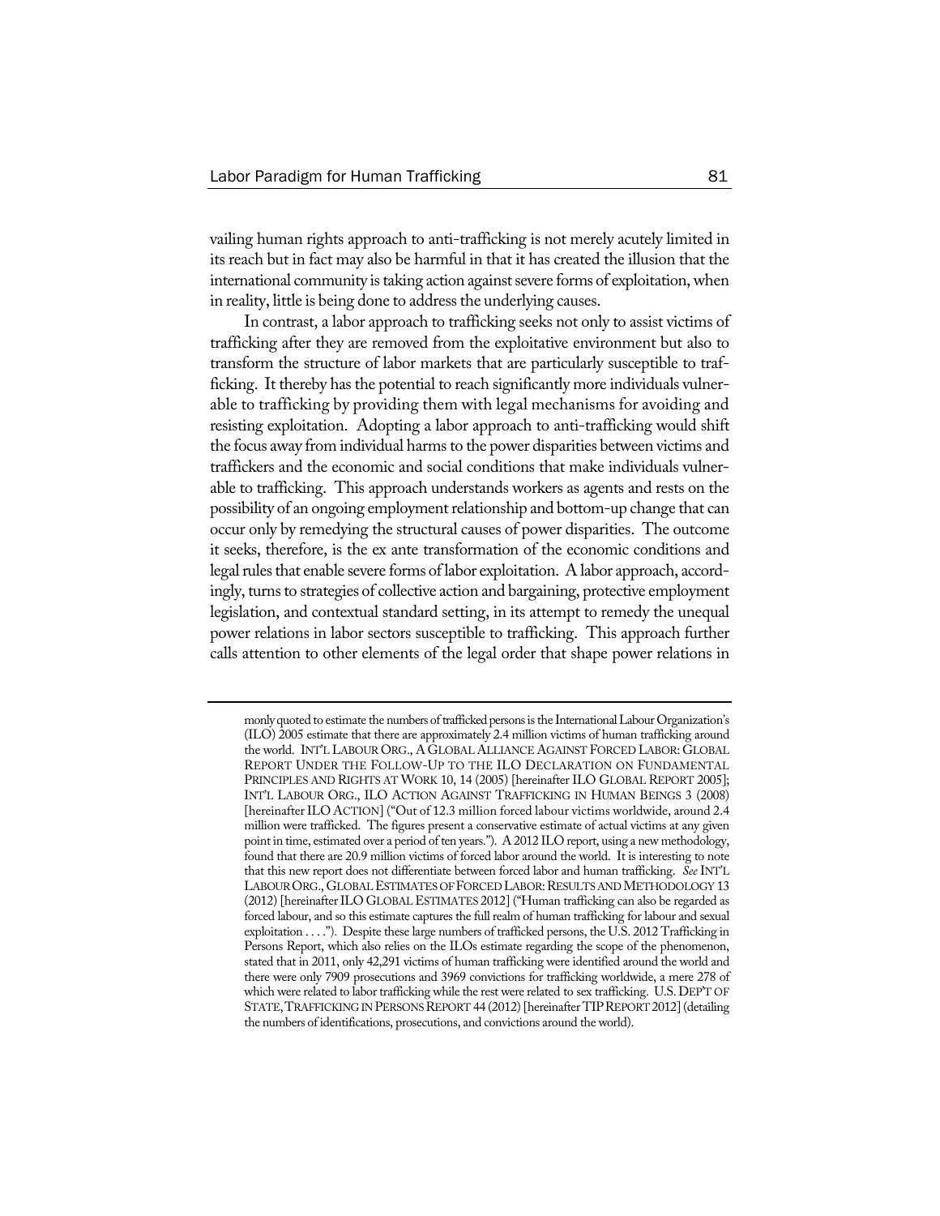vailing human rights approach to anti-trafficking is not merely acutely limited in its reach but in fact may also be harmful in that it has created the illusion that the international community is taking action against severe forms of exploitation, when in reality, little is being done to address the underlying causes.

In contrast, a labor approach to trafficking seeks not only to assist victims of trafficking after they are removed from the exploitative environment but also to transform the structure of labor markets that are particularly susceptible to trafficking. It thereby has the potential to reach significantly more individuals vulnerable to trafficking by providing them with legal mechanisms for avoiding and resisting exploitation. Adopting a labor approach to anti-trafficking would shift the focus away from individual harms to the power disparities between victims and traffickers and the economic and social conditions that make individuals vulnerable to trafficking. This approach understands workers as agents and rests on the possibility of an ongoing employment relationship and bottom-up change that can occur only by remedying the structural causes of power disparities. The outcome it seeks, therefore, is the ex ante transformation of the economic conditions and legal rules that enable severe forms of labor exploitation. A labor approach, accordingly, turns to strategies of collective action and bargaining, protective employment legislation, and contextual standard setting, in its attempt to remedy the unequal power relations in labor sectors susceptible to trafficking. This approach further calls attention to other elements of the legal order that shape power relations in

---

monly quoted to estimate the numbers of trafficked persons is the International Labour Organization's (ILO) 2005 estimate that there are approximately 2.4 million victims of human trafficking around the world. INT'L LABOUR ORG., A GLOBAL ALLIANCE AGAINST FORCED LABOR: GLOBAL REPORT UNDER THE FOLLOW-UP TO THE ILO DECLARATION ON FUNDAMENTAL PRINCIPLES AND RIGHTS AT WORK 10, 14 (2005) [hereinafter ILO GLOBAL REPORT 2005]; INT'L LABOUR ORG., ILO ACTION AGAINST TRAFFICKING IN HUMAN BEINGS 3 (2008) [hereinafter ILO ACTION] ("Out of 12.3 million forced labour victims worldwide, around 2.4 million were trafficked. The figures present a conservative estimate of actual victims at any given point in time, estimated over a period of ten years."). A 2012 ILO report, using a new methodology, found that there are 20.9 million victims of forced labor around the world. It is interesting to note that this new report does not differentiate between forced labor and human trafficking. *See* INT'L LABOUR ORG., GLOBAL ESTIMATES OF FORCED LABOR: RESULTS AND METHODOLOGY 13 (2012) [hereinafter ILO GLOBAL ESTIMATES 2012] ("Human trafficking can also be regarded as forced labour, and so this estimate captures the full realm of human trafficking for labour and sexual exploitation . . . ."). Despite these large numbers of trafficked persons, the U.S. 2012 Trafficking in Persons Report, which also relies on the ILOs estimate regarding the scope of the phenomenon, stated that in 2011, only 42,291 victims of human trafficking were identified around the world and there were only 7909 prosecutions and 3969 convictions for trafficking worldwide, a mere 278 of which were related to labor trafficking while the rest were related to sex trafficking. U.S. DEP'T OF STATE, TRAFFICKING IN PERSONS REPORT 44 (2012) [hereinafter TIP REPORT 2012] (detailing the numbers of identifications, prosecutions, and convictions around the world).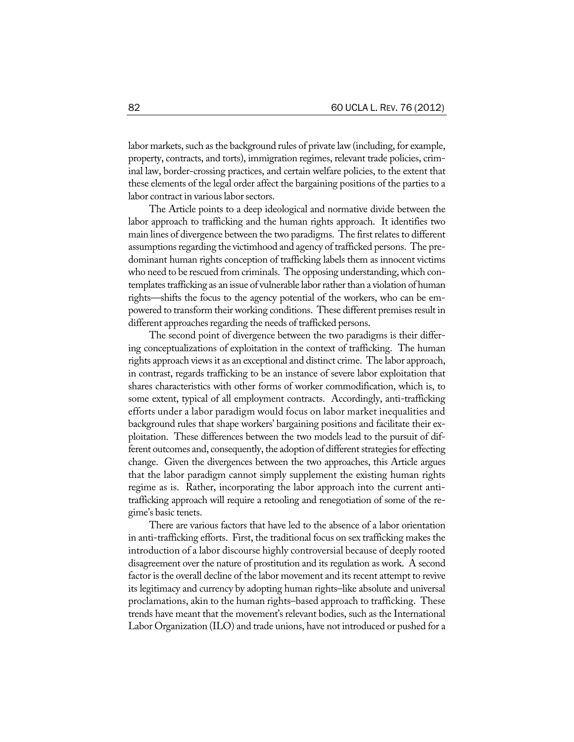labor markets, such as the background rules of private law (including, for example, property, contracts, and torts), immigration regimes, relevant trade policies, criminal law, border-crossing practices, and certain welfare policies, to the extent that these elements of the legal order affect the bargaining positions of the parties to a labor contract in various labor sectors.

The Article points to a deep ideological and normative divide between the labor approach to trafficking and the human rights approach. It identifies two main lines of divergence between the two paradigms. The first relates to different assumptions regarding the victimhood and agency of trafficked persons. The predominant human rights conception of trafficking labels them as innocent victims who need to be rescued from criminals. The opposing understanding, which contemplates trafficking as an issue of vulnerable labor rather than a violation of human rights—shifts the focus to the agency potential of the workers, who can be empowered to transform their working conditions. These different premises result in different approaches regarding the needs of trafficked persons.

The second point of divergence between the two paradigms is their differing conceptualizations of exploitation in the context of trafficking. The human rights approach views it as an exceptional and distinct crime. The labor approach, in contrast, regards trafficking to be an instance of severe labor exploitation that shares characteristics with other forms of worker commodification, which is, to some extent, typical of all employment contracts. Accordingly, anti-trafficking efforts under a labor paradigm would focus on labor market inequalities and background rules that shape workers' bargaining positions and facilitate their exploitation. These differences between the two models lead to the pursuit of different outcomes and, consequently, the adoption of different strategies for effecting change. Given the divergences between the two approaches, this Article argues that the labor paradigm cannot simply supplement the existing human rights regime as is. Rather, incorporating the labor approach into the current anti-trafficking approach will require a retooling and renegotiation of some of the regime's basic tenets.

There are various factors that have led to the absence of a labor orientation in anti-trafficking efforts. First, the traditional focus on sex trafficking makes the introduction of a labor discourse highly controversial because of deeply rooted disagreement over the nature of prostitution and its regulation as work. A second factor is the overall decline of the labor movement and its recent attempt to revive its legitimacy and currency by adopting human rights–like absolute and universal proclamations, akin to the human rights–based approach to trafficking. These trends have meant that the movement's relevant bodies, such as the International Labor Organization (ILO) and trade unions, have not introduced or pushed for a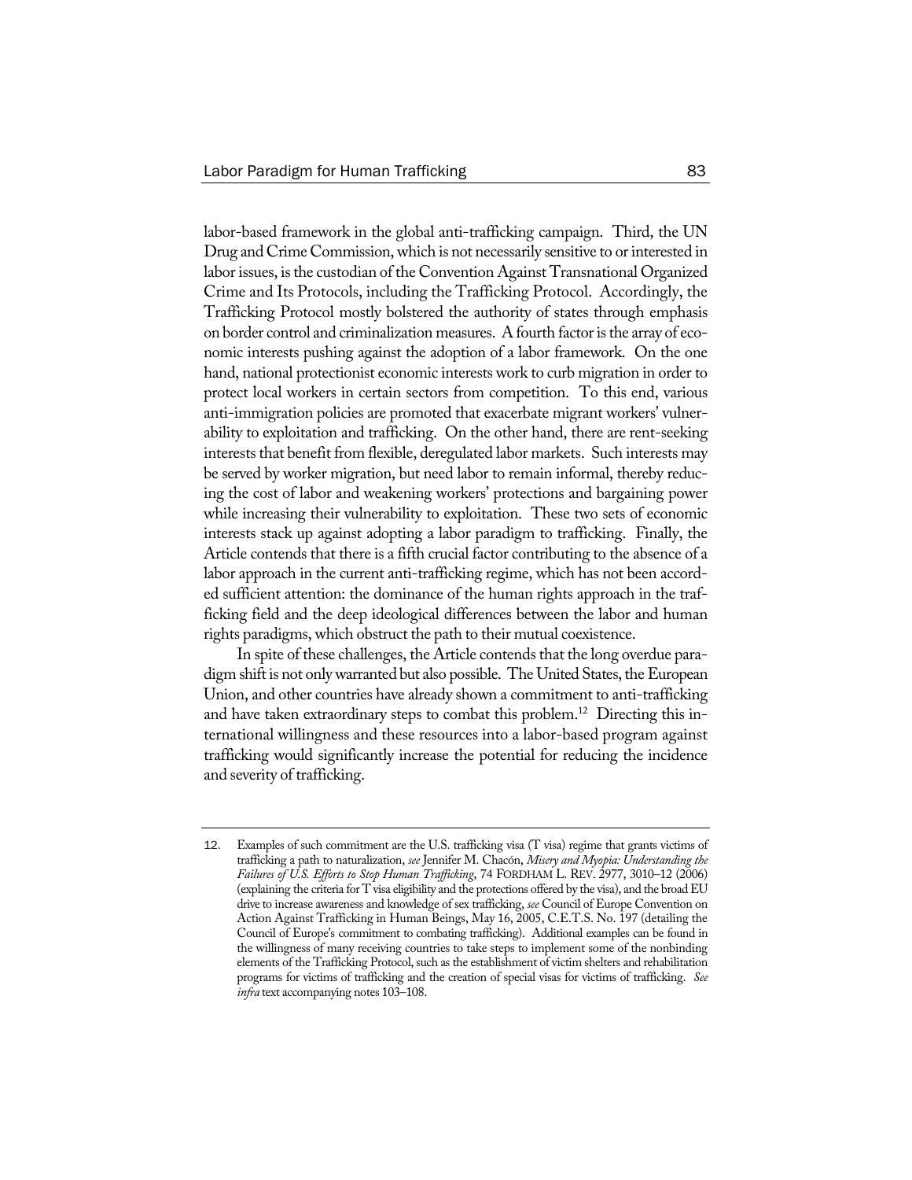labor-based framework in the global anti-trafficking campaign. Third, the UN Drug and Crime Commission, which is not necessarily sensitive to or interested in labor issues, is the custodian of the Convention Against Transnational Organized Crime and Its Protocols, including the Trafficking Protocol. Accordingly, the Trafficking Protocol mostly bolstered the authority of states through emphasis on border control and criminalization measures. A fourth factor is the array of economic interests pushing against the adoption of a labor framework. On the one hand, national protectionist economic interests work to curb migration in order to protect local workers in certain sectors from competition. To this end, various anti-immigration policies are promoted that exacerbate migrant workers' vulnerability to exploitation and trafficking. On the other hand, there are rent-seeking interests that benefit from flexible, deregulated labor markets. Such interests may be served by worker migration, but need labor to remain informal, thereby reducing the cost of labor and weakening workers' protections and bargaining power while increasing their vulnerability to exploitation. These two sets of economic interests stack up against adopting a labor paradigm to trafficking. Finally, the Article contends that there is a fifth crucial factor contributing to the absence of a labor approach in the current anti-trafficking regime, which has not been accorded sufficient attention: the dominance of the human rights approach in the trafficking field and the deep ideological differences between the labor and human rights paradigms, which obstruct the path to their mutual coexistence.

In spite of these challenges, the Article contends that the long overdue paradigm shift is not only warranted but also possible. The United States, the European Union, and other countries have already shown a commitment to anti-trafficking and have taken extraordinary steps to combat this problem.[12] Directing this international willingness and these resources into a labor-based program against trafficking would significantly increase the potential for reducing the incidence and severity of trafficking.

---

12. Examples of such commitment are the U.S. trafficking visa (T visa) regime that grants victims of trafficking a path to naturalization, *see* Jennifer M. Chacón, *Misery and Myopia: Understanding the Failures of U.S. Efforts to Stop Human Trafficking*, 74 FORDHAM L. REV. 2977, 3010–12 (2006) (explaining the criteria for T visa eligibility and the protections offered by the visa), and the broad EU drive to increase awareness and knowledge of sex trafficking, *see* Council of Europe Convention on Action Against Trafficking in Human Beings, May 16, 2005, C.E.T.S. No. 197 (detailing the Council of Europe's commitment to combating trafficking). Additional examples can be found in the willingness of many receiving countries to take steps to implement some of the nonbinding elements of the Trafficking Protocol, such as the establishment of victim shelters and rehabilitation programs for victims of trafficking and the creation of special visas for victims of trafficking. *See infra* text accompanying notes 103–108.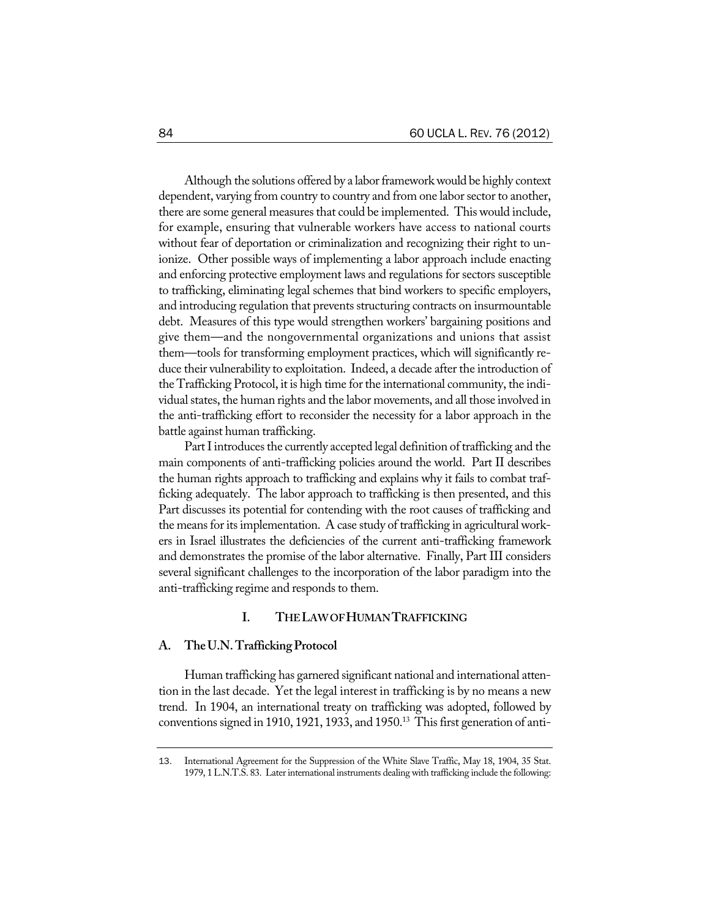Although the solutions offered by a labor framework would be highly context dependent, varying from country to country and from one labor sector to another, there are some general measures that could be implemented. This would include, for example, ensuring that vulnerable workers have access to national courts without fear of deportation or criminalization and recognizing their right to unionize. Other possible ways of implementing a labor approach include enacting and enforcing protective employment laws and regulations for sectors susceptible to trafficking, eliminating legal schemes that bind workers to specific employers, and introducing regulation that prevents structuring contracts on insurmountable debt. Measures of this type would strengthen workers' bargaining positions and give them—and the nongovernmental organizations and unions that assist them—tools for transforming employment practices, which will significantly reduce their vulnerability to exploitation. Indeed, a decade after the introduction of the Trafficking Protocol, it is high time for the international community, the individual states, the human rights and the labor movements, and all those involved in the anti-trafficking effort to reconsider the necessity for a labor approach in the battle against human trafficking.

Part I introduces the currently accepted legal definition of trafficking and the main components of anti-trafficking policies around the world. Part II describes the human rights approach to trafficking and explains why it fails to combat trafficking adequately. The labor approach to trafficking is then presented, and this Part discusses its potential for contending with the root causes of trafficking and the means for its implementation. A case study of trafficking in agricultural workers in Israel illustrates the deficiencies of the current anti-trafficking framework and demonstrates the promise of the labor alternative. Finally, Part III considers several significant challenges to the incorporation of the labor paradigm into the anti-trafficking regime and responds to them.

## I. THE LAW OF HUMAN TRAFFICKING

### A. The U.N. Trafficking Protocol

Human trafficking has garnered significant national and international attention in the last decade. Yet the legal interest in trafficking is by no means a new trend. In 1904, an international treaty on trafficking was adopted, followed by conventions signed in 1910, 1921, 1933, and 1950.[13] This first generation of anti-

---

13. International Agreement for the Suppression of the White Slave Traffic, May 18, 1904, 35 Stat. 1979, 1 L.N.T.S. 83. Later international instruments dealing with trafficking include the following: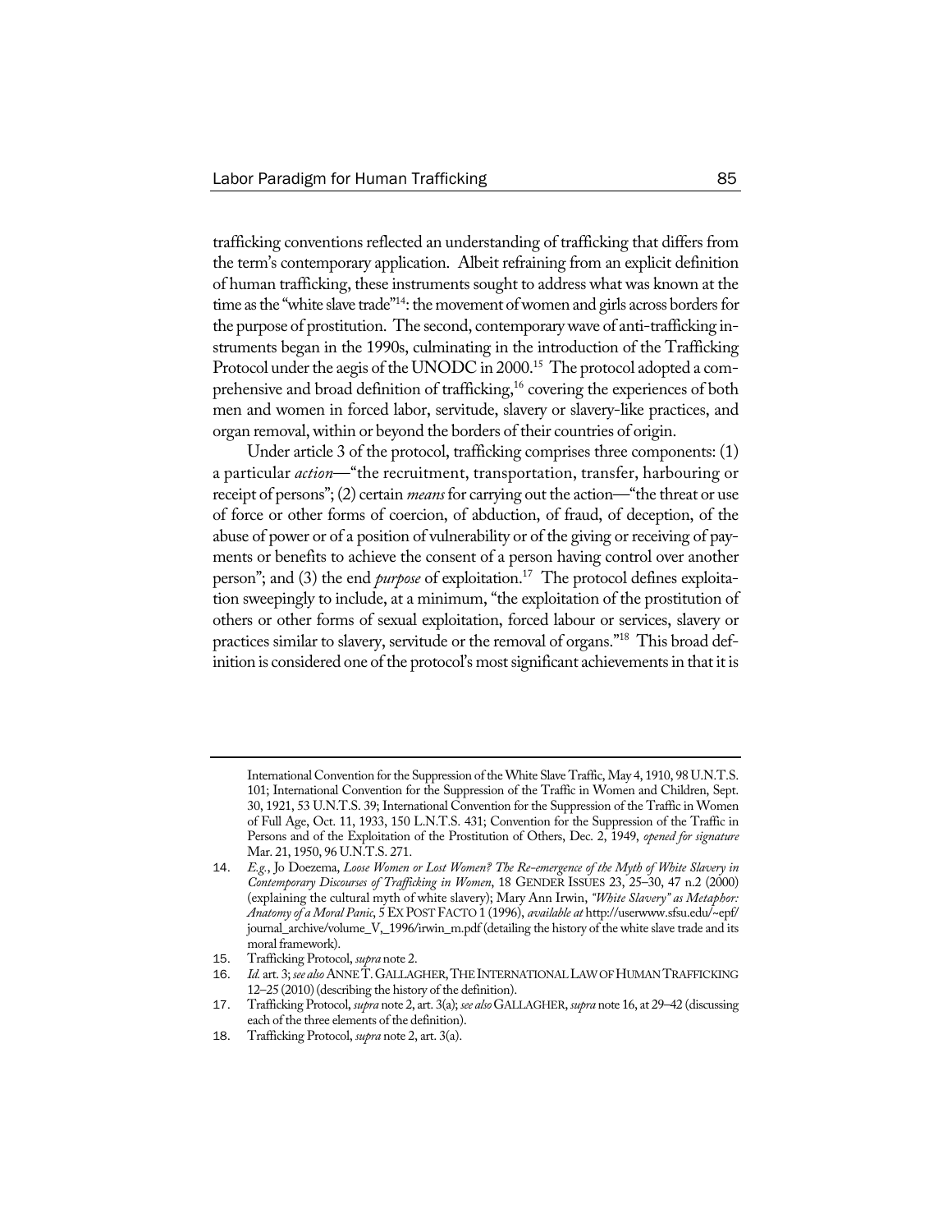trafficking conventions reflected an understanding of trafficking that differs from the term's contemporary application. Albeit refraining from an explicit definition of human trafficking, these instruments sought to address what was known at the time as the "white slave trade"[14]: the movement of women and girls across borders for the purpose of prostitution. The second, contemporary wave of anti-trafficking instruments began in the 1990s, culminating in the introduction of the Trafficking Protocol under the aegis of the UNODC in 2000.[15] The protocol adopted a comprehensive and broad definition of trafficking,[16] covering the experiences of both men and women in forced labor, servitude, slavery or slavery-like practices, and organ removal, within or beyond the borders of their countries of origin.

Under article 3 of the protocol, trafficking comprises three components: (1) a particular *action*—"the recruitment, transportation, transfer, harbouring or receipt of persons"; (2) certain *means* for carrying out the action—"the threat or use of force or other forms of coercion, of abduction, of fraud, of deception, of the abuse of power or of a position of vulnerability or of the giving or receiving of payments or benefits to achieve the consent of a person having control over another person"; and (3) the end *purpose* of exploitation.[17] The protocol defines exploitation sweepingly to include, at a minimum, "the exploitation of the prostitution of others or other forms of sexual exploitation, forced labour or services, slavery or practices similar to slavery, servitude or the removal of organs."[18] This broad definition is considered one of the protocol's most significant achievements in that it is

---

International Convention for the Suppression of the White Slave Traffic, May 4, 1910, 98 U.N.T.S. 101; International Convention for the Suppression of the Traffic in Women and Children, Sept. 30, 1921, 53 U.N.T.S. 39; International Convention for the Suppression of the Traffic in Women of Full Age, Oct. 11, 1933, 150 L.N.T.S. 431; Convention for the Suppression of the Traffic in Persons and of the Exploitation of the Prostitution of Others, Dec. 2, 1949, *opened for signature* Mar. 21, 1950, 96 U.N.T.S. 271.

14. *E.g.*, Jo Doezema, *Loose Women or Lost Women? The Re-emergence of the Myth of White Slavery in Contemporary Discourses of Trafficking in Women*, 18 GENDER ISSUES 23, 25–30, 47 n.2 (2000) (explaining the cultural myth of white slavery); Mary Ann Irwin, *"White Slavery" as Metaphor: Anatomy of a Moral Panic*, 5 EX POST FACTO 1 (1996), *available at* http://userwww.sfsu.edu/~epf/journal_archive/volume_V,_1996/irwin_m.pdf (detailing the history of the white slave trade and its moral framework).
15. Trafficking Protocol, *supra* note 2.
16. *Id.* art. 3; *see also* ANNE T. GALLAGHER, THE INTERNATIONAL LAW OF HUMAN TRAFFICKING 12–25 (2010) (describing the history of the definition).
17. Trafficking Protocol, *supra* note 2, art. 3(a); *see also* GALLAGHER, *supra* note 16, at 29–42 (discussing each of the three elements of the definition).
18. Trafficking Protocol, *supra* note 2, art. 3(a).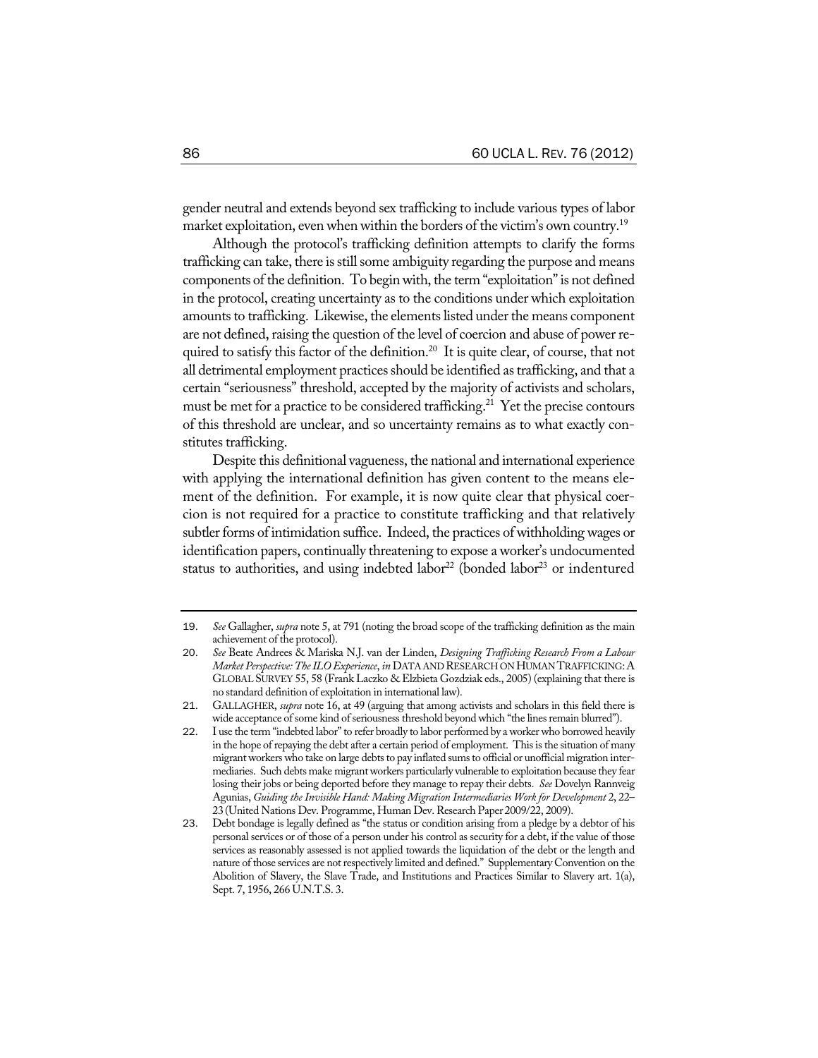gender neutral and extends beyond sex trafficking to include various types of labor market exploitation, even when within the borders of the victim's own country.[19]

Although the protocol's trafficking definition attempts to clarify the forms trafficking can take, there is still some ambiguity regarding the purpose and means components of the definition. To begin with, the term "exploitation" is not defined in the protocol, creating uncertainty as to the conditions under which exploitation amounts to trafficking. Likewise, the elements listed under the means component are not defined, raising the question of the level of coercion and abuse of power required to satisfy this factor of the definition.[20] It is quite clear, of course, that not all detrimental employment practices should be identified as trafficking, and that a certain "seriousness" threshold, accepted by the majority of activists and scholars, must be met for a practice to be considered trafficking.[21] Yet the precise contours of this threshold are unclear, and so uncertainty remains as to what exactly constitutes trafficking.

Despite this definitional vagueness, the national and international experience with applying the international definition has given content to the means element of the definition. For example, it is now quite clear that physical coercion is not required for a practice to constitute trafficking and that relatively subtler forms of intimidation suffice. Indeed, the practices of withholding wages or identification papers, continually threatening to expose a worker's undocumented status to authorities, and using indebted labor[22] (bonded labor[23] or indentured

---

19. *See* Gallagher, *supra* note 5, at 791 (noting the broad scope of the trafficking definition as the main achievement of the protocol).

20. *See* Beate Andrees & Mariska N.J. van der Linden, *Designing Trafficking Research From a Labour Market Perspective: The ILO Experience*, *in* DATA AND RESEARCH ON HUMAN TRAFFICKING: A GLOBAL SURVEY 55, 58 (Frank Laczko & Elzbieta Gozdziak eds., 2005) (explaining that there is no standard definition of exploitation in international law).

21. GALLAGHER, *supra* note 16, at 49 (arguing that among activists and scholars in this field there is wide acceptance of some kind of seriousness threshold beyond which "the lines remain blurred").

22. I use the term "indebted labor" to refer broadly to labor performed by a worker who borrowed heavily in the hope of repaying the debt after a certain period of employment. This is the situation of many migrant workers who take on large debts to pay inflated sums to official or unofficial migration intermediaries. Such debts make migrant workers particularly vulnerable to exploitation because they fear losing their jobs or being deported before they manage to repay their debts. *See* Dovelyn Rannveig Agunias, *Guiding the Invisible Hand: Making Migration Intermediaries Work for Development* 2, 22–23 (United Nations Dev. Programme, Human Dev. Research Paper 2009/22, 2009).

23. Debt bondage is legally defined as "the status or condition arising from a pledge by a debtor of his personal services or of those of a person under his control as security for a debt, if the value of those services as reasonably assessed is not applied towards the liquidation of the debt or the length and nature of those services are not respectively limited and defined." Supplementary Convention on the Abolition of Slavery, the Slave Trade, and Institutions and Practices Similar to Slavery art. 1(a), Sept. 7, 1956, 266 U.N.T.S. 3.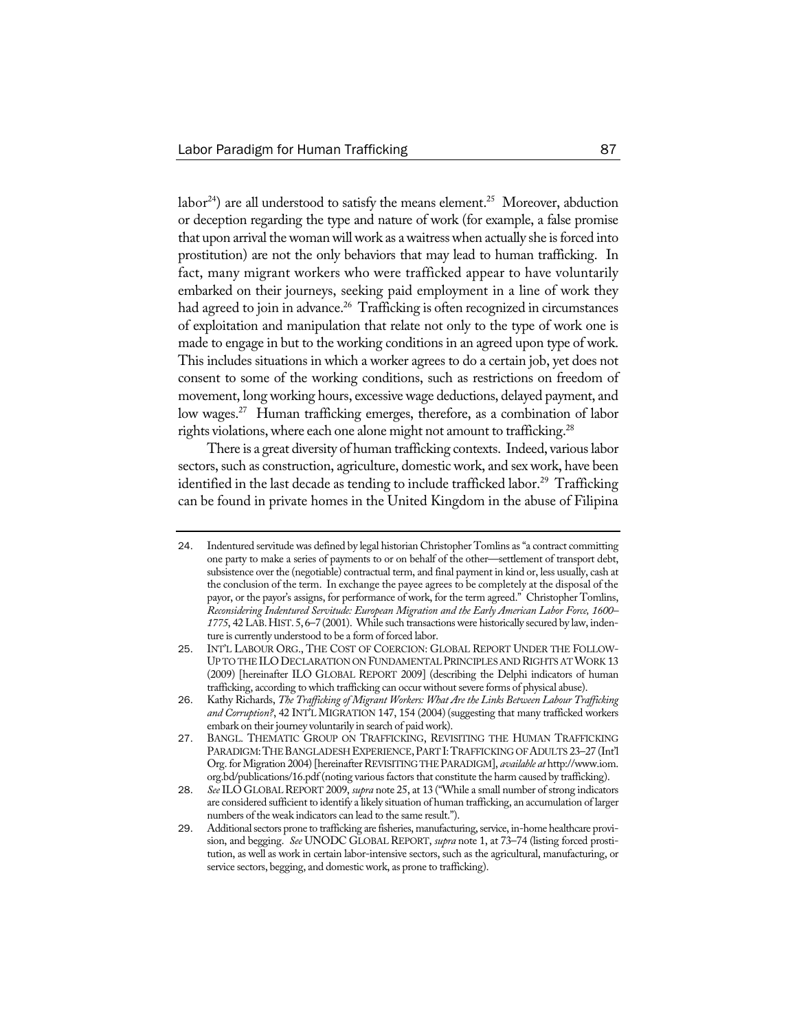labor[24]) are all understood to satisfy the means element.[25] Moreover, abduction or deception regarding the type and nature of work (for example, a false promise that upon arrival the woman will work as a waitress when actually she is forced into prostitution) are not the only behaviors that may lead to human trafficking. In fact, many migrant workers who were trafficked appear to have voluntarily embarked on their journeys, seeking paid employment in a line of work they had agreed to join in advance.[26] Trafficking is often recognized in circumstances of exploitation and manipulation that relate not only to the type of work one is made to engage in but to the working conditions in an agreed upon type of work. This includes situations in which a worker agrees to do a certain job, yet does not consent to some of the working conditions, such as restrictions on freedom of movement, long working hours, excessive wage deductions, delayed payment, and low wages.[27] Human trafficking emerges, therefore, as a combination of labor rights violations, where each one alone might not amount to trafficking.[28]

There is a great diversity of human trafficking contexts. Indeed, various labor sectors, such as construction, agriculture, domestic work, and sex work, have been identified in the last decade as tending to include trafficked labor.[29] Trafficking can be found in private homes in the United Kingdom in the abuse of Filipina

---

24. Indentured servitude was defined by legal historian Christopher Tomlins as "a contract committing one party to make a series of payments to or on behalf of the other—settlement of transport debt, subsistence over the (negotiable) contractual term, and final payment in kind or, less usually, cash at the conclusion of the term. In exchange the payee agrees to be completely at the disposal of the payor, or the payor's assigns, for performance of work, for the term agreed." Christopher Tomlins, *Reconsidering Indentured Servitude: European Migration and the Early American Labor Force, 1600–1775*, 42 LAB. HIST. 5, 6–7 (2001). While such transactions were historically secured by law, indenture is currently understood to be a form of forced labor.

25. INT'L LABOUR ORG., THE COST OF COERCION: GLOBAL REPORT UNDER THE FOLLOW-UP TO THE ILO DECLARATION ON FUNDAMENTAL PRINCIPLES AND RIGHTS AT WORK 13 (2009) [hereinafter ILO GLOBAL REPORT 2009] (describing the Delphi indicators of human trafficking, according to which trafficking can occur without severe forms of physical abuse).

26. Kathy Richards, *The Trafficking of Migrant Workers: What Are the Links Between Labour Trafficking and Corruption?*, 42 INT'L MIGRATION 147, 154 (2004) (suggesting that many trafficked workers embark on their journey voluntarily in search of paid work).

27. BANGL. THEMATIC GROUP ON TRAFFICKING, REVISITING THE HUMAN TRAFFICKING PARADIGM: THE BANGLADESH EXPERIENCE, PART I: TRAFFICKING OF ADULTS 23–27 (Int'l Org. for Migration 2004) [hereinafter REVISITING THE PARADIGM], *available at* http://www.iom.org.bd/publications/16.pdf (noting various factors that constitute the harm caused by trafficking).

28. *See* ILO GLOBAL REPORT 2009, *supra* note 25, at 13 ("While a small number of strong indicators are considered sufficient to identify a likely situation of human trafficking, an accumulation of larger numbers of the weak indicators can lead to the same result.").

29. Additional sectors prone to trafficking are fisheries, manufacturing, service, in-home healthcare provision, and begging. *See* UNODC GLOBAL REPORT, *supra* note 1, at 73–74 (listing forced prostitution, as well as work in certain labor-intensive sectors, such as the agricultural, manufacturing, or service sectors, begging, and domestic work, as prone to trafficking).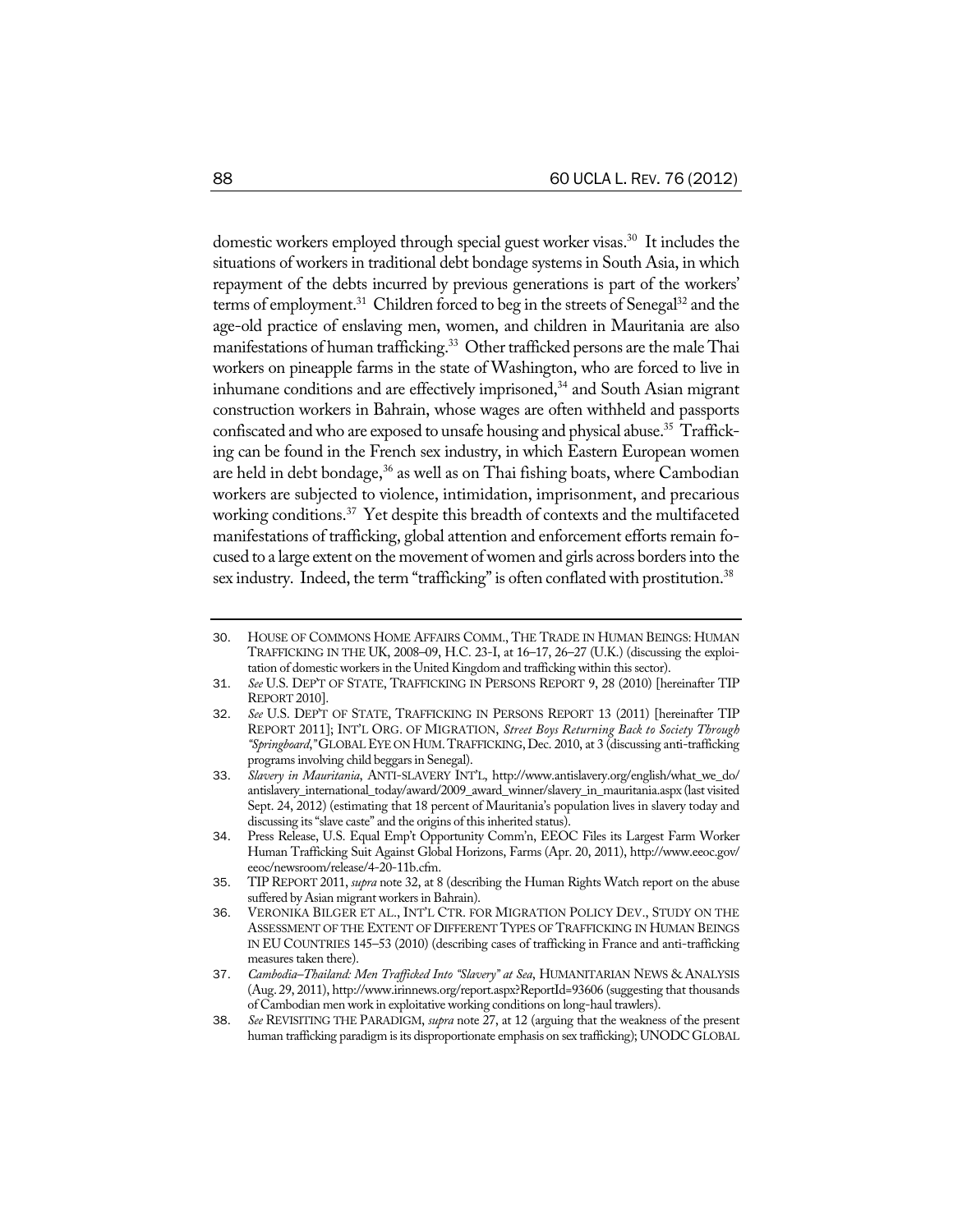domestic workers employed through special guest worker visas.[30] It includes the situations of workers in traditional debt bondage systems in South Asia, in which repayment of the debts incurred by previous generations is part of the workers' terms of employment.[31] Children forced to beg in the streets of Senegal[32] and the age-old practice of enslaving men, women, and children in Mauritania are also manifestations of human trafficking.[33] Other trafficked persons are the male Thai workers on pineapple farms in the state of Washington, who are forced to live in inhumane conditions and are effectively imprisoned,[34] and South Asian migrant construction workers in Bahrain, whose wages are often withheld and passports confiscated and who are exposed to unsafe housing and physical abuse.[35] Trafficking can be found in the French sex industry, in which Eastern European women are held in debt bondage,[36] as well as on Thai fishing boats, where Cambodian workers are subjected to violence, intimidation, imprisonment, and precarious working conditions.[37] Yet despite this breadth of contexts and the multifaceted manifestations of trafficking, global attention and enforcement efforts remain focused to a large extent on the movement of women and girls across borders into the sex industry. Indeed, the term "trafficking" is often conflated with prostitution.[38]

---

30. HOUSE OF COMMONS HOME AFFAIRS COMM., THE TRADE IN HUMAN BEINGS: HUMAN TRAFFICKING IN THE UK, 2008–09, H.C. 23-I, at 16–17, 26–27 (U.K.) (discussing the exploitation of domestic workers in the United Kingdom and trafficking within this sector).
31. *See* U.S. DEP'T OF STATE, TRAFFICKING IN PERSONS REPORT 9, 28 (2010) [hereinafter TIP REPORT 2010].
32. *See* U.S. DEP'T OF STATE, TRAFFICKING IN PERSONS REPORT 13 (2011) [hereinafter TIP REPORT 2011]; INT'L ORG. OF MIGRATION, *Street Boys Returning Back to Society Through "Springboard*,*"* GLOBAL EYE ON HUM. TRAFFICKING, Dec. 2010, at 3 (discussing anti-trafficking programs involving child beggars in Senegal).
33. *Slavery in Mauritania*, ANTI-SLAVERY INT'L, http://www.antislavery.org/english/what_we_do/antislavery_international_today/award/2009_award_winner/slavery_in_mauritania.aspx (last visited Sept. 24, 2012) (estimating that 18 percent of Mauritania's population lives in slavery today and discussing its "slave caste" and the origins of this inherited status).
34. Press Release, U.S. Equal Emp't Opportunity Comm'n, EEOC Files its Largest Farm Worker Human Trafficking Suit Against Global Horizons, Farms (Apr. 20, 2011), http://www.eeoc.gov/eeoc/newsroom/release/4-20-11b.cfm.
35. TIP REPORT 2011, *supra* note 32, at 8 (describing the Human Rights Watch report on the abuse suffered by Asian migrant workers in Bahrain).
36. VERONIKA BILGER ET AL., INT'L CTR. FOR MIGRATION POLICY DEV., STUDY ON THE ASSESSMENT OF THE EXTENT OF DIFFERENT TYPES OF TRAFFICKING IN HUMAN BEINGS IN EU COUNTRIES 145–53 (2010) (describing cases of trafficking in France and anti-trafficking measures taken there).
37. *Cambodia–Thailand: Men Trafficked Into "Slavery" at Sea*, HUMANITARIAN NEWS & ANALYSIS (Aug. 29, 2011), http://www.irinnews.org/report.aspx?ReportId=93606 (suggesting that thousands of Cambodian men work in exploitative working conditions on long-haul trawlers).
38. *See* REVISITING THE PARADIGM, *supra* note 27, at 12 (arguing that the weakness of the present human trafficking paradigm is its disproportionate emphasis on sex trafficking); UNODC GLOBAL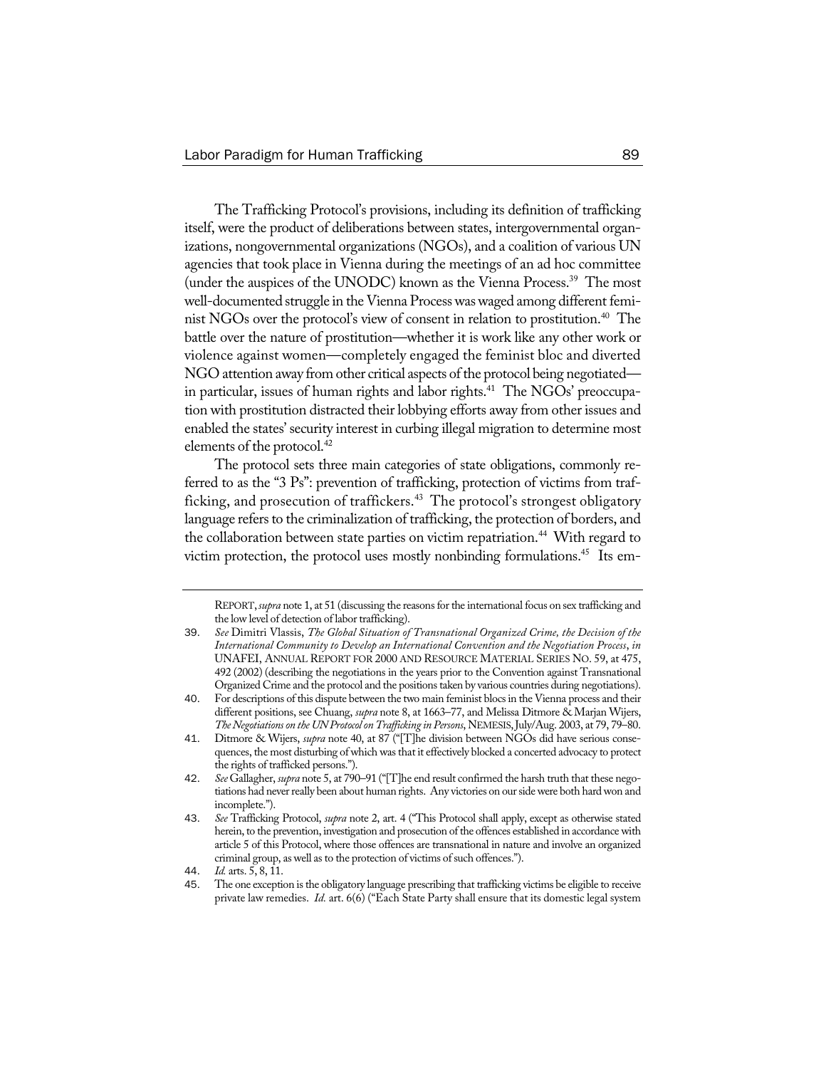The Trafficking Protocol's provisions, including its definition of trafficking itself, were the product of deliberations between states, intergovernmental organizations, nongovernmental organizations (NGOs), and a coalition of various UN agencies that took place in Vienna during the meetings of an ad hoc committee (under the auspices of the UNODC) known as the Vienna Process.[39] The most well-documented struggle in the Vienna Process was waged among different feminist NGOs over the protocol's view of consent in relation to prostitution.[40] The battle over the nature of prostitution—whether it is work like any other work or violence against women—completely engaged the feminist bloc and diverted NGO attention away from other critical aspects of the protocol being negotiated—in particular, issues of human rights and labor rights.[41] The NGOs' preoccupation with prostitution distracted their lobbying efforts away from other issues and enabled the states' security interest in curbing illegal migration to determine most elements of the protocol.[42]

The protocol sets three main categories of state obligations, commonly referred to as the "3 Ps": prevention of trafficking, protection of victims from trafficking, and prosecution of traffickers.[43] The protocol's strongest obligatory language refers to the criminalization of trafficking, the protection of borders, and the collaboration between state parties on victim repatriation.[44] With regard to victim protection, the protocol uses mostly nonbinding formulations.[45] Its em-

---

REPORT, *supra* note 1, at 51 (discussing the reasons for the international focus on sex trafficking and the low level of detection of labor trafficking).

39. *See* Dimitri Vlassis, *The Global Situation of Transnational Organized Crime, the Decision of the International Community to Develop an International Convention and the Negotiation Process*, *in* UNAFEI, ANNUAL REPORT FOR 2000 AND RESOURCE MATERIAL SERIES NO. 59, at 475, 492 (2002) (describing the negotiations in the years prior to the Convention against Transnational Organized Crime and the protocol and the positions taken by various countries during negotiations).

40. For descriptions of this dispute between the two main feminist blocs in the Vienna process and their different positions, see Chuang, *supra* note 8, at 1663–77, and Melissa Ditmore & Marjan Wijers, *The Negotiations on the UN Protocol on Trafficking in Persons*, NEMESIS, July/Aug. 2003, at 79, 79–80.

41. Ditmore & Wijers, *supra* note 40, at 87 ("[T]he division between NGOs did have serious consequences, the most disturbing of which was that it effectively blocked a concerted advocacy to protect the rights of trafficked persons.").

42. *See* Gallagher, *supra* note 5, at 790–91 ("[T]he end result confirmed the harsh truth that these negotiations had never really been about human rights. Any victories on our side were both hard won and incomplete.").

43. *See* Trafficking Protocol, *supra* note 2, art. 4 ("This Protocol shall apply, except as otherwise stated herein, to the prevention, investigation and prosecution of the offences established in accordance with article 5 of this Protocol, where those offences are transnational in nature and involve an organized criminal group, as well as to the protection of victims of such offences.").

44. *Id.* arts. 5, 8, 11.

45. The one exception is the obligatory language prescribing that trafficking victims be eligible to receive private law remedies. *Id.* art. 6(6) ("Each State Party shall ensure that its domestic legal system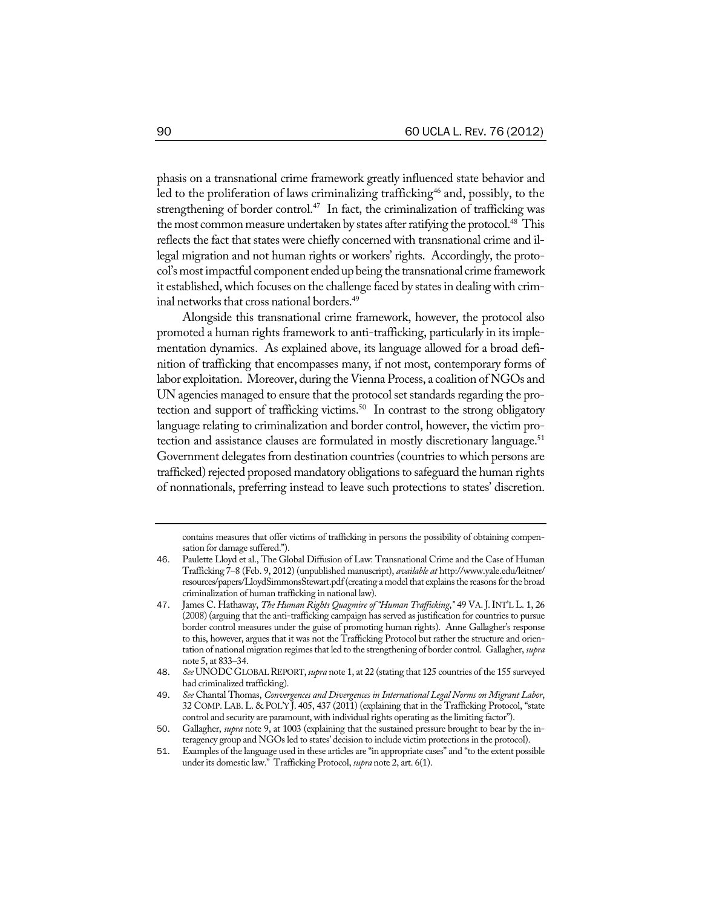phasis on a transnational crime framework greatly influenced state behavior and led to the proliferation of laws criminalizing trafficking[46] and, possibly, to the strengthening of border control.[47] In fact, the criminalization of trafficking was the most common measure undertaken by states after ratifying the protocol.[48] This reflects the fact that states were chiefly concerned with transnational crime and illegal migration and not human rights or workers' rights. Accordingly, the protocol's most impactful component ended up being the transnational crime framework it established, which focuses on the challenge faced by states in dealing with criminal networks that cross national borders.[49]

Alongside this transnational crime framework, however, the protocol also promoted a human rights framework to anti-trafficking, particularly in its implementation dynamics. As explained above, its language allowed for a broad definition of trafficking that encompasses many, if not most, contemporary forms of labor exploitation. Moreover, during the Vienna Process, a coalition of NGOs and UN agencies managed to ensure that the protocol set standards regarding the protection and support of trafficking victims.[50] In contrast to the strong obligatory language relating to criminalization and border control, however, the victim protection and assistance clauses are formulated in mostly discretionary language.[51] Government delegates from destination countries (countries to which persons are trafficked) rejected proposed mandatory obligations to safeguard the human rights of nonnationals, preferring instead to leave such protections to states' discretion.

---

contains measures that offer victims of trafficking in persons the possibility of obtaining compensation for damage suffered.").

46. Paulette Lloyd et al., The Global Diffusion of Law: Transnational Crime and the Case of Human Trafficking 7–8 (Feb. 9, 2012) (unpublished manuscript), *available at* http://www.yale.edu/leitner/resources/papers/LloydSimmonsStewart.pdf (creating a model that explains the reasons for the broad criminalization of human trafficking in national law).

47. James C. Hathaway, *The Human Rights Quagmire of "Human Trafficking*,*"* 49 VA. J. INT'L L. 1, 26 (2008) (arguing that the anti-trafficking campaign has served as justification for countries to pursue border control measures under the guise of promoting human rights). Anne Gallagher's response to this, however, argues that it was not the Trafficking Protocol but rather the structure and orientation of national migration regimes that led to the strengthening of border control. Gallagher, *supra* note 5, at 833–34.

48. *See* UNODC GLOBAL REPORT, *supra* note 1, at 22 (stating that 125 countries of the 155 surveyed had criminalized trafficking).

49. *See* Chantal Thomas, *Convergences and Divergences in International Legal Norms on Migrant Labor*, 32 COMP. LAB. L. & POL'Y J. 405, 437 (2011) (explaining that in the Trafficking Protocol, "state control and security are paramount, with individual rights operating as the limiting factor").

50. Gallagher, *supra* note 9, at 1003 (explaining that the sustained pressure brought to bear by the interagency group and NGOs led to states' decision to include victim protections in the protocol).

51. Examples of the language used in these articles are "in appropriate cases" and "to the extent possible under its domestic law." Trafficking Protocol, *supra* note 2, art. 6(1).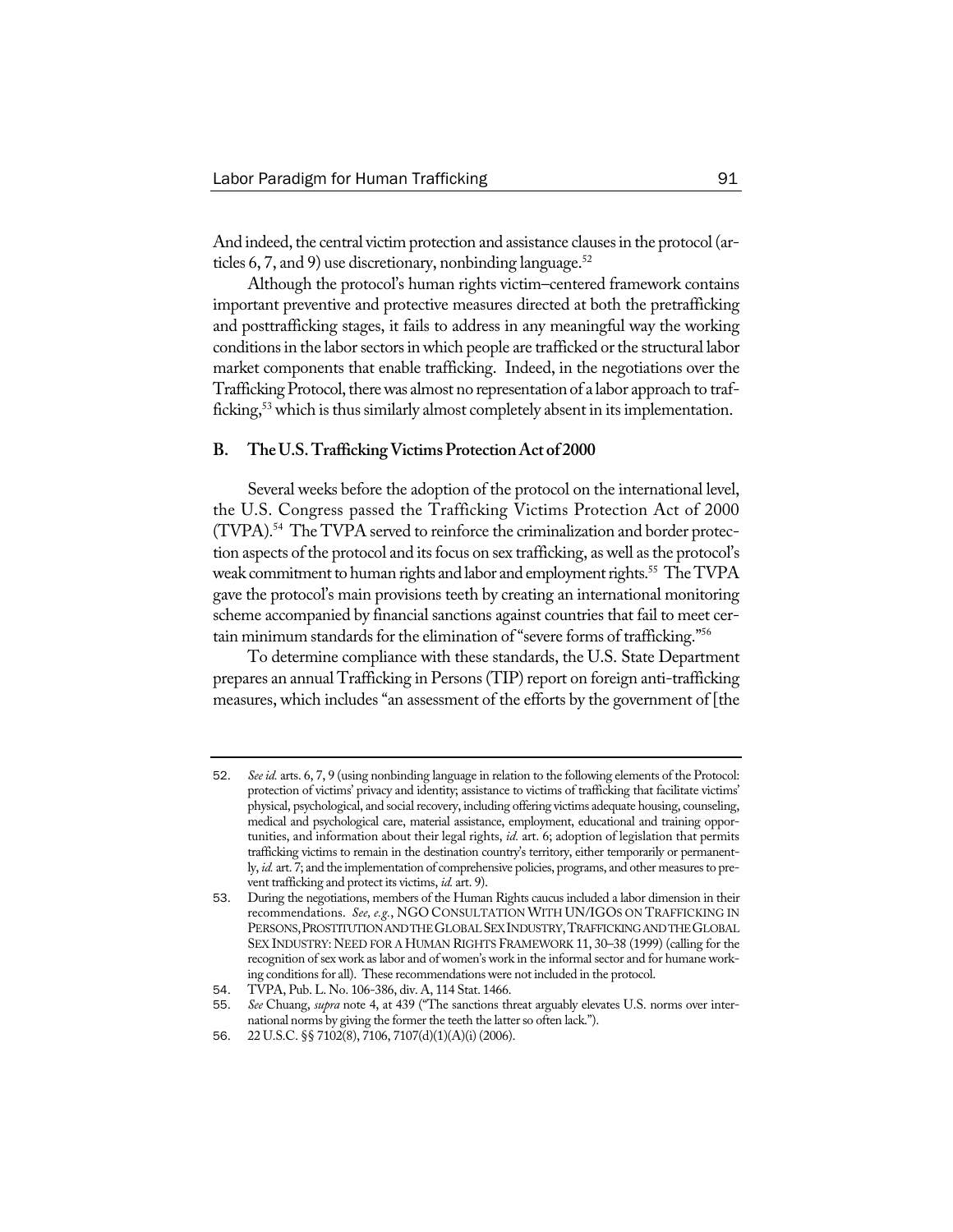And indeed, the central victim protection and assistance clauses in the protocol (articles 6, 7, and 9) use discretionary, nonbinding language.[52]

Although the protocol's human rights victim–centered framework contains important preventive and protective measures directed at both the pretrafficking and posttrafficking stages, it fails to address in any meaningful way the working conditions in the labor sectors in which people are trafficked or the structural labor market components that enable trafficking. Indeed, in the negotiations over the Trafficking Protocol, there was almost no representation of a labor approach to trafficking,[53] which is thus similarly almost completely absent in its implementation.

### B. The U.S. Trafficking Victims Protection Act of 2000

Several weeks before the adoption of the protocol on the international level, the U.S. Congress passed the Trafficking Victims Protection Act of 2000 (TVPA).[54] The TVPA served to reinforce the criminalization and border protection aspects of the protocol and its focus on sex trafficking, as well as the protocol's weak commitment to human rights and labor and employment rights.[55] The TVPA gave the protocol's main provisions teeth by creating an international monitoring scheme accompanied by financial sanctions against countries that fail to meet certain minimum standards for the elimination of "severe forms of trafficking."[56]

To determine compliance with these standards, the U.S. State Department prepares an annual Trafficking in Persons (TIP) report on foreign anti-trafficking measures, which includes "an assessment of the efforts by the government of [the

---

52. *See id.* arts. 6, 7, 9 (using nonbinding language in relation to the following elements of the Protocol: protection of victims' privacy and identity; assistance to victims of trafficking that facilitate victims' physical, psychological, and social recovery, including offering victims adequate housing, counseling, medical and psychological care, material assistance, employment, educational and training opportunities, and information about their legal rights, *id.* art. 6; adoption of legislation that permits trafficking victims to remain in the destination country's territory, either temporarily or permanently, *id.* art. 7; and the implementation of comprehensive policies, programs, and other measures to prevent trafficking and protect its victims, *id.* art. 9).

53. During the negotiations, members of the Human Rights caucus included a labor dimension in their recommendations. *See, e.g.*, NGO CONSULTATION WITH UN/IGOS ON TRAFFICKING IN PERSONS, PROSTITUTION AND THE GLOBAL SEX INDUSTRY, TRAFFICKING AND THE GLOBAL SEX INDUSTRY: NEED FOR A HUMAN RIGHTS FRAMEWORK 11, 30–38 (1999) (calling for the recognition of sex work as labor and of women's work in the informal sector and for humane working conditions for all). These recommendations were not included in the protocol.

54. TVPA, Pub. L. No. 106-386, div. A, 114 Stat. 1466.

55. *See* Chuang, *supra* note 4, at 439 ("The sanctions threat arguably elevates U.S. norms over international norms by giving the former the teeth the latter so often lack.").

56. 22 U.S.C. §§ 7102(8), 7106, 7107(d)(1)(A)(i) (2006).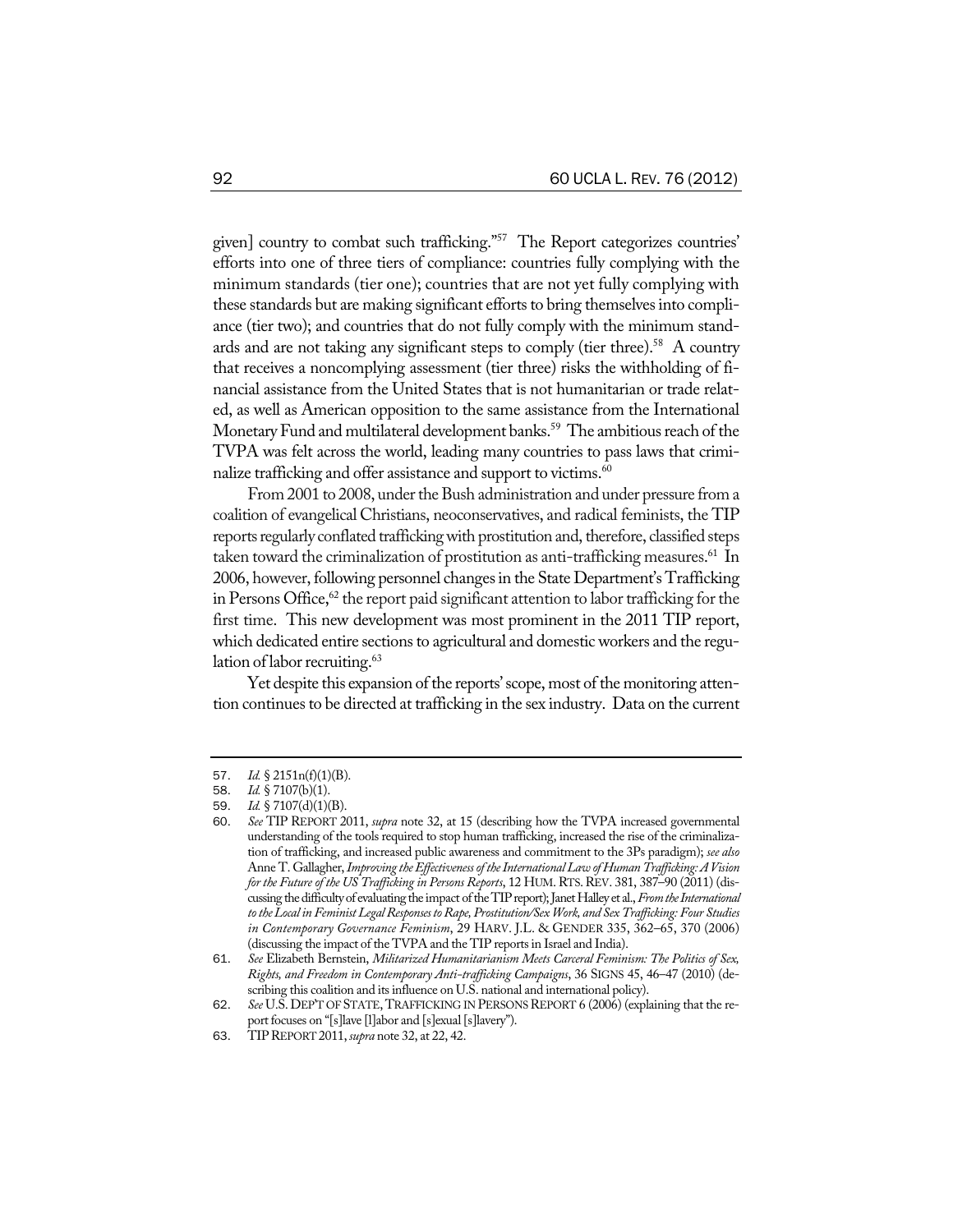given] country to combat such trafficking."[57] The Report categorizes countries' efforts into one of three tiers of compliance: countries fully complying with the minimum standards (tier one); countries that are not yet fully complying with these standards but are making significant efforts to bring themselves into compliance (tier two); and countries that do not fully comply with the minimum standards and are not taking any significant steps to comply (tier three).[58] A country that receives a noncomplying assessment (tier three) risks the withholding of financial assistance from the United States that is not humanitarian or trade related, as well as American opposition to the same assistance from the International Monetary Fund and multilateral development banks.[59] The ambitious reach of the TVPA was felt across the world, leading many countries to pass laws that criminalize trafficking and offer assistance and support to victims.[60]

From 2001 to 2008, under the Bush administration and under pressure from a coalition of evangelical Christians, neoconservatives, and radical feminists, the TIP reports regularly conflated trafficking with prostitution and, therefore, classified steps taken toward the criminalization of prostitution as anti-trafficking measures.[61] In 2006, however, following personnel changes in the State Department's Trafficking in Persons Office,[62] the report paid significant attention to labor trafficking for the first time. This new development was most prominent in the 2011 TIP report, which dedicated entire sections to agricultural and domestic workers and the regulation of labor recruiting.[63]

Yet despite this expansion of the reports' scope, most of the monitoring attention continues to be directed at trafficking in the sex industry. Data on the current

---

57. *Id.* § 2151n(f)(1)(B).

58. *Id.* § 7107(b)(1).

59. *Id.* § 7107(d)(1)(B).

60. *See* TIP REPORT 2011, *supra* note 32, at 15 (describing how the TVPA increased governmental understanding of the tools required to stop human trafficking, increased the rise of the criminalization of trafficking, and increased public awareness and commitment to the 3Ps paradigm); *see also* Anne T. Gallagher, *Improving the Effectiveness of the International Law of Human Trafficking: A Vision for the Future of the US Trafficking in Persons Reports*, 12 HUM. RTS. REV. 381, 387–90 (2011) (discussing the difficulty of evaluating the impact of the TIP report); Janet Halley et al., *From the International to the Local in Feminist Legal Responses to Rape, Prostitution/Sex Work, and Sex Trafficking: Four Studies in Contemporary Governance Feminism*, 29 HARV. J.L. & GENDER 335, 362–65, 370 (2006) (discussing the impact of the TVPA and the TIP reports in Israel and India).

61. *See* Elizabeth Bernstein, *Militarized Humanitarianism Meets Carceral Feminism: The Politics of Sex, Rights, and Freedom in Contemporary Anti-trafficking Campaigns*, 36 SIGNS 45, 46–47 (2010) (describing this coalition and its influence on U.S. national and international policy).

62. *See* U.S. DEP'T OF STATE, TRAFFICKING IN PERSONS REPORT 6 (2006) (explaining that the report focuses on "[s]lave [l]abor and [s]exual [s]lavery").

63. TIP REPORT 2011, *supra* note 32, at 22, 42.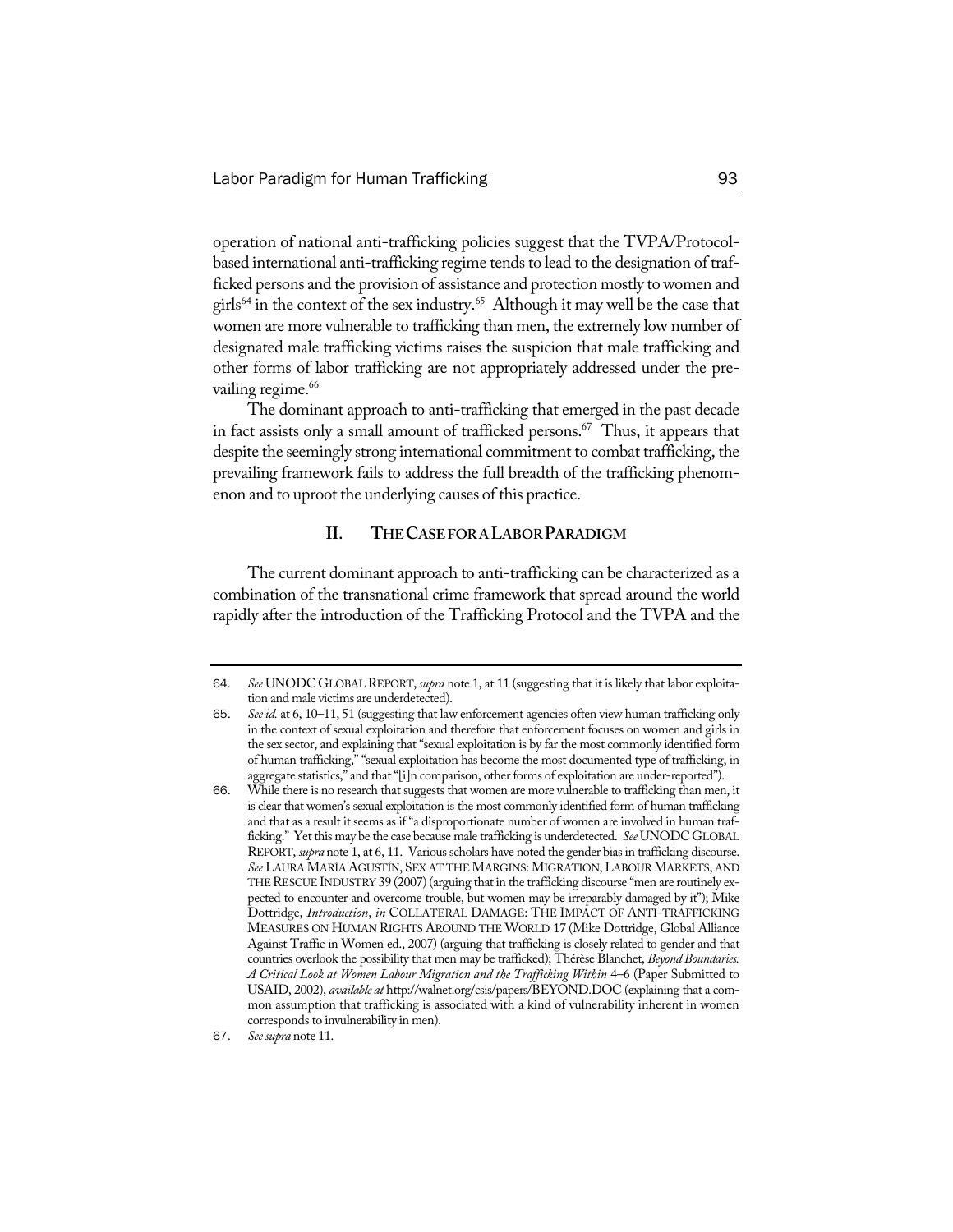operation of national anti-trafficking policies suggest that the TVPA/Protocol-based international anti-trafficking regime tends to lead to the designation of trafficked persons and the provision of assistance and protection mostly to women and girls[64] in the context of the sex industry.[65] Although it may well be the case that women are more vulnerable to trafficking than men, the extremely low number of designated male trafficking victims raises the suspicion that male trafficking and other forms of labor trafficking are not appropriately addressed under the prevailing regime.[66]

The dominant approach to anti-trafficking that emerged in the past decade in fact assists only a small amount of trafficked persons.[67] Thus, it appears that despite the seemingly strong international commitment to combat trafficking, the prevailing framework fails to address the full breadth of the trafficking phenomenon and to uproot the underlying causes of this practice.

## II. THE CASE FOR A LABOR PARADIGM

The current dominant approach to anti-trafficking can be characterized as a combination of the transnational crime framework that spread around the world rapidly after the introduction of the Trafficking Protocol and the TVPA and the

---

64. *See* UNODC GLOBAL REPORT, *supra* note 1, at 11 (suggesting that it is likely that labor exploitation and male victims are underdetected).

65. *See id.* at 6, 10–11, 51 (suggesting that law enforcement agencies often view human trafficking only in the context of sexual exploitation and therefore that enforcement focuses on women and girls in the sex sector, and explaining that "sexual exploitation is by far the most commonly identified form of human trafficking," "sexual exploitation has become the most documented type of trafficking, in aggregate statistics," and that "[i]n comparison, other forms of exploitation are under-reported").

66. While there is no research that suggests that women are more vulnerable to trafficking than men, it is clear that women's sexual exploitation is the most commonly identified form of human trafficking and that as a result it seems as if "a disproportionate number of women are involved in human trafficking." Yet this may be the case because male trafficking is underdetected. *See* UNODC GLOBAL REPORT, *supra* note 1, at 6, 11. Various scholars have noted the gender bias in trafficking discourse. *See* LAURA MARÍA AGUSTÍN, SEX AT THE MARGINS: MIGRATION, LABOUR MARKETS, AND THE RESCUE INDUSTRY 39 (2007) (arguing that in the trafficking discourse "men are routinely expected to encounter and overcome trouble, but women may be irreparably damaged by it"); Mike Dottridge, *Introduction*, *in* COLLATERAL DAMAGE: THE IMPACT OF ANTI-TRAFFICKING MEASURES ON HUMAN RIGHTS AROUND THE WORLD 17 (Mike Dottridge, Global Alliance Against Traffic in Women ed., 2007) (arguing that trafficking is closely related to gender and that countries overlook the possibility that men may be trafficked); Thérèse Blanchet, *Beyond Boundaries: A Critical Look at Women Labour Migration and the Trafficking Within* 4–6 (Paper Submitted to USAID, 2002), *available at* http://walnet.org/csis/papers/BEYOND.DOC (explaining that a common assumption that trafficking is associated with a kind of vulnerability inherent in women corresponds to invulnerability in men).

67. *See supra* note 11.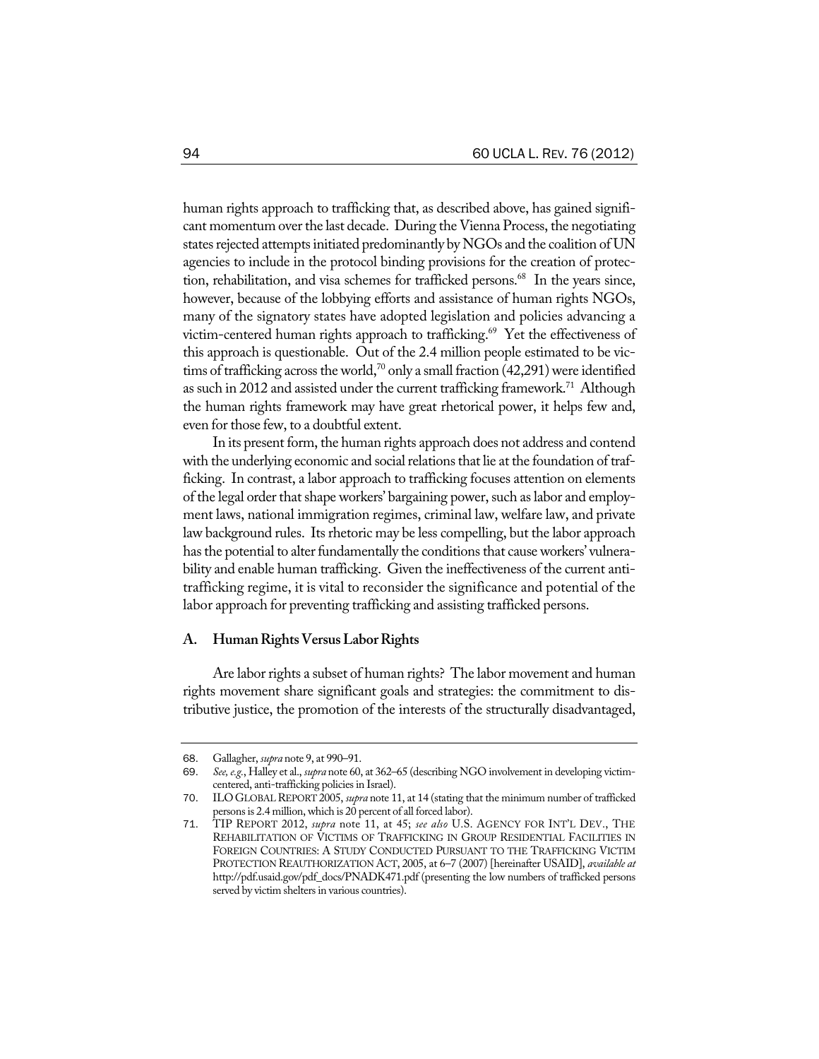human rights approach to trafficking that, as described above, has gained significant momentum over the last decade. During the Vienna Process, the negotiating states rejected attempts initiated predominantly by NGOs and the coalition of UN agencies to include in the protocol binding provisions for the creation of protection, rehabilitation, and visa schemes for trafficked persons.[68] In the years since, however, because of the lobbying efforts and assistance of human rights NGOs, many of the signatory states have adopted legislation and policies advancing a victim-centered human rights approach to trafficking.[69] Yet the effectiveness of this approach is questionable. Out of the 2.4 million people estimated to be victims of trafficking across the world,[70] only a small fraction (42,291) were identified as such in 2012 and assisted under the current trafficking framework.[71] Although the human rights framework may have great rhetorical power, it helps few and, even for those few, to a doubtful extent.

In its present form, the human rights approach does not address and contend with the underlying economic and social relations that lie at the foundation of trafficking. In contrast, a labor approach to trafficking focuses attention on elements of the legal order that shape workers' bargaining power, such as labor and employment laws, national immigration regimes, criminal law, welfare law, and private law background rules. Its rhetoric may be less compelling, but the labor approach has the potential to alter fundamentally the conditions that cause workers' vulnerability and enable human trafficking. Given the ineffectiveness of the current anti-trafficking regime, it is vital to reconsider the significance and potential of the labor approach for preventing trafficking and assisting trafficked persons.

### A. Human Rights Versus Labor Rights

Are labor rights a subset of human rights? The labor movement and human rights movement share significant goals and strategies: the commitment to distributive justice, the promotion of the interests of the structurally disadvantaged,

---

68. Gallagher, *supra* note 9, at 990–91.

69. *See, e.g.*, Halley et al., *supra* note 60, at 362–65 (describing NGO involvement in developing victim-centered, anti-trafficking policies in Israel).

70. ILO GLOBAL REPORT 2005, *supra* note 11, at 14 (stating that the minimum number of trafficked persons is 2.4 million, which is 20 percent of all forced labor).

71. TIP REPORT 2012, *supra* note 11, at 45; *see also* U.S. AGENCY FOR INT'L DEV., THE REHABILITATION OF VICTIMS OF TRAFFICKING IN GROUP RESIDENTIAL FACILITIES IN FOREIGN COUNTRIES: A STUDY CONDUCTED PURSUANT TO THE TRAFFICKING VICTIM PROTECTION REAUTHORIZATION ACT, 2005, at 6–7 (2007) [hereinafter USAID], *available at* http://pdf.usaid.gov/pdf_docs/PNADK471.pdf (presenting the low numbers of trafficked persons served by victim shelters in various countries).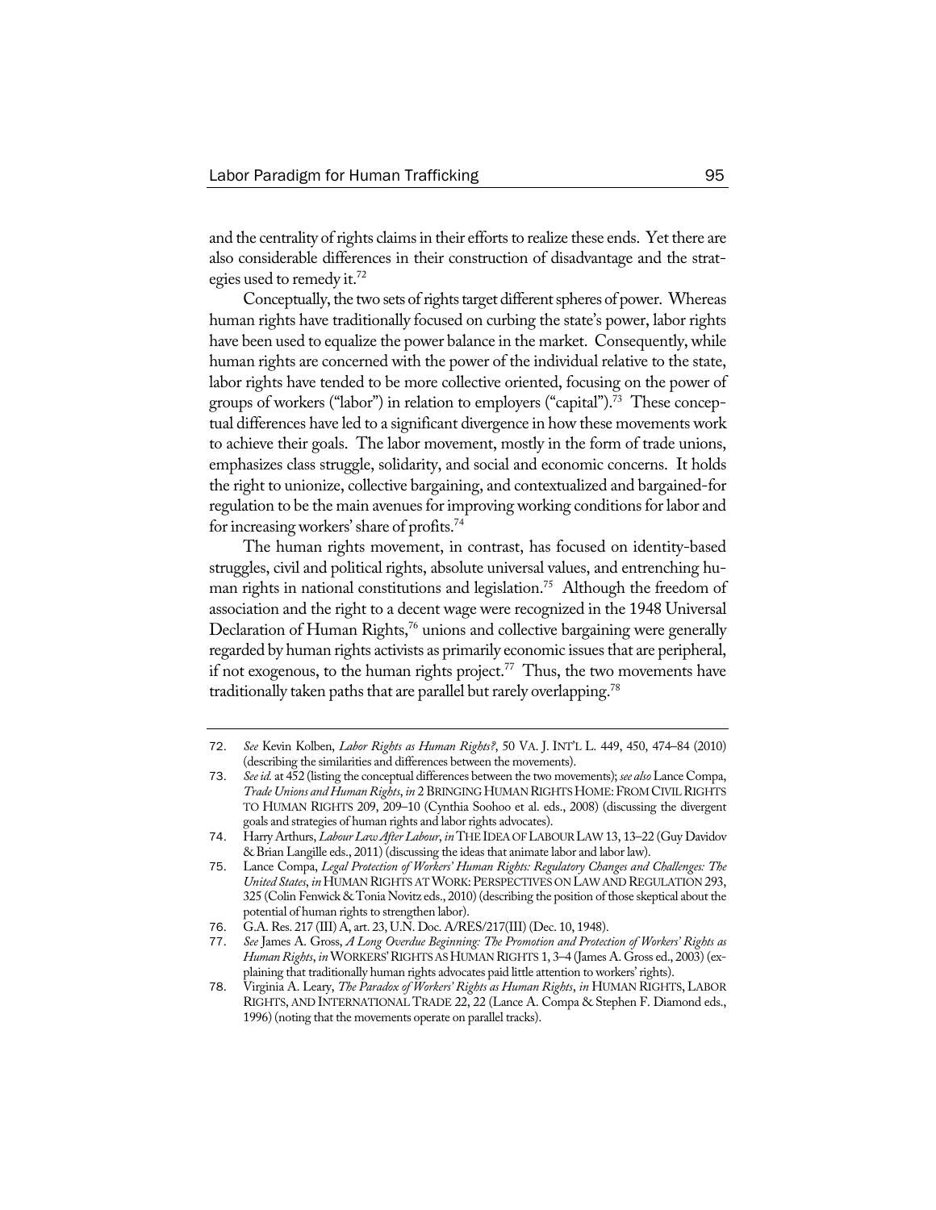and the centrality of rights claims in their efforts to realize these ends. Yet there are also considerable differences in their construction of disadvantage and the strategies used to remedy it.[72]

Conceptually, the two sets of rights target different spheres of power. Whereas human rights have traditionally focused on curbing the state's power, labor rights have been used to equalize the power balance in the market. Consequently, while human rights are concerned with the power of the individual relative to the state, labor rights have tended to be more collective oriented, focusing on the power of groups of workers ("labor") in relation to employers ("capital").[73] These conceptual differences have led to a significant divergence in how these movements work to achieve their goals. The labor movement, mostly in the form of trade unions, emphasizes class struggle, solidarity, and social and economic concerns. It holds the right to unionize, collective bargaining, and contextualized and bargained-for regulation to be the main avenues for improving working conditions for labor and for increasing workers' share of profits.[74]

The human rights movement, in contrast, has focused on identity-based struggles, civil and political rights, absolute universal values, and entrenching human rights in national constitutions and legislation.[75] Although the freedom of association and the right to a decent wage were recognized in the 1948 Universal Declaration of Human Rights,[76] unions and collective bargaining were generally regarded by human rights activists as primarily economic issues that are peripheral, if not exogenous, to the human rights project.[77] Thus, the two movements have traditionally taken paths that are parallel but rarely overlapping.[78]

---

72. *See* Kevin Kolben, *Labor Rights as Human Rights?*, 50 VA. J. INT'L L. 449, 450, 474–84 (2010) (describing the similarities and differences between the movements).

73. *See id.* at 452 (listing the conceptual differences between the two movements); *see also* Lance Compa, *Trade Unions and Human Rights*, *in* 2 BRINGING HUMAN RIGHTS HOME: FROM CIVIL RIGHTS TO HUMAN RIGHTS 209, 209–10 (Cynthia Soohoo et al. eds., 2008) (discussing the divergent goals and strategies of human rights and labor rights advocates).

74. Harry Arthurs, *Labour Law After Labour*, *in* THE IDEA OF LABOUR LAW 13, 13–22 (Guy Davidov & Brian Langille eds., 2011) (discussing the ideas that animate labor and labor law).

75. Lance Compa, *Legal Protection of Workers' Human Rights: Regulatory Changes and Challenges: The United States*, *in* HUMAN RIGHTS AT WORK: PERSPECTIVES ON LAW AND REGULATION 293, 325 (Colin Fenwick & Tonia Novitz eds., 2010) (describing the position of those skeptical about the potential of human rights to strengthen labor).

76. G.A. Res. 217 (III) A, art. 23, U.N. Doc. A/RES/217(III) (Dec. 10, 1948).

77. *See* James A. Gross, *A Long Overdue Beginning: The Promotion and Protection of Workers' Rights as Human Rights*, *in* WORKERS' RIGHTS AS HUMAN RIGHTS 1, 3–4 (James A. Gross ed., 2003) (explaining that traditionally human rights advocates paid little attention to workers' rights).

78. Virginia A. Leary, *The Paradox of Workers' Rights as Human Rights*, *in* HUMAN RIGHTS, LABOR RIGHTS, AND INTERNATIONAL TRADE 22, 22 (Lance A. Compa & Stephen F. Diamond eds., 1996) (noting that the movements operate on parallel tracks).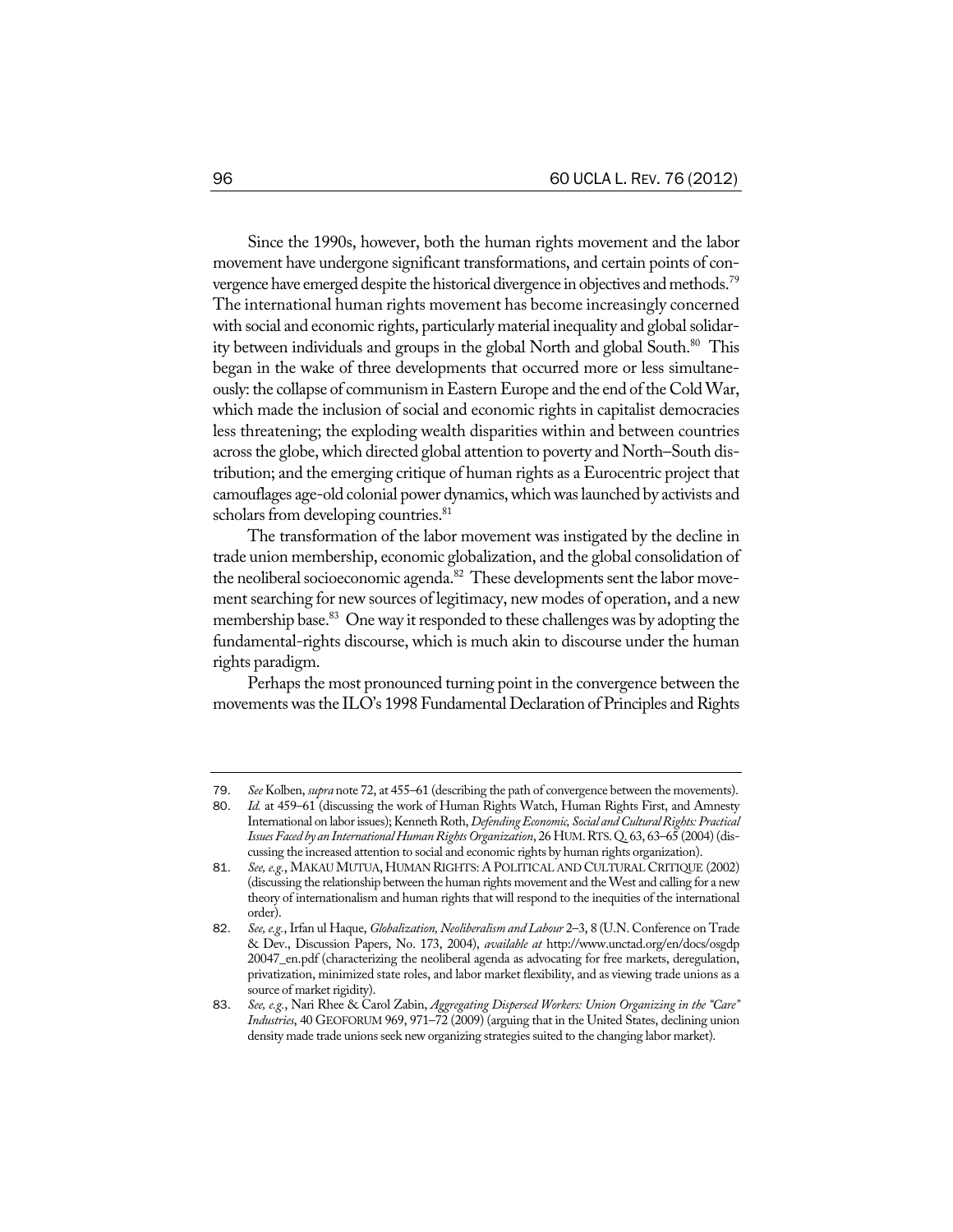Since the 1990s, however, both the human rights movement and the labor movement have undergone significant transformations, and certain points of convergence have emerged despite the historical divergence in objectives and methods.[79] The international human rights movement has become increasingly concerned with social and economic rights, particularly material inequality and global solidarity between individuals and groups in the global North and global South.[80] This began in the wake of three developments that occurred more or less simultaneously: the collapse of communism in Eastern Europe and the end of the Cold War, which made the inclusion of social and economic rights in capitalist democracies less threatening; the exploding wealth disparities within and between countries across the globe, which directed global attention to poverty and North–South distribution; and the emerging critique of human rights as a Eurocentric project that camouflages age-old colonial power dynamics, which was launched by activists and scholars from developing countries.[81]

The transformation of the labor movement was instigated by the decline in trade union membership, economic globalization, and the global consolidation of the neoliberal socioeconomic agenda.[82] These developments sent the labor movement searching for new sources of legitimacy, new modes of operation, and a new membership base.[83] One way it responded to these challenges was by adopting the fundamental-rights discourse, which is much akin to discourse under the human rights paradigm.

Perhaps the most pronounced turning point in the convergence between the movements was the ILO's 1998 Fundamental Declaration of Principles and Rights

---

79. *See* Kolben, *supra* note 72, at 455–61 (describing the path of convergence between the movements).

80. *Id.* at 459–61 (discussing the work of Human Rights Watch, Human Rights First, and Amnesty International on labor issues); Kenneth Roth, *Defending Economic, Social and Cultural Rights: Practical Issues Faced by an International Human Rights Organization*, 26 HUM. RTS. Q. 63, 63–65 (2004) (discussing the increased attention to social and economic rights by human rights organization).

81. *See, e.g.*, MAKAU MUTUA, HUMAN RIGHTS: A POLITICAL AND CULTURAL CRITIQUE (2002) (discussing the relationship between the human rights movement and the West and calling for a new theory of internationalism and human rights that will respond to the inequities of the international order).

82. *See, e.g.*, Irfan ul Haque, *Globalization, Neoliberalism and Labour* 2–3, 8 (U.N. Conference on Trade & Dev., Discussion Papers, No. 173, 2004), *available at* http://www.unctad.org/en/docs/osgdp20047_en.pdf (characterizing the neoliberal agenda as advocating for free markets, deregulation, privatization, minimized state roles, and labor market flexibility, and as viewing trade unions as a source of market rigidity).

83. *See, e.g.*, Nari Rhee & Carol Zabin, *Aggregating Dispersed Workers: Union Organizing in the "Care" Industries*, 40 GEOFORUM 969, 971–72 (2009) (arguing that in the United States, declining union density made trade unions seek new organizing strategies suited to the changing labor market).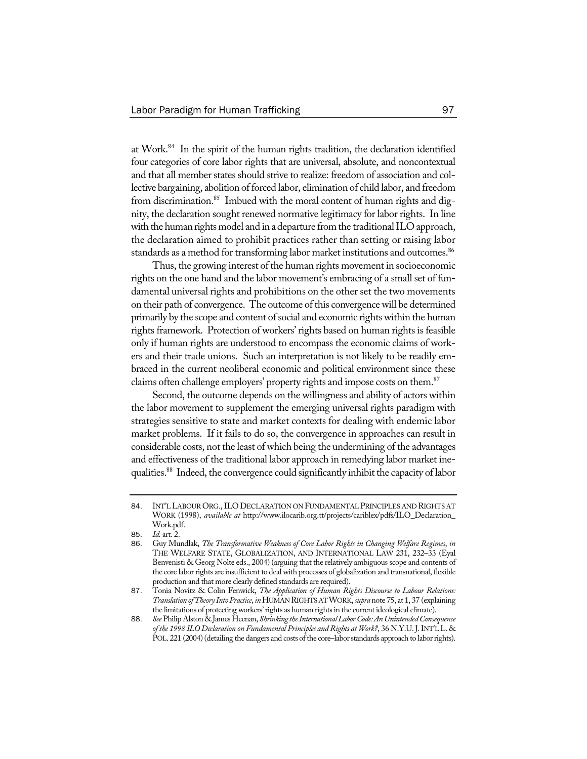at Work.[84] In the spirit of the human rights tradition, the declaration identified four categories of core labor rights that are universal, absolute, and noncontextual and that all member states should strive to realize: freedom of association and collective bargaining, abolition of forced labor, elimination of child labor, and freedom from discrimination.[85] Imbued with the moral content of human rights and dignity, the declaration sought renewed normative legitimacy for labor rights. In line with the human rights model and in a departure from the traditional ILO approach, the declaration aimed to prohibit practices rather than setting or raising labor standards as a method for transforming labor market institutions and outcomes.[86]

Thus, the growing interest of the human rights movement in socioeconomic rights on the one hand and the labor movement's embracing of a small set of fundamental universal rights and prohibitions on the other set the two movements on their path of convergence. The outcome of this convergence will be determined primarily by the scope and content of social and economic rights within the human rights framework. Protection of workers' rights based on human rights is feasible only if human rights are understood to encompass the economic claims of workers and their trade unions. Such an interpretation is not likely to be readily embraced in the current neoliberal economic and political environment since these claims often challenge employers' property rights and impose costs on them.[87]

Second, the outcome depends on the willingness and ability of actors within the labor movement to supplement the emerging universal rights paradigm with strategies sensitive to state and market contexts for dealing with endemic labor market problems. If it fails to do so, the convergence in approaches can result in considerable costs, not the least of which being the undermining of the advantages and effectiveness of the traditional labor approach in remedying labor market inequalities.[88] Indeed, the convergence could significantly inhibit the capacity of labor

---

84. INT'L LABOUR ORG., ILO DECLARATION ON FUNDAMENTAL PRINCIPLES AND RIGHTS AT WORK (1998), *available at* http://www.ilocarib.org.tt/projects/cariblex/pdfs/ILO_Declaration_Work.pdf.

85. *Id.* art. 2.

86. Guy Mundlak, *The Transformative Weakness of Core Labor Rights in Changing Welfare Regimes*, *in* THE WELFARE STATE, GLOBALIZATION, AND INTERNATIONAL LAW 231, 232–33 (Eyal Benvenisti & Georg Nolte eds., 2004) (arguing that the relatively ambiguous scope and contents of the core labor rights are insufficient to deal with processes of globalization and transnational, flexible production and that more clearly defined standards are required).

87. Tonia Novitz & Colin Fenwick, *The Application of Human Rights Discourse to Labour Relations: Translation of Theory Into Practice*, *in* HUMAN RIGHTS AT WORK, *supra* note 75, at 1, 37 (explaining the limitations of protecting workers' rights as human rights in the current ideological climate).

88. *See* Philip Alston & James Heenan, *Shrinking the International Labor Code: An Unintended Consequence of the 1998 ILO Declaration on Fundamental Principles and Rights at Work?*, 36 N.Y.U. J. INT'L L. & POL. 221 (2004) (detailing the dangers and costs of the core–labor standards approach to labor rights).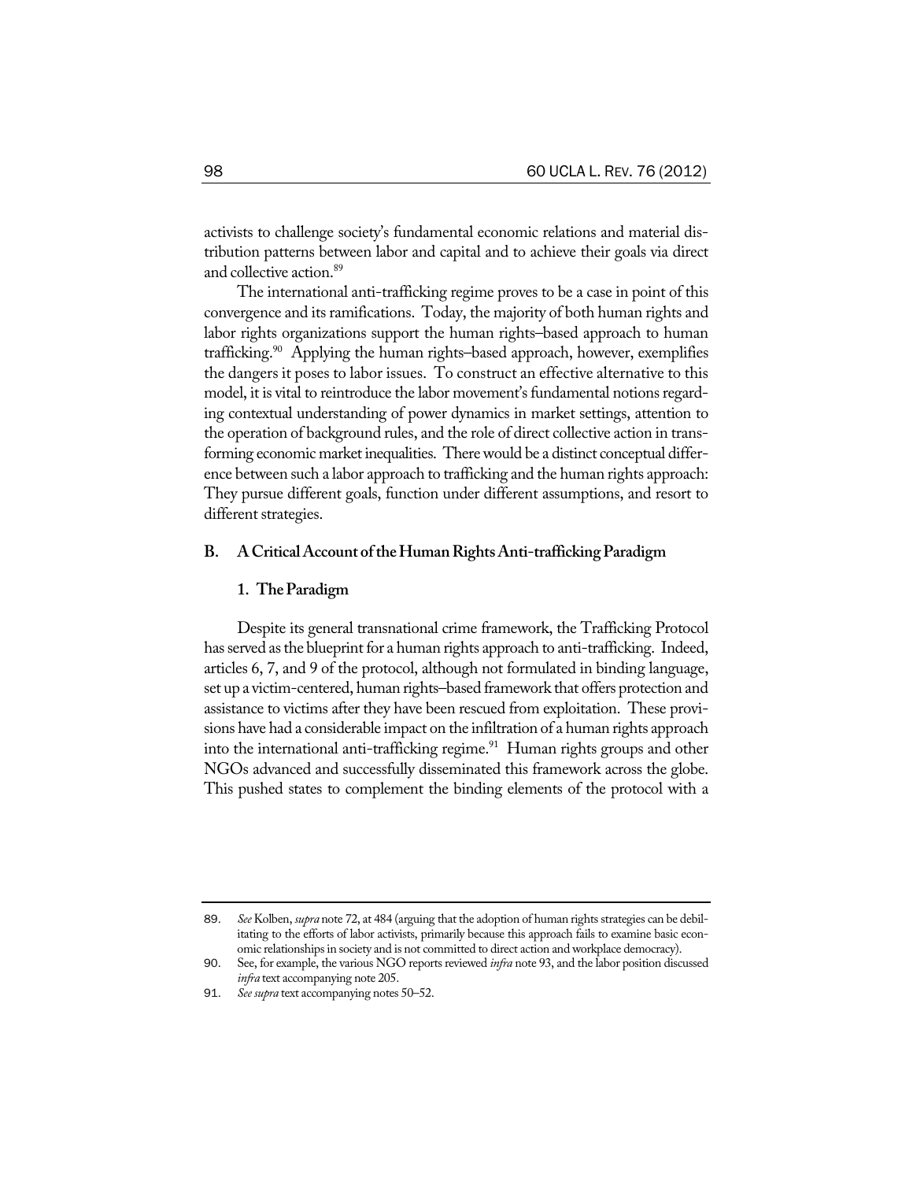activists to challenge society's fundamental economic relations and material distribution patterns between labor and capital and to achieve their goals via direct and collective action.[89]

The international anti-trafficking regime proves to be a case in point of this convergence and its ramifications. Today, the majority of both human rights and labor rights organizations support the human rights–based approach to human trafficking.[90] Applying the human rights–based approach, however, exemplifies the dangers it poses to labor issues. To construct an effective alternative to this model, it is vital to reintroduce the labor movement's fundamental notions regarding contextual understanding of power dynamics in market settings, attention to the operation of background rules, and the role of direct collective action in transforming economic market inequalities. There would be a distinct conceptual difference between such a labor approach to trafficking and the human rights approach: They pursue different goals, function under different assumptions, and resort to different strategies.

## B. A Critical Account of the Human Rights Anti-trafficking Paradigm

### 1. The Paradigm

Despite its general transnational crime framework, the Trafficking Protocol has served as the blueprint for a human rights approach to anti-trafficking. Indeed, articles 6, 7, and 9 of the protocol, although not formulated in binding language, set up a victim-centered, human rights–based framework that offers protection and assistance to victims after they have been rescued from exploitation. These provisions have had a considerable impact on the infiltration of a human rights approach into the international anti-trafficking regime.[91] Human rights groups and other NGOs advanced and successfully disseminated this framework across the globe. This pushed states to complement the binding elements of the protocol with a

---

89. *See* Kolben, *supra* note 72, at 484 (arguing that the adoption of human rights strategies can be debilitating to the efforts of labor activists, primarily because this approach fails to examine basic economic relationships in society and is not committed to direct action and workplace democracy).

90. See, for example, the various NGO reports reviewed *infra* note 93, and the labor position discussed *infra* text accompanying note 205.

91. *See supra* text accompanying notes 50–52.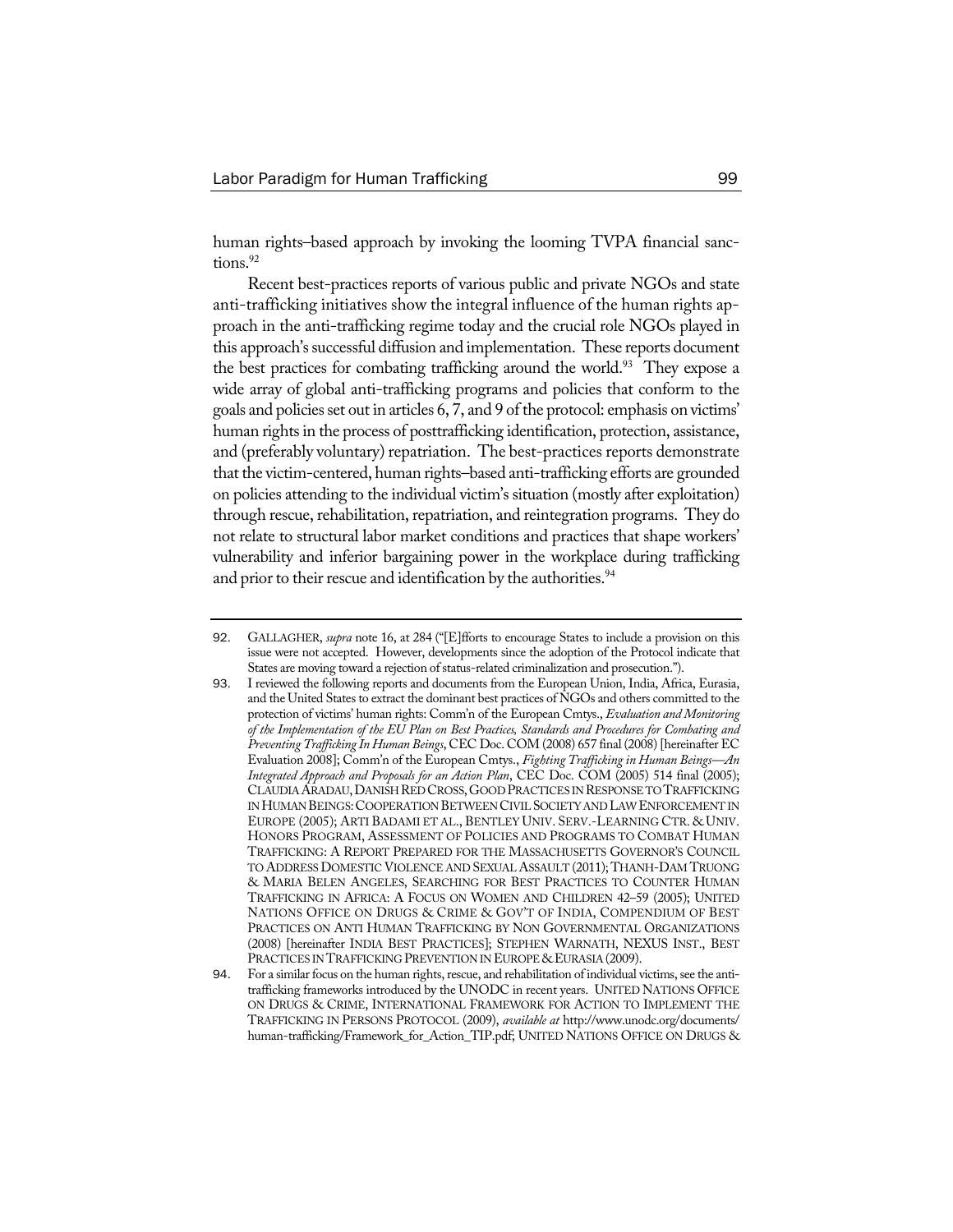human rights–based approach by invoking the looming TVPA financial sanctions.[92]

Recent best-practices reports of various public and private NGOs and state anti-trafficking initiatives show the integral influence of the human rights approach in the anti-trafficking regime today and the crucial role NGOs played in this approach's successful diffusion and implementation. These reports document the best practices for combating trafficking around the world.[93] They expose a wide array of global anti-trafficking programs and policies that conform to the goals and policies set out in articles 6, 7, and 9 of the protocol: emphasis on victims' human rights in the process of posttrafficking identification, protection, assistance, and (preferably voluntary) repatriation. The best-practices reports demonstrate that the victim-centered, human rights–based anti-trafficking efforts are grounded on policies attending to the individual victim's situation (mostly after exploitation) through rescue, rehabilitation, repatriation, and reintegration programs. They do not relate to structural labor market conditions and practices that shape workers' vulnerability and inferior bargaining power in the workplace during trafficking and prior to their rescue and identification by the authorities.[94]

---

92. GALLAGHER, *supra* note 16, at 284 ("[E]fforts to encourage States to include a provision on this issue were not accepted. However, developments since the adoption of the Protocol indicate that States are moving toward a rejection of status-related criminalization and prosecution.").

93. I reviewed the following reports and documents from the European Union, India, Africa, Eurasia, and the United States to extract the dominant best practices of NGOs and others committed to the protection of victims' human rights: Comm'n of the European Cmtys., *Evaluation and Monitoring of the Implementation of the EU Plan on Best Practices, Standards and Procedures for Combating and Preventing Trafficking In Human Beings*, CEC Doc. COM (2008) 657 final (2008) [hereinafter EC Evaluation 2008]; Comm'n of the European Cmtys., *Fighting Trafficking in Human Beings—An Integrated Approach and Proposals for an Action Plan*, CEC Doc. COM (2005) 514 final (2005); CLAUDIA ARADAU, DANISH RED CROSS, GOOD PRACTICES IN RESPONSE TO TRAFFICKING IN HUMAN BEINGS: COOPERATION BETWEEN CIVIL SOCIETY AND LAW ENFORCEMENT IN EUROPE (2005); ARTI BADAMI ET AL., BENTLEY UNIV. SERV.-LEARNING CTR. & UNIV. HONORS PROGRAM, ASSESSMENT OF POLICIES AND PROGRAMS TO COMBAT HUMAN TRAFFICKING: A REPORT PREPARED FOR THE MASSACHUSETTS GOVERNOR'S COUNCIL TO ADDRESS DOMESTIC VIOLENCE AND SEXUAL ASSAULT (2011); THANH-DAM TRUONG & MARIA BELEN ANGELES, SEARCHING FOR BEST PRACTICES TO COUNTER HUMAN TRAFFICKING IN AFRICA: A FOCUS ON WOMEN AND CHILDREN 42–59 (2005); UNITED NATIONS OFFICE ON DRUGS & CRIME & GOV'T OF INDIA, COMPENDIUM OF BEST PRACTICES ON ANTI HUMAN TRAFFICKING BY NON GOVERNMENTAL ORGANIZATIONS (2008) [hereinafter INDIA BEST PRACTICES]; STEPHEN WARNATH, NEXUS INST., BEST PRACTICES IN TRAFFICKING PREVENTION IN EUROPE & EURASIA (2009).

94. For a similar focus on the human rights, rescue, and rehabilitation of individual victims, see the anti-trafficking frameworks introduced by the UNODC in recent years. UNITED NATIONS OFFICE ON DRUGS & CRIME, INTERNATIONAL FRAMEWORK FOR ACTION TO IMPLEMENT THE TRAFFICKING IN PERSONS PROTOCOL (2009), *available at* http://www.unodc.org/documents/human-trafficking/Framework_for_Action_TIP.pdf; UNITED NATIONS OFFICE ON DRUGS &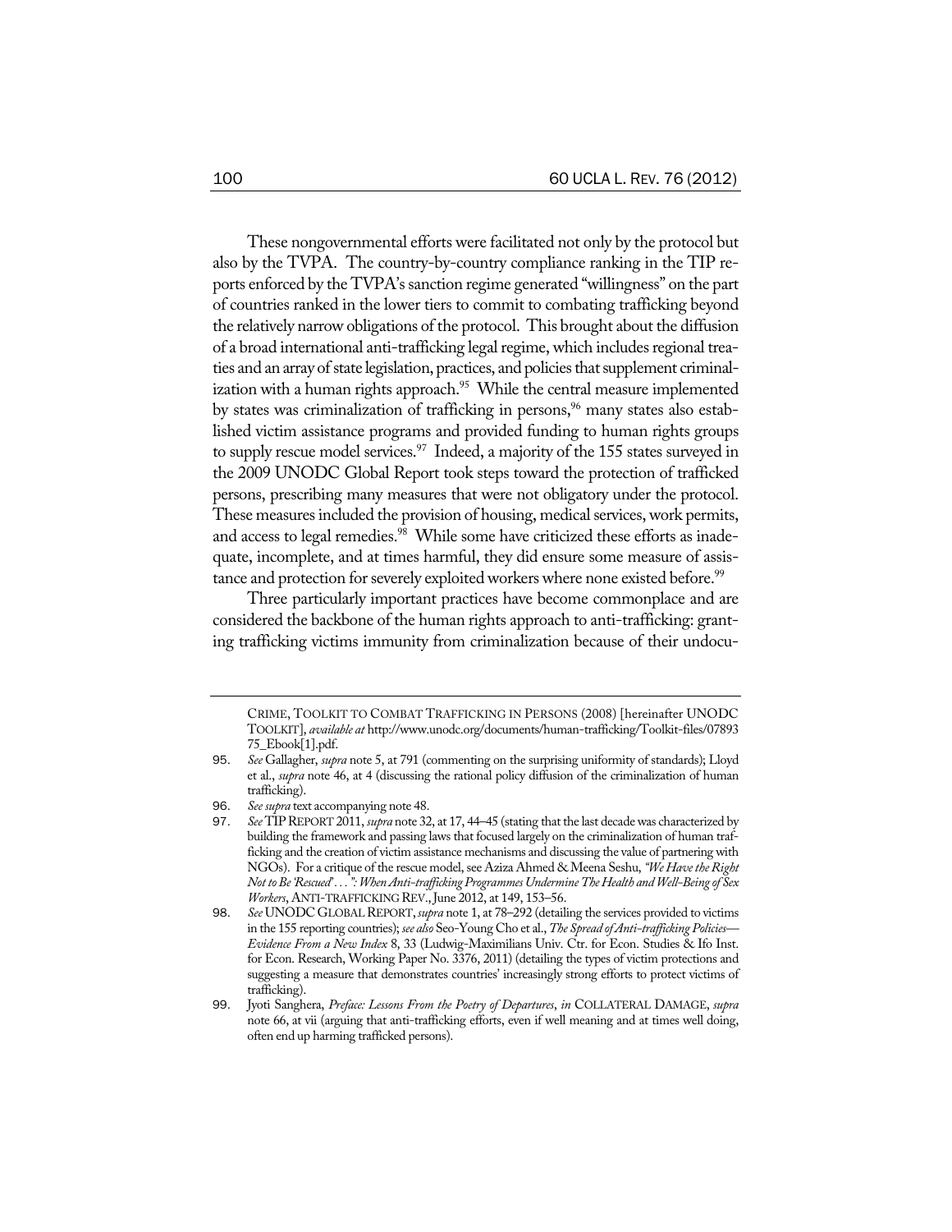These nongovernmental efforts were facilitated not only by the protocol but also by the TVPA. The country-by-country compliance ranking in the TIP reports enforced by the TVPA's sanction regime generated "willingness" on the part of countries ranked in the lower tiers to commit to combating trafficking beyond the relatively narrow obligations of the protocol. This brought about the diffusion of a broad international anti-trafficking legal regime, which includes regional treaties and an array of state legislation, practices, and policies that supplement criminalization with a human rights approach.[95] While the central measure implemented by states was criminalization of trafficking in persons,[96] many states also established victim assistance programs and provided funding to human rights groups to supply rescue model services.[97] Indeed, a majority of the 155 states surveyed in the 2009 UNODC Global Report took steps toward the protection of trafficked persons, prescribing many measures that were not obligatory under the protocol. These measures included the provision of housing, medical services, work permits, and access to legal remedies.[98] While some have criticized these efforts as inadequate, incomplete, and at times harmful, they did ensure some measure of assistance and protection for severely exploited workers where none existed before.[99]

Three particularly important practices have become commonplace and are considered the backbone of the human rights approach to anti-trafficking: granting trafficking victims immunity from criminalization because of their undocu-

---

CRIME, TOOLKIT TO COMBAT TRAFFICKING IN PERSONS (2008) [hereinafter UNODC TOOLKIT], *available at* http://www.unodc.org/documents/human-trafficking/Toolkit-files/0789375_Ebook[1].pdf.

95. *See* Gallagher, *supra* note 5, at 791 (commenting on the surprising uniformity of standards); Lloyd et al., *supra* note 46, at 4 (discussing the rational policy diffusion of the criminalization of human trafficking).

96. *See supra* text accompanying note 48.

97. *See* TIP REPORT 2011, *supra* note 32, at 17, 44–45 (stating that the last decade was characterized by building the framework and passing laws that focused largely on the criminalization of human trafficking and the creation of victim assistance mechanisms and discussing the value of partnering with NGOs). For a critique of the rescue model, see Aziza Ahmed & Meena Seshu, *"We Have the Right Not to Be 'Rescued' . . .": When Anti-trafficking Programmes Undermine The Health and Well-Being of Sex Workers*, ANTI-TRAFFICKING REV., June 2012, at 149, 153–56.

98. *See* UNODC GLOBAL REPORT, *supra* note 1, at 78–292 (detailing the services provided to victims in the 155 reporting countries); *see also* Seo-Young Cho et al., *The Spread of Anti-trafficking Policies—Evidence From a New Index* 8, 33 (Ludwig-Maximilians Univ. Ctr. for Econ. Studies & Ifo Inst. for Econ. Research, Working Paper No. 3376, 2011) (detailing the types of victim protections and suggesting a measure that demonstrates countries' increasingly strong efforts to protect victims of trafficking).

99. Jyoti Sanghera, *Preface: Lessons From the Poetry of Departures*, *in* COLLATERAL DAMAGE, *supra* note 66, at vii (arguing that anti-trafficking efforts, even if well meaning and at times well doing, often end up harming trafficked persons).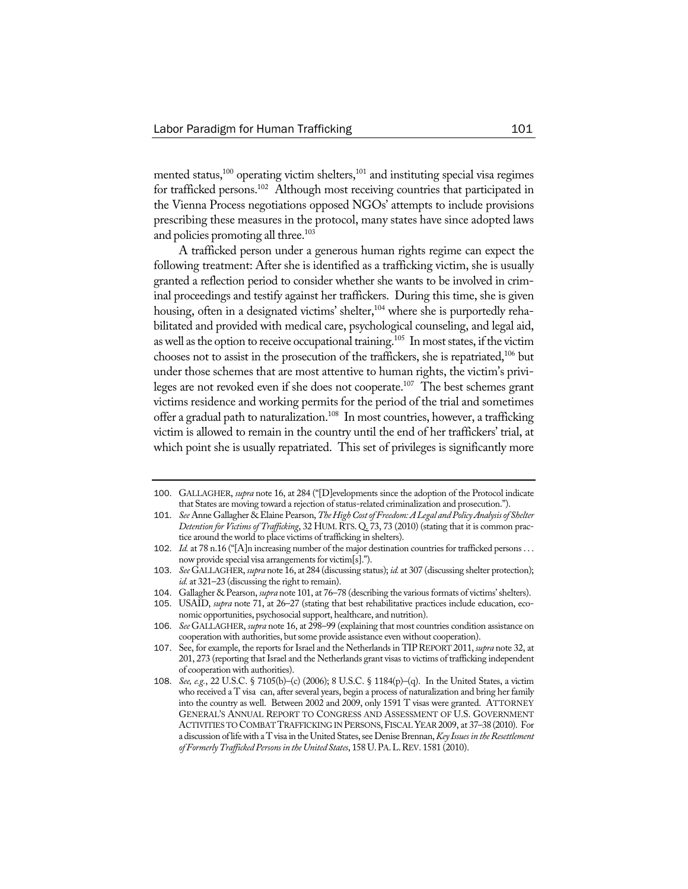mented status,[100] operating victim shelters,[101] and instituting special visa regimes for trafficked persons.[102] Although most receiving countries that participated in the Vienna Process negotiations opposed NGOs' attempts to include provisions prescribing these measures in the protocol, many states have since adopted laws and policies promoting all three.[103]

A trafficked person under a generous human rights regime can expect the following treatment: After she is identified as a trafficking victim, she is usually granted a reflection period to consider whether she wants to be involved in criminal proceedings and testify against her traffickers. During this time, she is given housing, often in a designated victims' shelter,[104] where she is purportedly rehabilitated and provided with medical care, psychological counseling, and legal aid, as well as the option to receive occupational training.[105] In most states, if the victim chooses not to assist in the prosecution of the traffickers, she is repatriated,[106] but under those schemes that are most attentive to human rights, the victim's privileges are not revoked even if she does not cooperate.[107] The best schemes grant victims residence and working permits for the period of the trial and sometimes offer a gradual path to naturalization.[108] In most countries, however, a trafficking victim is allowed to remain in the country until the end of her traffickers' trial, at which point she is usually repatriated. This set of privileges is significantly more

---

100. GALLAGHER, *supra* note 16, at 284 ("[D]evelopments since the adoption of the Protocol indicate that States are moving toward a rejection of status-related criminalization and prosecution.").

101. *See* Anne Gallagher & Elaine Pearson, *The High Cost of Freedom: A Legal and Policy Analysis of Shelter Detention for Victims of Trafficking*, 32 HUM. RTS. Q. 73, 73 (2010) (stating that it is common practice around the world to place victims of trafficking in shelters).

102. *Id.* at 78 n.16 ("[A]n increasing number of the major destination countries for trafficked persons . . . now provide special visa arrangements for victim[s].").

103. *See* GALLAGHER, *supra* note 16, at 284 (discussing status); *id.* at 307 (discussing shelter protection); *id.* at 321–23 (discussing the right to remain).

104. Gallagher & Pearson, *supra* note 101, at 76–78 (describing the various formats of victims' shelters).

105. USAID, *supra* note 71, at 26–27 (stating that best rehabilitative practices include education, economic opportunities, psychosocial support, healthcare, and nutrition).

106. *See* GALLAGHER, *supra* note 16, at 298–99 (explaining that most countries condition assistance on cooperation with authorities, but some provide assistance even without cooperation).

107. See, for example, the reports for Israel and the Netherlands in TIP REPORT 2011, *supra* note 32, at 201, 273 (reporting that Israel and the Netherlands grant visas to victims of trafficking independent of cooperation with authorities).

108. *See, e.g.*, 22 U.S.C. § 7105(b)–(c) (2006); 8 U.S.C. § 1184(p)–(q). In the United States, a victim who received a T visa can, after several years, begin a process of naturalization and bring her family into the country as well. Between 2002 and 2009, only 1591 T visas were granted. ATTORNEY GENERAL'S ANNUAL REPORT TO CONGRESS AND ASSESSMENT OF U.S. GOVERNMENT ACTIVITIES TO COMBAT TRAFFICKING IN PERSONS, FISCAL YEAR 2009, at 37–38 (2010). For a discussion of life with a T visa in the United States, see Denise Brennan, *Key Issues in the Resettlement of Formerly Trafficked Persons in the United States*, 158 U. PA. L. REV. 1581 (2010).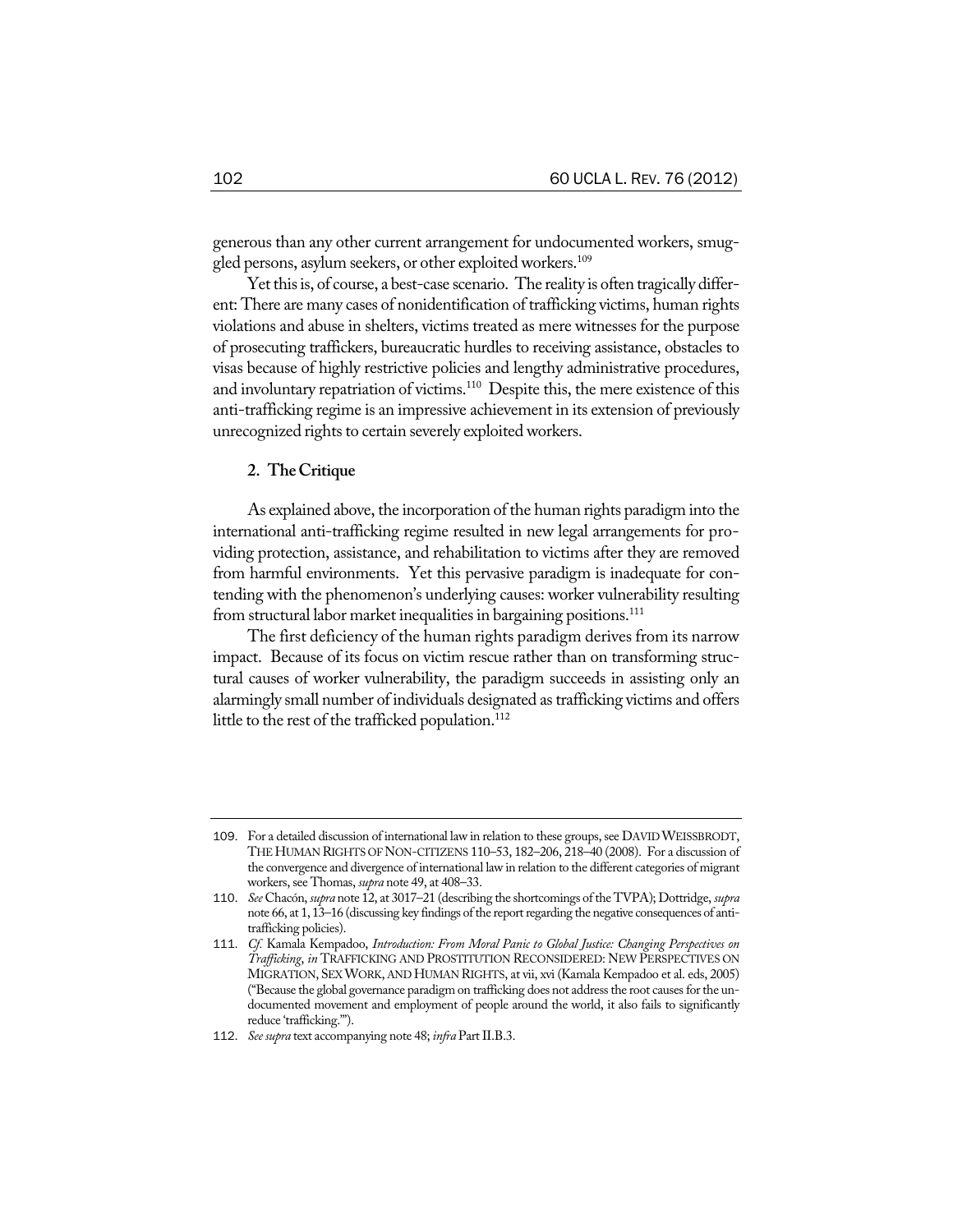generous than any other current arrangement for undocumented workers, smuggled persons, asylum seekers, or other exploited workers.[109]

Yet this is, of course, a best-case scenario. The reality is often tragically different: There are many cases of nonidentification of trafficking victims, human rights violations and abuse in shelters, victims treated as mere witnesses for the purpose of prosecuting traffickers, bureaucratic hurdles to receiving assistance, obstacles to visas because of highly restrictive policies and lengthy administrative procedures, and involuntary repatriation of victims.[110] Despite this, the mere existence of this anti-trafficking regime is an impressive achievement in its extension of previously unrecognized rights to certain severely exploited workers.

### 2. The Critique

As explained above, the incorporation of the human rights paradigm into the international anti-trafficking regime resulted in new legal arrangements for providing protection, assistance, and rehabilitation to victims after they are removed from harmful environments. Yet this pervasive paradigm is inadequate for contending with the phenomenon's underlying causes: worker vulnerability resulting from structural labor market inequalities in bargaining positions.[111]

The first deficiency of the human rights paradigm derives from its narrow impact. Because of its focus on victim rescue rather than on transforming structural causes of worker vulnerability, the paradigm succeeds in assisting only an alarmingly small number of individuals designated as trafficking victims and offers little to the rest of the trafficked population.[112]

---

109. For a detailed discussion of international law in relation to these groups, see DAVID WEISSBRODT, THE HUMAN RIGHTS OF NON-CITIZENS 110–53, 182–206, 218–40 (2008). For a discussion of the convergence and divergence of international law in relation to the different categories of migrant workers, see Thomas, *supra* note 49, at 408–33.

110. *See* Chacón, *supra* note 12, at 3017–21 (describing the shortcomings of the TVPA); Dottridge, *supra* note 66, at 1, 13–16 (discussing key findings of the report regarding the negative consequences of anti-trafficking policies).

111. *Cf.* Kamala Kempadoo, *Introduction: From Moral Panic to Global Justice: Changing Perspectives on Trafficking*, *in* TRAFFICKING AND PROSTITUTION RECONSIDERED: NEW PERSPECTIVES ON MIGRATION, SEX WORK, AND HUMAN RIGHTS, at vii, xvi (Kamala Kempadoo et al. eds, 2005) ("Because the global governance paradigm on trafficking does not address the root causes for the undocumented movement and employment of people around the world, it also fails to significantly reduce 'trafficking.'").

112. *See supra* text accompanying note 48; *infra* Part II.B.3.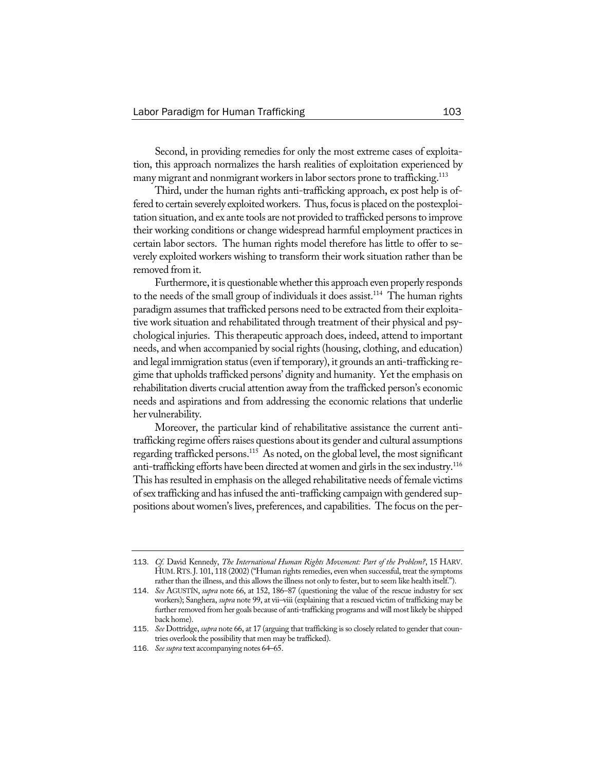Second, in providing remedies for only the most extreme cases of exploitation, this approach normalizes the harsh realities of exploitation experienced by many migrant and nonmigrant workers in labor sectors prone to trafficking.[113]

Third, under the human rights anti-trafficking approach, ex post help is offered to certain severely exploited workers. Thus, focus is placed on the postexploitation situation, and ex ante tools are not provided to trafficked persons to improve their working conditions or change widespread harmful employment practices in certain labor sectors. The human rights model therefore has little to offer to severely exploited workers wishing to transform their work situation rather than be removed from it.

Furthermore, it is questionable whether this approach even properly responds to the needs of the small group of individuals it does assist.[114] The human rights paradigm assumes that trafficked persons need to be extracted from their exploitative work situation and rehabilitated through treatment of their physical and psychological injuries. This therapeutic approach does, indeed, attend to important needs, and when accompanied by social rights (housing, clothing, and education) and legal immigration status (even if temporary), it grounds an anti-trafficking regime that upholds trafficked persons' dignity and humanity. Yet the emphasis on rehabilitation diverts crucial attention away from the trafficked person's economic needs and aspirations and from addressing the economic relations that underlie her vulnerability.

Moreover, the particular kind of rehabilitative assistance the current anti-trafficking regime offers raises questions about its gender and cultural assumptions regarding trafficked persons.[115] As noted, on the global level, the most significant anti-trafficking efforts have been directed at women and girls in the sex industry.[116] This has resulted in emphasis on the alleged rehabilitative needs of female victims of sex trafficking and has infused the anti-trafficking campaign with gendered suppositions about women's lives, preferences, and capabilities. The focus on the per-

---

113. *Cf.* David Kennedy, *The International Human Rights Movement: Part of the Problem?*, 15 HARV. HUM. RTS. J. 101, 118 (2002) ("Human rights remedies, even when successful, treat the symptoms rather than the illness, and this allows the illness not only to fester, but to seem like health itself.").

114. *See* AGUSTÍN, *supra* note 66, at 152, 186–87 (questioning the value of the rescue industry for sex workers); Sanghera, *supra* note 99, at vii–viii (explaining that a rescued victim of trafficking may be further removed from her goals because of anti-trafficking programs and will most likely be shipped back home).

115. *See* Dottridge, *supra* note 66, at 17 (arguing that trafficking is so closely related to gender that countries overlook the possibility that men may be trafficked).

116. *See supra* text accompanying notes 64–65.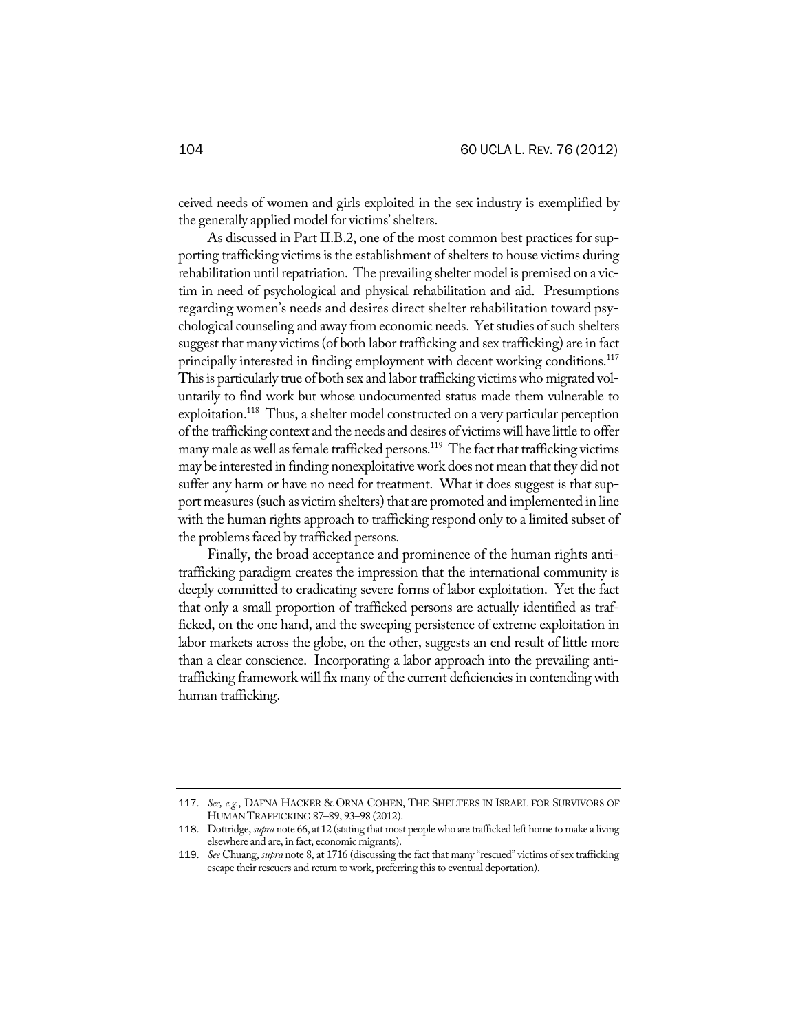ceived needs of women and girls exploited in the sex industry is exemplified by the generally applied model for victims' shelters.

As discussed in Part II.B.2, one of the most common best practices for supporting trafficking victims is the establishment of shelters to house victims during rehabilitation until repatriation. The prevailing shelter model is premised on a victim in need of psychological and physical rehabilitation and aid. Presumptions regarding women's needs and desires direct shelter rehabilitation toward psychological counseling and away from economic needs. Yet studies of such shelters suggest that many victims (of both labor trafficking and sex trafficking) are in fact principally interested in finding employment with decent working conditions.[117] This is particularly true of both sex and labor trafficking victims who migrated voluntarily to find work but whose undocumented status made them vulnerable to exploitation.[118] Thus, a shelter model constructed on a very particular perception of the trafficking context and the needs and desires of victims will have little to offer many male as well as female trafficked persons.[119] The fact that trafficking victims may be interested in finding nonexploitative work does not mean that they did not suffer any harm or have no need for treatment. What it does suggest is that support measures (such as victim shelters) that are promoted and implemented in line with the human rights approach to trafficking respond only to a limited subset of the problems faced by trafficked persons.

Finally, the broad acceptance and prominence of the human rights anti-trafficking paradigm creates the impression that the international community is deeply committed to eradicating severe forms of labor exploitation. Yet the fact that only a small proportion of trafficked persons are actually identified as trafficked, on the one hand, and the sweeping persistence of extreme exploitation in labor markets across the globe, on the other, suggests an end result of little more than a clear conscience. Incorporating a labor approach into the prevailing anti-trafficking framework will fix many of the current deficiencies in contending with human trafficking.

---

117. *See, e.g.*, DAFNA HACKER & ORNA COHEN, THE SHELTERS IN ISRAEL FOR SURVIVORS OF HUMAN TRAFFICKING 87–89, 93–98 (2012).

118. Dottridge, *supra* note 66, at 12 (stating that most people who are trafficked left home to make a living elsewhere and are, in fact, economic migrants).

119. *See* Chuang, *supra* note 8, at 1716 (discussing the fact that many "rescued" victims of sex trafficking escape their rescuers and return to work, preferring this to eventual deportation).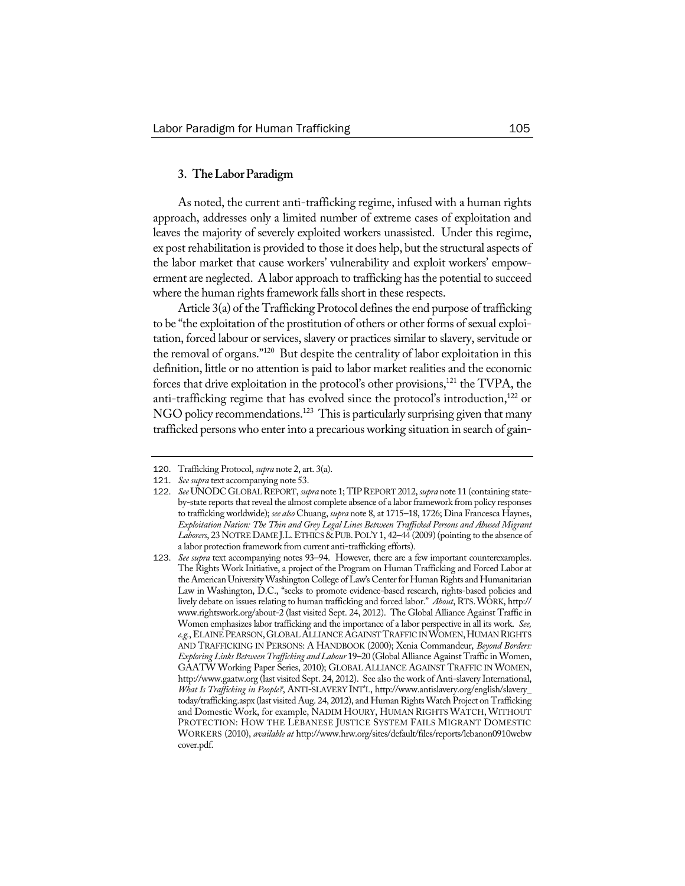### 3. The Labor Paradigm

As noted, the current anti-trafficking regime, infused with a human rights approach, addresses only a limited number of extreme cases of exploitation and leaves the majority of severely exploited workers unassisted. Under this regime, ex post rehabilitation is provided to those it does help, but the structural aspects of the labor market that cause workers' vulnerability and exploit workers' empowerment are neglected. A labor approach to trafficking has the potential to succeed where the human rights framework falls short in these respects.

Article 3(a) of the Trafficking Protocol defines the end purpose of trafficking to be "the exploitation of the prostitution of others or other forms of sexual exploitation, forced labour or services, slavery or practices similar to slavery, servitude or the removal of organs."[120] But despite the centrality of labor exploitation in this definition, little or no attention is paid to labor market realities and the economic forces that drive exploitation in the protocol's other provisions,[121] the TVPA, the anti-trafficking regime that has evolved since the protocol's introduction,[122] or NGO policy recommendations.[123] This is particularly surprising given that many trafficked persons who enter into a precarious working situation in search of gain-

---

120. Trafficking Protocol, *supra* note 2, art. 3(a).

121. *See supra* text accompanying note 53.

122. *See* UNODC GLOBAL REPORT, *supra* note 1; TIP REPORT 2012, *supra* note 11 (containing state-by-state reports that reveal the almost complete absence of a labor framework from policy responses to trafficking worldwide); *see also* Chuang, *supra* note 8, at 1715–18, 1726; Dina Francesca Haynes, *Exploitation Nation: The Thin and Grey Legal Lines Between Trafficked Persons and Abused Migrant Laborers*, 23 NOTRE DAME J.L. ETHICS & PUB. POL'Y 1, 42–44 (2009) (pointing to the absence of a labor protection framework from current anti-trafficking efforts).

123. *See supra* text accompanying notes 93–94. However, there are a few important counterexamples. The Rights Work Initiative, a project of the Program on Human Trafficking and Forced Labor at the American University Washington College of Law's Center for Human Rights and Humanitarian Law in Washington, D.C., "seeks to promote evidence-based research, rights-based policies and lively debate on issues relating to human trafficking and forced labor." *About*, RTS. WORK, http://www.rightswork.org/about-2 (last visited Sept. 24, 2012). The Global Alliance Against Traffic in Women emphasizes labor trafficking and the importance of a labor perspective in all its work. *See, e.g.*, ELAINE PEARSON, GLOBAL ALLIANCE AGAINST TRAFFIC IN WOMEN, HUMAN RIGHTS AND TRAFFICKING IN PERSONS: A HANDBOOK (2000); Xenia Commandeur, *Beyond Borders: Exploring Links Between Trafficking and Labour* 19–20 (Global Alliance Against Traffic in Women, GAATW Working Paper Series, 2010); GLOBAL ALLIANCE AGAINST TRAFFIC IN WOMEN, http://www.gaatw.org (last visited Sept. 24, 2012). See also the work of Anti-slavery International, *What Is Trafficking in People?*, ANTI-SLAVERY INT'L, http://www.antislavery.org/english/slavery_today/trafficking.aspx (last visited Aug. 24, 2012), and Human Rights Watch Project on Trafficking and Domestic Work, for example, NADIM HOURY, HUMAN RIGHTS WATCH, WITHOUT PROTECTION: HOW THE LEBANESE JUSTICE SYSTEM FAILS MIGRANT DOMESTIC WORKERS (2010), *available at* http://www.hrw.org/sites/default/files/reports/lebanon0910webwcover.pdf.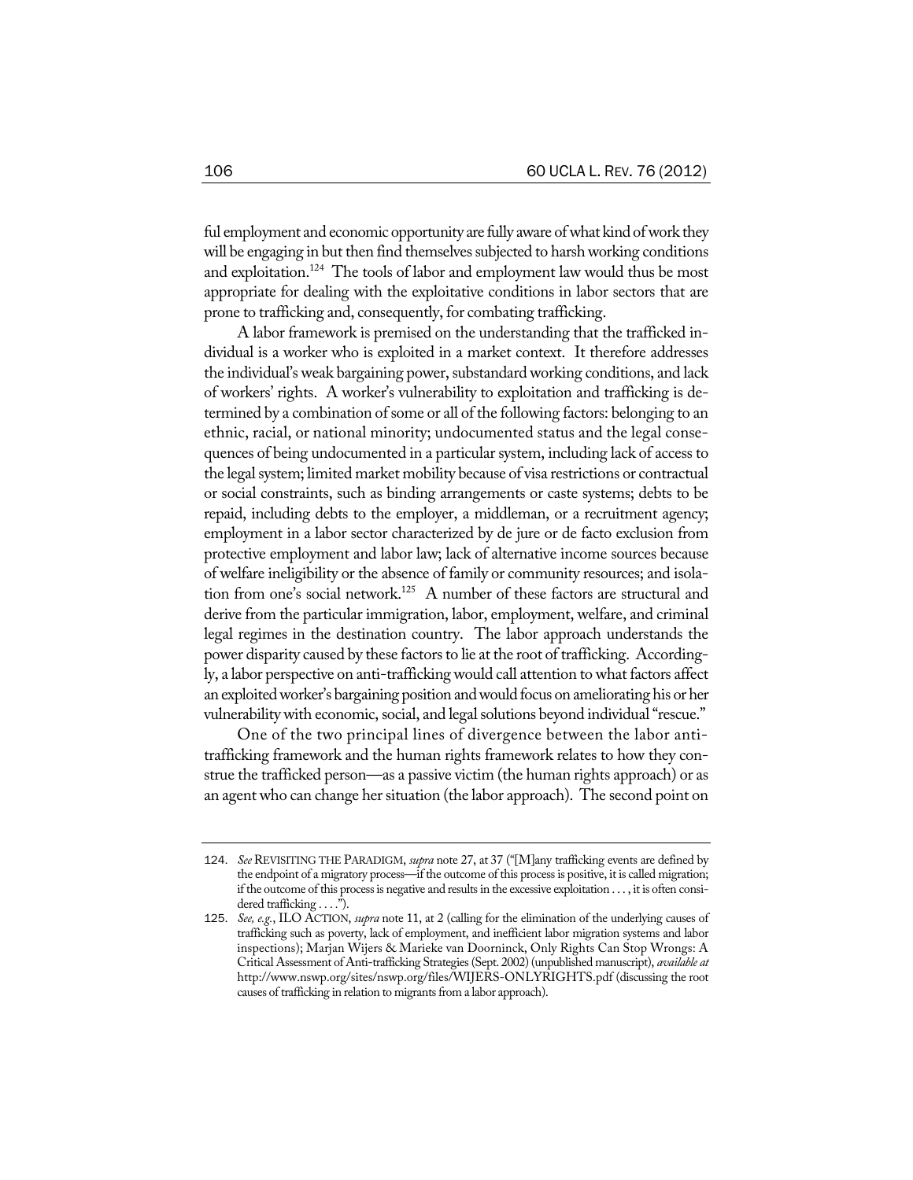ful employment and economic opportunity are fully aware of what kind of work they will be engaging in but then find themselves subjected to harsh working conditions and exploitation.[124] The tools of labor and employment law would thus be most appropriate for dealing with the exploitative conditions in labor sectors that are prone to trafficking and, consequently, for combating trafficking.

A labor framework is premised on the understanding that the trafficked individual is a worker who is exploited in a market context. It therefore addresses the individual's weak bargaining power, substandard working conditions, and lack of workers' rights. A worker's vulnerability to exploitation and trafficking is determined by a combination of some or all of the following factors: belonging to an ethnic, racial, or national minority; undocumented status and the legal consequences of being undocumented in a particular system, including lack of access to the legal system; limited market mobility because of visa restrictions or contractual or social constraints, such as binding arrangements or caste systems; debts to be repaid, including debts to the employer, a middleman, or a recruitment agency; employment in a labor sector characterized by de jure or de facto exclusion from protective employment and labor law; lack of alternative income sources because of welfare ineligibility or the absence of family or community resources; and isolation from one's social network.[125] A number of these factors are structural and derive from the particular immigration, labor, employment, welfare, and criminal legal regimes in the destination country. The labor approach understands the power disparity caused by these factors to lie at the root of trafficking. Accordingly, a labor perspective on anti-trafficking would call attention to what factors affect an exploited worker's bargaining position and would focus on ameliorating his or her vulnerability with economic, social, and legal solutions beyond individual "rescue."

One of the two principal lines of divergence between the labor anti-trafficking framework and the human rights framework relates to how they construe the trafficked person—as a passive victim (the human rights approach) or as an agent who can change her situation (the labor approach). The second point on

---

124. *See* REVISITING THE PARADIGM, *supra* note 27, at 37 ("[M]any trafficking events are defined by the endpoint of a migratory process—if the outcome of this process is positive, it is called migration; if the outcome of this process is negative and results in the excessive exploitation . . . , it is often considered trafficking . . . .").

125. *See, e.g.*, ILO ACTION, *supra* note 11, at 2 (calling for the elimination of the underlying causes of trafficking such as poverty, lack of employment, and inefficient labor migration systems and labor inspections); Marjan Wijers & Marieke van Doorninck, Only Rights Can Stop Wrongs: A Critical Assessment of Anti-trafficking Strategies (Sept. 2002) (unpublished manuscript), *available at* http://www.nswp.org/sites/nswp.org/files/WIJERS-ONLYRIGHTS.pdf (discussing the root causes of trafficking in relation to migrants from a labor approach).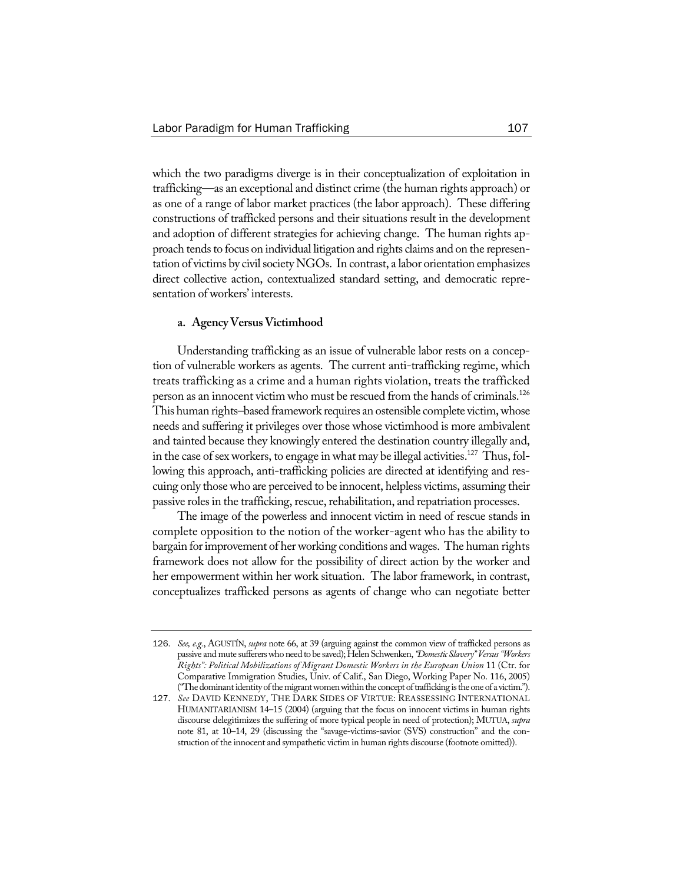which the two paradigms diverge is in their conceptualization of exploitation in trafficking—as an exceptional and distinct crime (the human rights approach) or as one of a range of labor market practices (the labor approach). These differing constructions of trafficked persons and their situations result in the development and adoption of different strategies for achieving change. The human rights approach tends to focus on individual litigation and rights claims and on the representation of victims by civil society NGOs. In contrast, a labor orientation emphasizes direct collective action, contextualized standard setting, and democratic representation of workers' interests.

#### a. Agency Versus Victimhood

Understanding trafficking as an issue of vulnerable labor rests on a conception of vulnerable workers as agents. The current anti-trafficking regime, which treats trafficking as a crime and a human rights violation, treats the trafficked person as an innocent victim who must be rescued from the hands of criminals.[126] This human rights–based framework requires an ostensible complete victim, whose needs and suffering it privileges over those whose victimhood is more ambivalent and tainted because they knowingly entered the destination country illegally and, in the case of sex workers, to engage in what may be illegal activities.[127] Thus, following this approach, anti-trafficking policies are directed at identifying and rescuing only those who are perceived to be innocent, helpless victims, assuming their passive roles in the trafficking, rescue, rehabilitation, and repatriation processes.

The image of the powerless and innocent victim in need of rescue stands in complete opposition to the notion of the worker-agent who has the ability to bargain for improvement of her working conditions and wages. The human rights framework does not allow for the possibility of direct action by the worker and her empowerment within her work situation. The labor framework, in contrast, conceptualizes trafficked persons as agents of change who can negotiate better

---

126. *See, e.g.*, AGUSTÍN, *supra* note 66, at 39 (arguing against the common view of trafficked persons as passive and mute sufferers who need to be saved); Helen Schwenken, *"Domestic Slavery" Versus "Workers Rights": Political Mobilizations of Migrant Domestic Workers in the European Union* 11 (Ctr. for Comparative Immigration Studies, Univ. of Calif., San Diego, Working Paper No. 116, 2005) ("The dominant identity of the migrant women within the concept of trafficking is the one of a victim.").

127. *See* DAVID KENNEDY, THE DARK SIDES OF VIRTUE: REASSESSING INTERNATIONAL HUMANITARIANISM 14–15 (2004) (arguing that the focus on innocent victims in human rights discourse delegitimizes the suffering of more typical people in need of protection); MUTUA, *supra* note 81, at 10–14, 29 (discussing the "savage-victims-savior (SVS) construction" and the construction of the innocent and sympathetic victim in human rights discourse (footnote omitted)).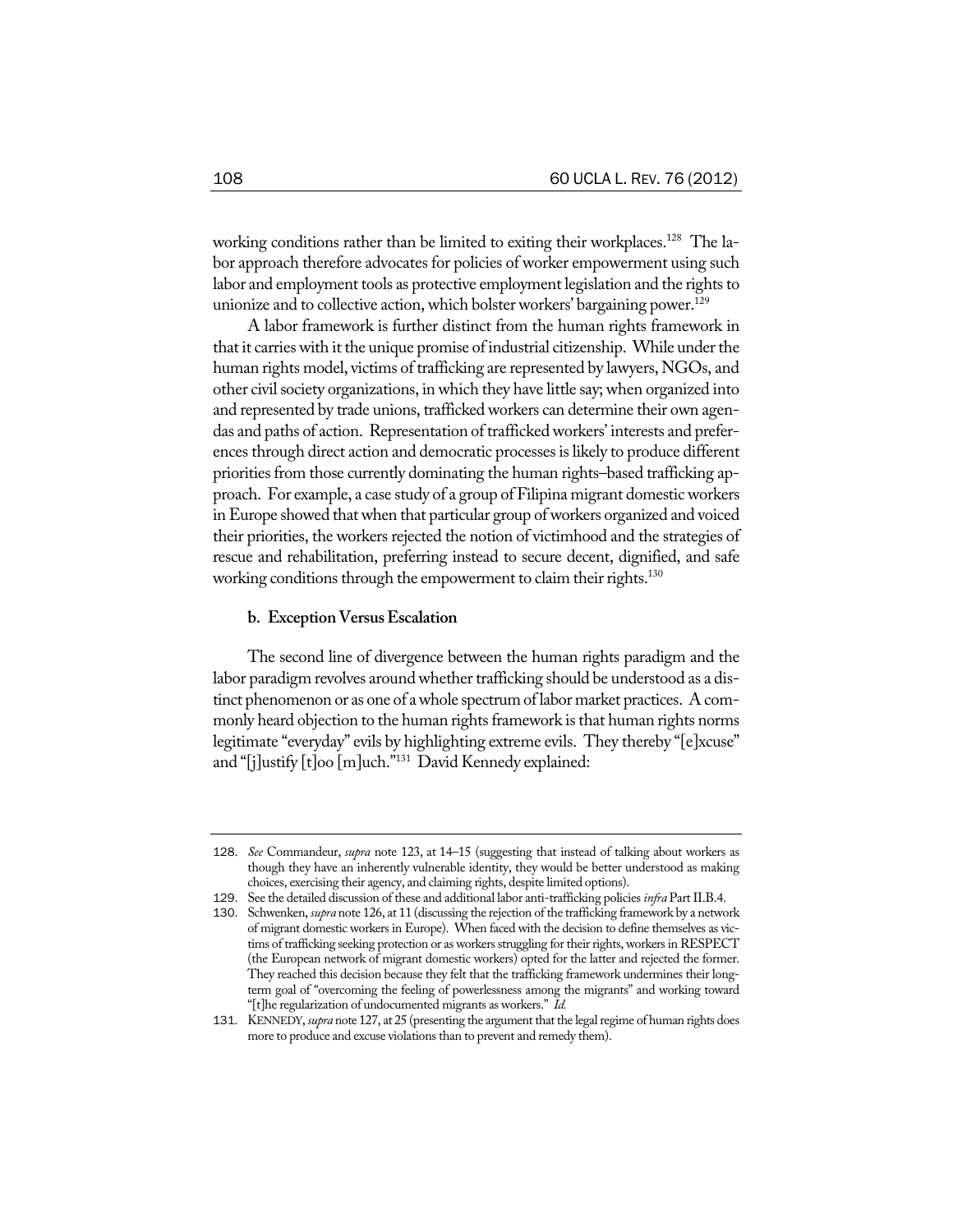working conditions rather than be limited to exiting their workplaces.[128] The labor approach therefore advocates for policies of worker empowerment using such labor and employment tools as protective employment legislation and the rights to unionize and to collective action, which bolster workers' bargaining power.[129]

A labor framework is further distinct from the human rights framework in that it carries with it the unique promise of industrial citizenship. While under the human rights model, victims of trafficking are represented by lawyers, NGOs, and other civil society organizations, in which they have little say; when organized into and represented by trade unions, trafficked workers can determine their own agendas and paths of action. Representation of trafficked workers' interests and preferences through direct action and democratic processes is likely to produce different priorities from those currently dominating the human rights–based trafficking approach. For example, a case study of a group of Filipina migrant domestic workers in Europe showed that when that particular group of workers organized and voiced their priorities, the workers rejected the notion of victimhood and the strategies of rescue and rehabilitation, preferring instead to secure decent, dignified, and safe working conditions through the empowerment to claim their rights.[130]

**b. Exception Versus Escalation**

The second line of divergence between the human rights paradigm and the labor paradigm revolves around whether trafficking should be understood as a distinct phenomenon or as one of a whole spectrum of labor market practices. A commonly heard objection to the human rights framework is that human rights norms legitimate "everyday" evils by highlighting extreme evils. They thereby "[e]xcuse" and "[j]ustify [t]oo [m]uch."[131] David Kennedy explained:

---

128. *See* Commandeur, *supra* note 123, at 14–15 (suggesting that instead of talking about workers as though they have an inherently vulnerable identity, they would be better understood as making choices, exercising their agency, and claiming rights, despite limited options).

129. See the detailed discussion of these and additional labor anti-trafficking policies *infra* Part II.B.4.

130. Schwenken, *supra* note 126, at 11 (discussing the rejection of the trafficking framework by a network of migrant domestic workers in Europe). When faced with the decision to define themselves as victims of trafficking seeking protection or as workers struggling for their rights, workers in RESPECT (the European network of migrant domestic workers) opted for the latter and rejected the former. They reached this decision because they felt that the trafficking framework undermines their long-term goal of "overcoming the feeling of powerlessness among the migrants" and working toward "[t]he regularization of undocumented migrants as workers." *Id.*

131. KENNEDY, *supra* note 127, at 25 (presenting the argument that the legal regime of human rights does more to produce and excuse violations than to prevent and remedy them).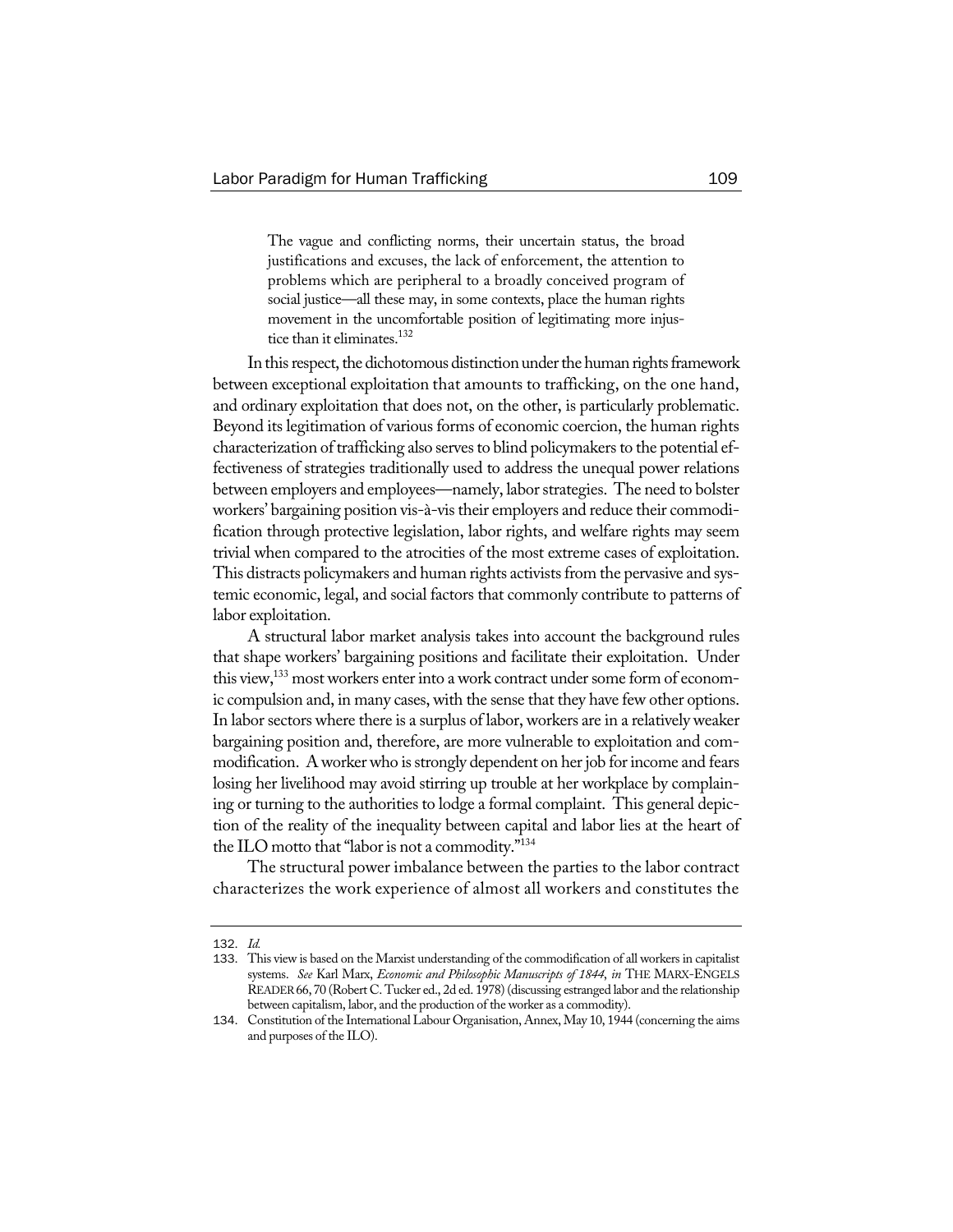> The vague and conflicting norms, their uncertain status, the broad justifications and excuses, the lack of enforcement, the attention to problems which are peripheral to a broadly conceived program of social justice—all these may, in some contexts, place the human rights movement in the uncomfortable position of legitimating more injustice than it eliminates.[132]

In this respect, the dichotomous distinction under the human rights framework between exceptional exploitation that amounts to trafficking, on the one hand, and ordinary exploitation that does not, on the other, is particularly problematic. Beyond its legitimation of various forms of economic coercion, the human rights characterization of trafficking also serves to blind policymakers to the potential effectiveness of strategies traditionally used to address the unequal power relations between employers and employees—namely, labor strategies. The need to bolster workers' bargaining position vis-à-vis their employers and reduce their commodification through protective legislation, labor rights, and welfare rights may seem trivial when compared to the atrocities of the most extreme cases of exploitation. This distracts policymakers and human rights activists from the pervasive and systemic economic, legal, and social factors that commonly contribute to patterns of labor exploitation.

A structural labor market analysis takes into account the background rules that shape workers' bargaining positions and facilitate their exploitation. Under this view,[133] most workers enter into a work contract under some form of economic compulsion and, in many cases, with the sense that they have few other options. In labor sectors where there is a surplus of labor, workers are in a relatively weaker bargaining position and, therefore, are more vulnerable to exploitation and commodification. A worker who is strongly dependent on her job for income and fears losing her livelihood may avoid stirring up trouble at her workplace by complaining or turning to the authorities to lodge a formal complaint. This general depiction of the reality of the inequality between capital and labor lies at the heart of the ILO motto that "labor is not a commodity."[134]

The structural power imbalance between the parties to the labor contract characterizes the work experience of almost all workers and constitutes the

---

132. *Id.*

133. This view is based on the Marxist understanding of the commodification of all workers in capitalist systems. *See* Karl Marx, *Economic and Philosophic Manuscripts of 1844*, *in* THE MARX-ENGELS READER 66, 70 (Robert C. Tucker ed., 2d ed. 1978) (discussing estranged labor and the relationship between capitalism, labor, and the production of the worker as a commodity).

134. Constitution of the International Labour Organisation, Annex, May 10, 1944 (concerning the aims and purposes of the ILO).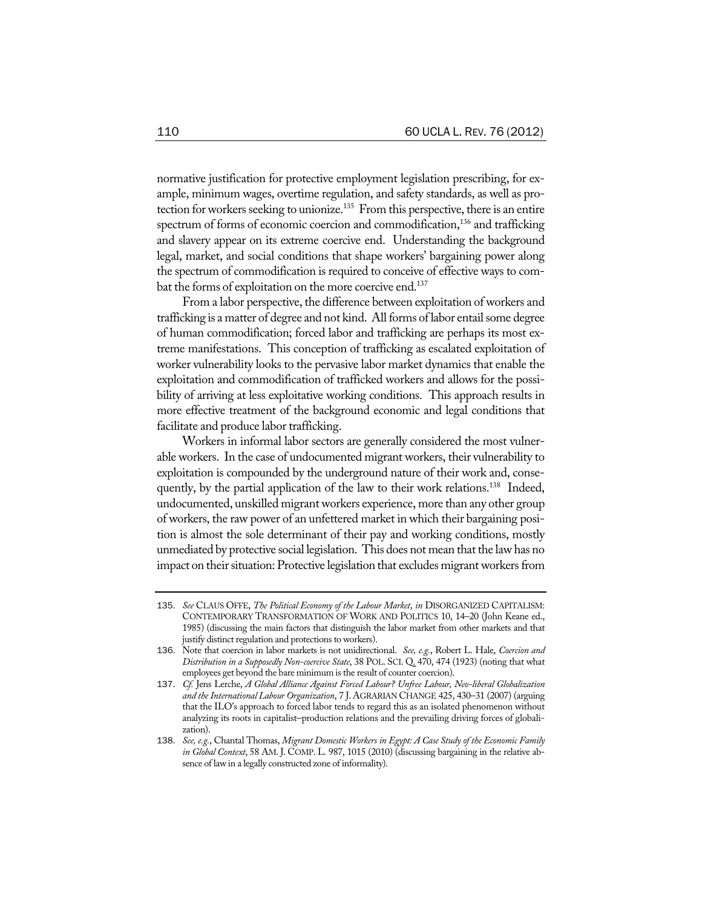normative justification for protective employment legislation prescribing, for example, minimum wages, overtime regulation, and safety standards, as well as protection for workers seeking to unionize.[135] From this perspective, there is an entire spectrum of forms of economic coercion and commodification,[136] and trafficking and slavery appear on its extreme coercive end. Understanding the background legal, market, and social conditions that shape workers' bargaining power along the spectrum of commodification is required to conceive of effective ways to combat the forms of exploitation on the more coercive end.[137]

From a labor perspective, the difference between exploitation of workers and trafficking is a matter of degree and not kind. All forms of labor entail some degree of human commodification; forced labor and trafficking are perhaps its most extreme manifestations. This conception of trafficking as escalated exploitation of worker vulnerability looks to the pervasive labor market dynamics that enable the exploitation and commodification of trafficked workers and allows for the possibility of arriving at less exploitative working conditions. This approach results in more effective treatment of the background economic and legal conditions that facilitate and produce labor trafficking.

Workers in informal labor sectors are generally considered the most vulnerable workers. In the case of undocumented migrant workers, their vulnerability to exploitation is compounded by the underground nature of their work and, consequently, by the partial application of the law to their work relations.[138] Indeed, undocumented, unskilled migrant workers experience, more than any other group of workers, the raw power of an unfettered market in which their bargaining position is almost the sole determinant of their pay and working conditions, mostly unmediated by protective social legislation. This does not mean that the law has no impact on their situation: Protective legislation that excludes migrant workers from

---

135. *See* CLAUS OFFE, *The Political Economy of the Labour Market*, *in* DISORGANIZED CAPITALISM: CONTEMPORARY TRANSFORMATION OF WORK AND POLITICS 10, 14–20 (John Keane ed., 1985) (discussing the main factors that distinguish the labor market from other markets and that justify distinct regulation and protections to workers).

136. Note that coercion in labor markets is not unidirectional. *See, e.g.*, Robert L. Hale, *Coercion and Distribution in a Supposedly Non-coercive State*, 38 POL. SCI. Q. 470, 474 (1923) (noting that what employees get beyond the bare minimum is the result of counter coercion).

137. *Cf.* Jens Lerche, *A Global Alliance Against Forced Labour? Unfree Labour, Neo-liberal Globalization and the International Labour Organization*, 7 J. AGRARIAN CHANGE 425, 430–31 (2007) (arguing that the ILO's approach to forced labor tends to regard this as an isolated phenomenon without analyzing its roots in capitalist–production relations and the prevailing driving forces of globalization).

138. *See, e.g.*, Chantal Thomas, *Migrant Domestic Workers in Egypt: A Case Study of the Economic Family in Global Context*, 58 AM. J. COMP. L. 987, 1015 (2010) (discussing bargaining in the relative absence of law in a legally constructed zone of informality).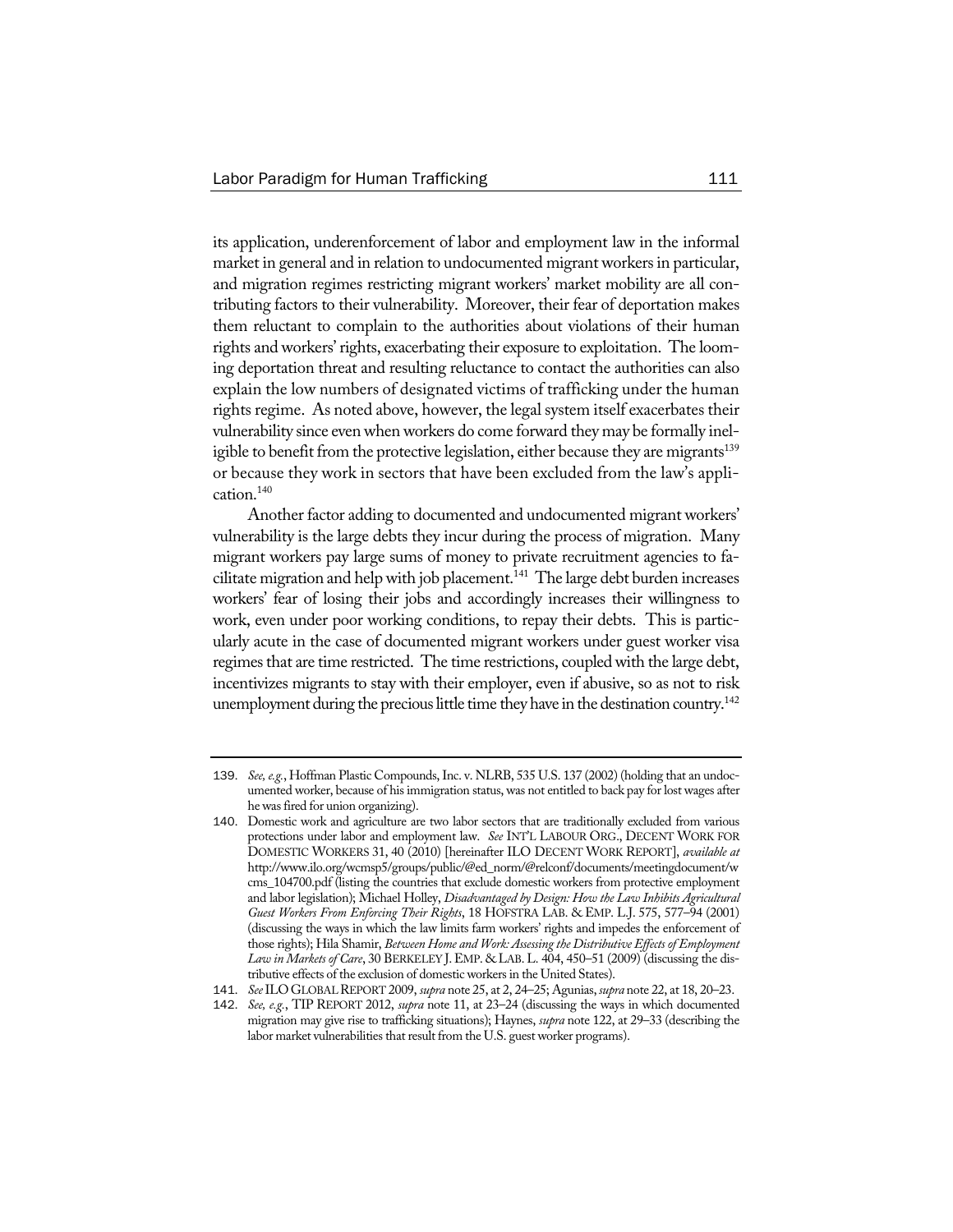its application, underenforcement of labor and employment law in the informal market in general and in relation to undocumented migrant workers in particular, and migration regimes restricting migrant workers' market mobility are all contributing factors to their vulnerability. Moreover, their fear of deportation makes them reluctant to complain to the authorities about violations of their human rights and workers' rights, exacerbating their exposure to exploitation. The looming deportation threat and resulting reluctance to contact the authorities can also explain the low numbers of designated victims of trafficking under the human rights regime. As noted above, however, the legal system itself exacerbates their vulnerability since even when workers do come forward they may be formally ineligible to benefit from the protective legislation, either because they are migrants[139] or because they work in sectors that have been excluded from the law's application.[140]

Another factor adding to documented and undocumented migrant workers' vulnerability is the large debts they incur during the process of migration. Many migrant workers pay large sums of money to private recruitment agencies to facilitate migration and help with job placement.[141] The large debt burden increases workers' fear of losing their jobs and accordingly increases their willingness to work, even under poor working conditions, to repay their debts. This is particularly acute in the case of documented migrant workers under guest worker visa regimes that are time restricted. The time restrictions, coupled with the large debt, incentivizes migrants to stay with their employer, even if abusive, so as not to risk unemployment during the precious little time they have in the destination country.[142]

---

139. *See, e.g.*, Hoffman Plastic Compounds, Inc. v. NLRB, 535 U.S. 137 (2002) (holding that an undocumented worker, because of his immigration status, was not entitled to back pay for lost wages after he was fired for union organizing).

140. Domestic work and agriculture are two labor sectors that are traditionally excluded from various protections under labor and employment law. *See* INT'L LABOUR ORG., DECENT WORK FOR DOMESTIC WORKERS 31, 40 (2010) [hereinafter ILO DECENT WORK REPORT], *available at* http://www.ilo.org/wcmsp5/groups/public/@ed_norm/@relconf/documents/meetingdocument/wcms_104700.pdf (listing the countries that exclude domestic workers from protective employment and labor legislation); Michael Holley, *Disadvantaged by Design: How the Law Inhibits Agricultural Guest Workers From Enforcing Their Rights*, 18 HOFSTRA LAB. & EMP. L.J. 575, 577–94 (2001) (discussing the ways in which the law limits farm workers' rights and impedes the enforcement of those rights); Hila Shamir, *Between Home and Work: Assessing the Distributive Effects of Employment Law in Markets of Care*, 30 BERKELEY J. EMP. & LAB. L. 404, 450–51 (2009) (discussing the distributive effects of the exclusion of domestic workers in the United States).

141. *See* ILO GLOBAL REPORT 2009, *supra* note 25, at 2, 24–25; Agunias, *supra* note 22, at 18, 20–23.

142. *See, e.g.*, TIP REPORT 2012, *supra* note 11, at 23–24 (discussing the ways in which documented migration may give rise to trafficking situations); Haynes, *supra* note 122, at 29–33 (describing the labor market vulnerabilities that result from the U.S. guest worker programs).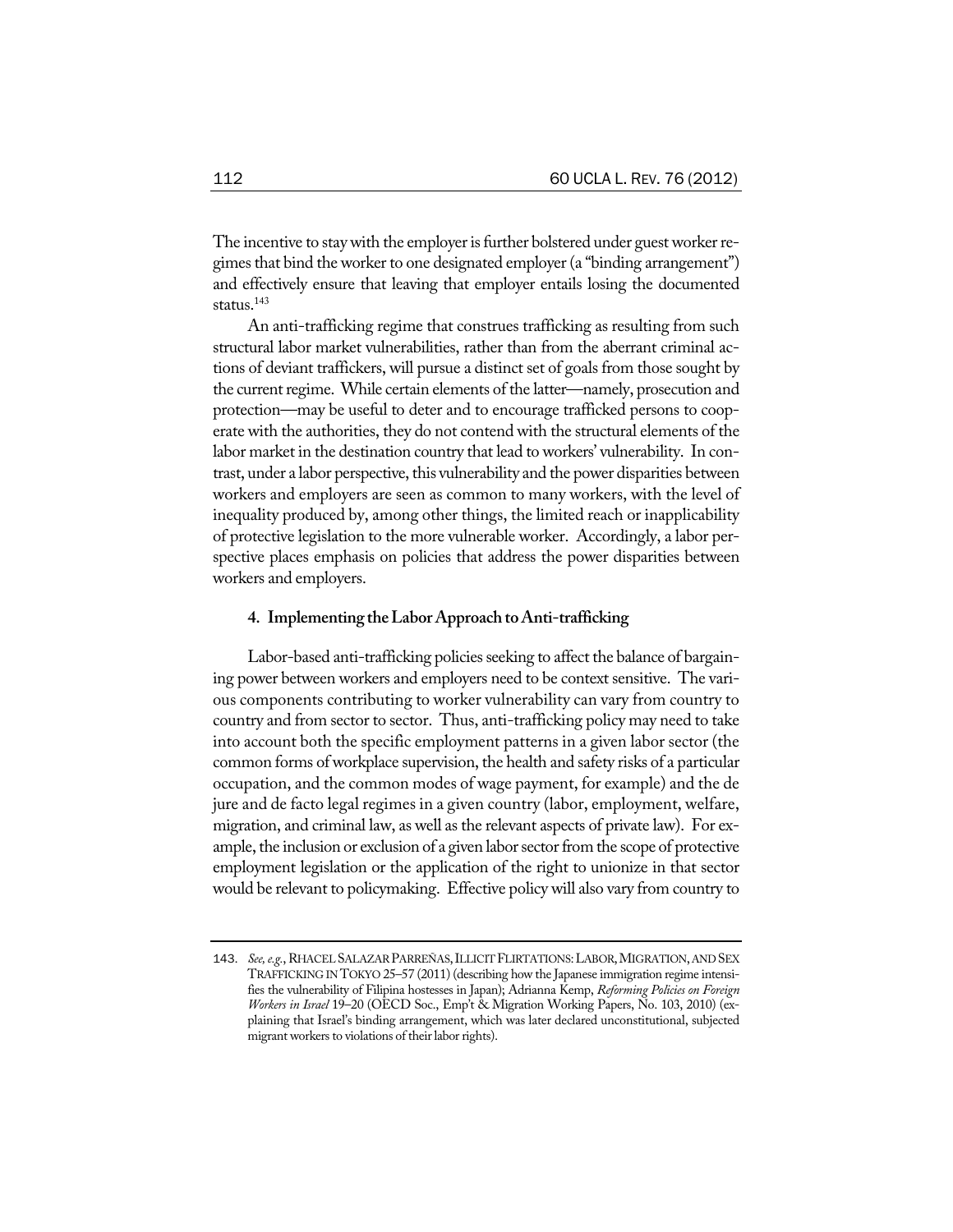The incentive to stay with the employer is further bolstered under guest worker regimes that bind the worker to one designated employer (a "binding arrangement") and effectively ensure that leaving that employer entails losing the documented status.[143]

An anti-trafficking regime that construes trafficking as resulting from such structural labor market vulnerabilities, rather than from the aberrant criminal actions of deviant traffickers, will pursue a distinct set of goals from those sought by the current regime. While certain elements of the latter—namely, prosecution and protection—may be useful to deter and to encourage trafficked persons to cooperate with the authorities, they do not contend with the structural elements of the labor market in the destination country that lead to workers' vulnerability. In contrast, under a labor perspective, this vulnerability and the power disparities between workers and employers are seen as common to many workers, with the level of inequality produced by, among other things, the limited reach or inapplicability of protective legislation to the more vulnerable worker. Accordingly, a labor perspective places emphasis on policies that address the power disparities between workers and employers.

#### 4. Implementing the Labor Approach to Anti-trafficking

Labor-based anti-trafficking policies seeking to affect the balance of bargaining power between workers and employers need to be context sensitive. The various components contributing to worker vulnerability can vary from country to country and from sector to sector. Thus, anti-trafficking policy may need to take into account both the specific employment patterns in a given labor sector (the common forms of workplace supervision, the health and safety risks of a particular occupation, and the common modes of wage payment, for example) and the de jure and de facto legal regimes in a given country (labor, employment, welfare, migration, and criminal law, as well as the relevant aspects of private law). For example, the inclusion or exclusion of a given labor sector from the scope of protective employment legislation or the application of the right to unionize in that sector would be relevant to policymaking. Effective policy will also vary from country to

---

143. *See, e.g.*, RHACEL SALAZAR PARREÑAS, ILLICIT FLIRTATIONS: LABOR, MIGRATION, AND SEX TRAFFICKING IN TOKYO 25–57 (2011) (describing how the Japanese immigration regime intensifies the vulnerability of Filipina hostesses in Japan); Adrianna Kemp, *Reforming Policies on Foreign Workers in Israel* 19–20 (OECD Soc., Emp't & Migration Working Papers, No. 103, 2010) (explaining that Israel's binding arrangement, which was later declared unconstitutional, subjected migrant workers to violations of their labor rights).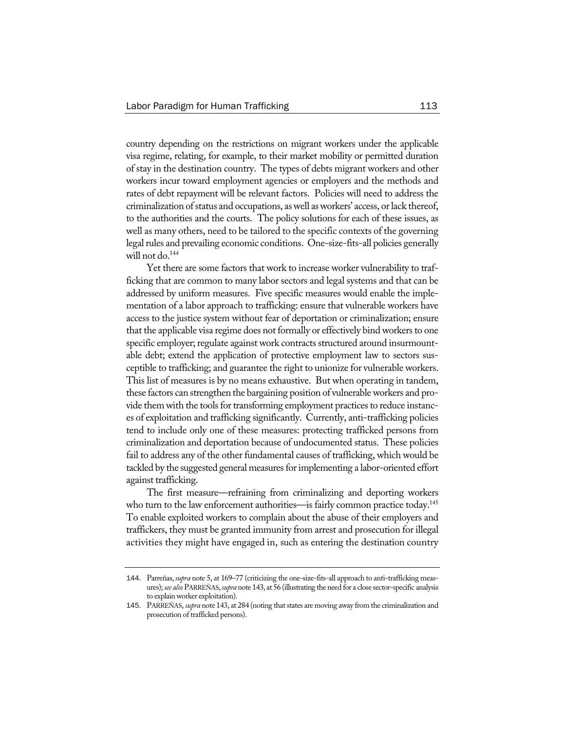country depending on the restrictions on migrant workers under the applicable visa regime, relating, for example, to their market mobility or permitted duration of stay in the destination country. The types of debts migrant workers and other workers incur toward employment agencies or employers and the methods and rates of debt repayment will be relevant factors. Policies will need to address the criminalization of status and occupations, as well as workers' access, or lack thereof, to the authorities and the courts. The policy solutions for each of these issues, as well as many others, need to be tailored to the specific contexts of the governing legal rules and prevailing economic conditions. One-size-fits-all policies generally will not do.[144]

Yet there are some factors that work to increase worker vulnerability to trafficking that are common to many labor sectors and legal systems and that can be addressed by uniform measures. Five specific measures would enable the implementation of a labor approach to trafficking: ensure that vulnerable workers have access to the justice system without fear of deportation or criminalization; ensure that the applicable visa regime does not formally or effectively bind workers to one specific employer; regulate against work contracts structured around insurmountable debt; extend the application of protective employment law to sectors susceptible to trafficking; and guarantee the right to unionize for vulnerable workers. This list of measures is by no means exhaustive. But when operating in tandem, these factors can strengthen the bargaining position of vulnerable workers and provide them with the tools for transforming employment practices to reduce instances of exploitation and trafficking significantly. Currently, anti-trafficking policies tend to include only one of these measures: protecting trafficked persons from criminalization and deportation because of undocumented status. These policies fail to address any of the other fundamental causes of trafficking, which would be tackled by the suggested general measures for implementing a labor-oriented effort against trafficking.

The first measure—refraining from criminalizing and deporting workers who turn to the law enforcement authorities—is fairly common practice today.[145] To enable exploited workers to complain about the abuse of their employers and traffickers, they must be granted immunity from arrest and prosecution for illegal activities they might have engaged in, such as entering the destination country

---

144. Parreñas, *supra* note 5, at 169–77 (criticizing the one-size-fits-all approach to anti-trafficking measures); *see also* PARREÑAS, *supra* note 143, at 56 (illustrating the need for a close sector-specific analysis to explain worker exploitation).

145. PARREÑAS, *supra* note 143, at 284 (noting that states are moving away from the criminalization and prosecution of trafficked persons).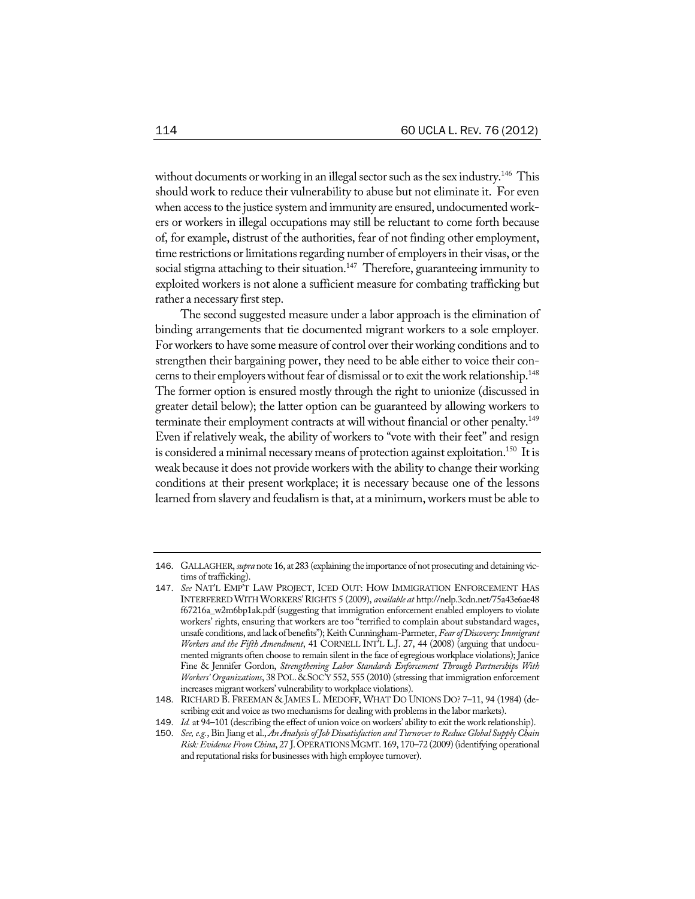without documents or working in an illegal sector such as the sex industry.[146] This should work to reduce their vulnerability to abuse but not eliminate it. For even when access to the justice system and immunity are ensured, undocumented workers or workers in illegal occupations may still be reluctant to come forth because of, for example, distrust of the authorities, fear of not finding other employment, time restrictions or limitations regarding number of employers in their visas, or the social stigma attaching to their situation.[147] Therefore, guaranteeing immunity to exploited workers is not alone a sufficient measure for combating trafficking but rather a necessary first step.

The second suggested measure under a labor approach is the elimination of binding arrangements that tie documented migrant workers to a sole employer. For workers to have some measure of control over their working conditions and to strengthen their bargaining power, they need to be able either to voice their concerns to their employers without fear of dismissal or to exit the work relationship.[148] The former option is ensured mostly through the right to unionize (discussed in greater detail below); the latter option can be guaranteed by allowing workers to terminate their employment contracts at will without financial or other penalty.[149] Even if relatively weak, the ability of workers to "vote with their feet" and resign is considered a minimal necessary means of protection against exploitation.[150] It is weak because it does not provide workers with the ability to change their working conditions at their present workplace; it is necessary because one of the lessons learned from slavery and feudalism is that, at a minimum, workers must be able to

---

146. GALLAGHER, *supra* note 16, at 283 (explaining the importance of not prosecuting and detaining victims of trafficking).

147. *See* NAT'L EMP'T LAW PROJECT, ICED OUT: HOW IMMIGRATION ENFORCEMENT HAS INTERFERED WITH WORKERS' RIGHTS 5 (2009), *available at* http://nelp.3cdn.net/75a43e6ae48f67216a_w2m6bp1ak.pdf (suggesting that immigration enforcement enabled employers to violate workers' rights, ensuring that workers are too "terrified to complain about substandard wages, unsafe conditions, and lack of benefits"); Keith Cunningham-Parmeter, *Fear of Discovery: Immigrant Workers and the Fifth Amendment*, 41 CORNELL INT'L L.J. 27, 44 (2008) (arguing that undocumented migrants often choose to remain silent in the face of egregious workplace violations); Janice Fine & Jennifer Gordon, *Strengthening Labor Standards Enforcement Through Partnerships With Workers' Organizations*, 38 POL. & SOC'Y 552, 555 (2010) (stressing that immigration enforcement increases migrant workers' vulnerability to workplace violations).

148. RICHARD B. FREEMAN & JAMES L. MEDOFF, WHAT DO UNIONS DO? 7–11, 94 (1984) (describing exit and voice as two mechanisms for dealing with problems in the labor markets).

149. *Id.* at 94–101 (describing the effect of union voice on workers' ability to exit the work relationship).

150. *See, e.g.*, Bin Jiang et al., *An Analysis of Job Dissatisfaction and Turnover to Reduce Global Supply Chain Risk: Evidence From China*, 27 J. OPERATIONS MGMT. 169, 170–72 (2009) (identifying operational and reputational risks for businesses with high employee turnover).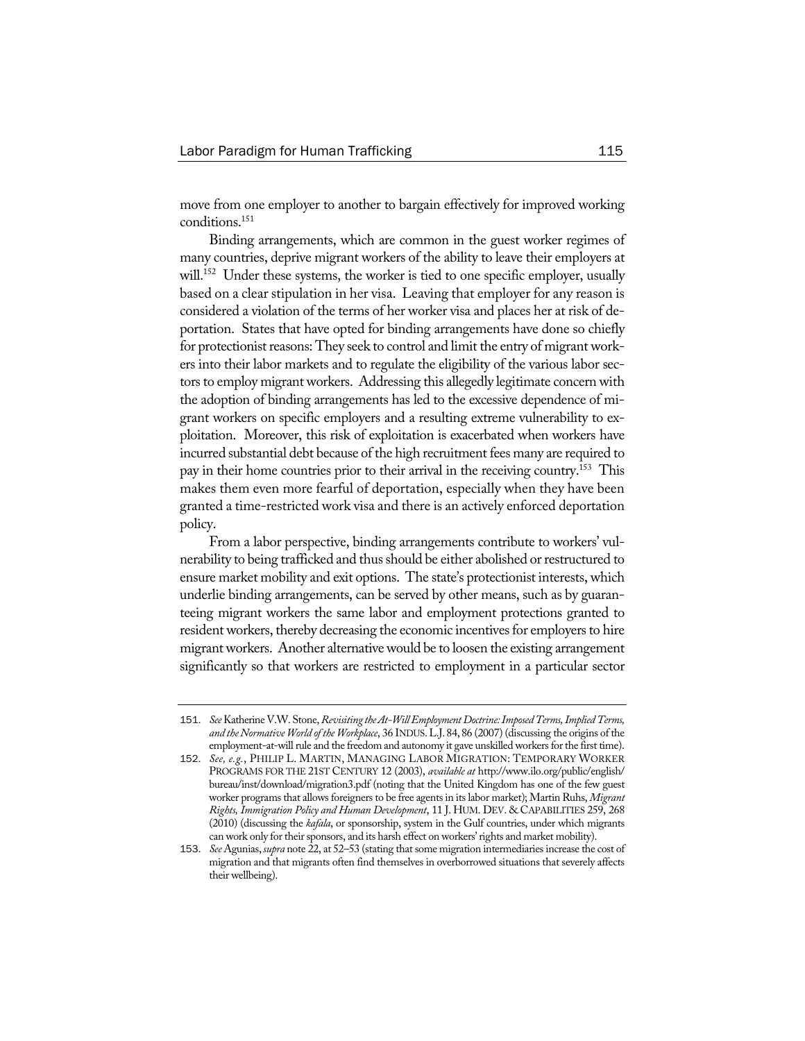move from one employer to another to bargain effectively for improved working conditions.[151]

Binding arrangements, which are common in the guest worker regimes of many countries, deprive migrant workers of the ability to leave their employers at will.[152] Under these systems, the worker is tied to one specific employer, usually based on a clear stipulation in her visa. Leaving that employer for any reason is considered a violation of the terms of her worker visa and places her at risk of deportation. States that have opted for binding arrangements have done so chiefly for protectionist reasons: They seek to control and limit the entry of migrant workers into their labor markets and to regulate the eligibility of the various labor sectors to employ migrant workers. Addressing this allegedly legitimate concern with the adoption of binding arrangements has led to the excessive dependence of migrant workers on specific employers and a resulting extreme vulnerability to exploitation. Moreover, this risk of exploitation is exacerbated when workers have incurred substantial debt because of the high recruitment fees many are required to pay in their home countries prior to their arrival in the receiving country.[153] This makes them even more fearful of deportation, especially when they have been granted a time-restricted work visa and there is an actively enforced deportation policy.

From a labor perspective, binding arrangements contribute to workers' vulnerability to being trafficked and thus should be either abolished or restructured to ensure market mobility and exit options. The state's protectionist interests, which underlie binding arrangements, can be served by other means, such as by guaranteeing migrant workers the same labor and employment protections granted to resident workers, thereby decreasing the economic incentives for employers to hire migrant workers. Another alternative would be to loosen the existing arrangement significantly so that workers are restricted to employment in a particular sector

---

151. *See* Katherine V.W. Stone, *Revisiting the At-Will Employment Doctrine: Imposed Terms, Implied Terms, and the Normative World of the Workplace*, 36 INDUS. L.J. 84, 86 (2007) (discussing the origins of the employment-at-will rule and the freedom and autonomy it gave unskilled workers for the first time).

152. *See, e.g.*, PHILIP L. MARTIN, MANAGING LABOR MIGRATION: TEMPORARY WORKER PROGRAMS FOR THE 21ST CENTURY 12 (2003), *available at* http://www.ilo.org/public/english/bureau/inst/download/migration3.pdf (noting that the United Kingdom has one of the few guest worker programs that allows foreigners to be free agents in its labor market); Martin Ruhs, *Migrant Rights, Immigration Policy and Human Development*, 11 J. HUM. DEV. & CAPABILITIES 259, 268 (2010) (discussing the *kafala*, or sponsorship, system in the Gulf countries, under which migrants can work only for their sponsors, and its harsh effect on workers' rights and market mobility).

153. *See* Agunias, *supra* note 22, at 52–53 (stating that some migration intermediaries increase the cost of migration and that migrants often find themselves in overborrowed situations that severely affects their wellbeing).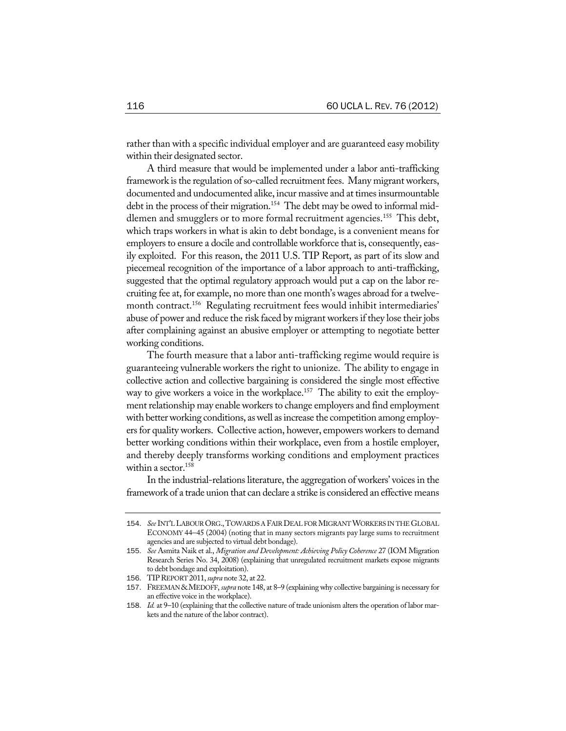rather than with a specific individual employer and are guaranteed easy mobility within their designated sector.

A third measure that would be implemented under a labor anti-trafficking framework is the regulation of so-called recruitment fees. Many migrant workers, documented and undocumented alike, incur massive and at times insurmountable debt in the process of their migration.[154] The debt may be owed to informal middlemen and smugglers or to more formal recruitment agencies.[155] This debt, which traps workers in what is akin to debt bondage, is a convenient means for employers to ensure a docile and controllable workforce that is, consequently, easily exploited. For this reason, the 2011 U.S. TIP Report, as part of its slow and piecemeal recognition of the importance of a labor approach to anti-trafficking, suggested that the optimal regulatory approach would put a cap on the labor recruiting fee at, for example, no more than one month's wages abroad for a twelve-month contract.[156] Regulating recruitment fees would inhibit intermediaries' abuse of power and reduce the risk faced by migrant workers if they lose their jobs after complaining against an abusive employer or attempting to negotiate better working conditions.

The fourth measure that a labor anti-trafficking regime would require is guaranteeing vulnerable workers the right to unionize. The ability to engage in collective action and collective bargaining is considered the single most effective way to give workers a voice in the workplace.[157] The ability to exit the employment relationship may enable workers to change employers and find employment with better working conditions, as well as increase the competition among employers for quality workers. Collective action, however, empowers workers to demand better working conditions within their workplace, even from a hostile employer, and thereby deeply transforms working conditions and employment practices within a sector.[158]

In the industrial-relations literature, the aggregation of workers' voices in the framework of a trade union that can declare a strike is considered an effective means

---

154. *See* INT'L LABOUR ORG., TOWARDS A FAIR DEAL FOR MIGRANT WORKERS IN THE GLOBAL ECONOMY 44–45 (2004) (noting that in many sectors migrants pay large sums to recruitment agencies and are subjected to virtual debt bondage).

155. *See* Asmita Naik et al., *Migration and Development: Achieving Policy Coherence* 27 (IOM Migration Research Series No. 34, 2008) (explaining that unregulated recruitment markets expose migrants to debt bondage and exploitation).

156. TIP REPORT 2011, *supra* note 32, at 22.

157. FREEMAN & MEDOFF, *supra* note 148, at 8–9 (explaining why collective bargaining is necessary for an effective voice in the workplace).

158. *Id.* at 9–10 (explaining that the collective nature of trade unionism alters the operation of labor markets and the nature of the labor contract).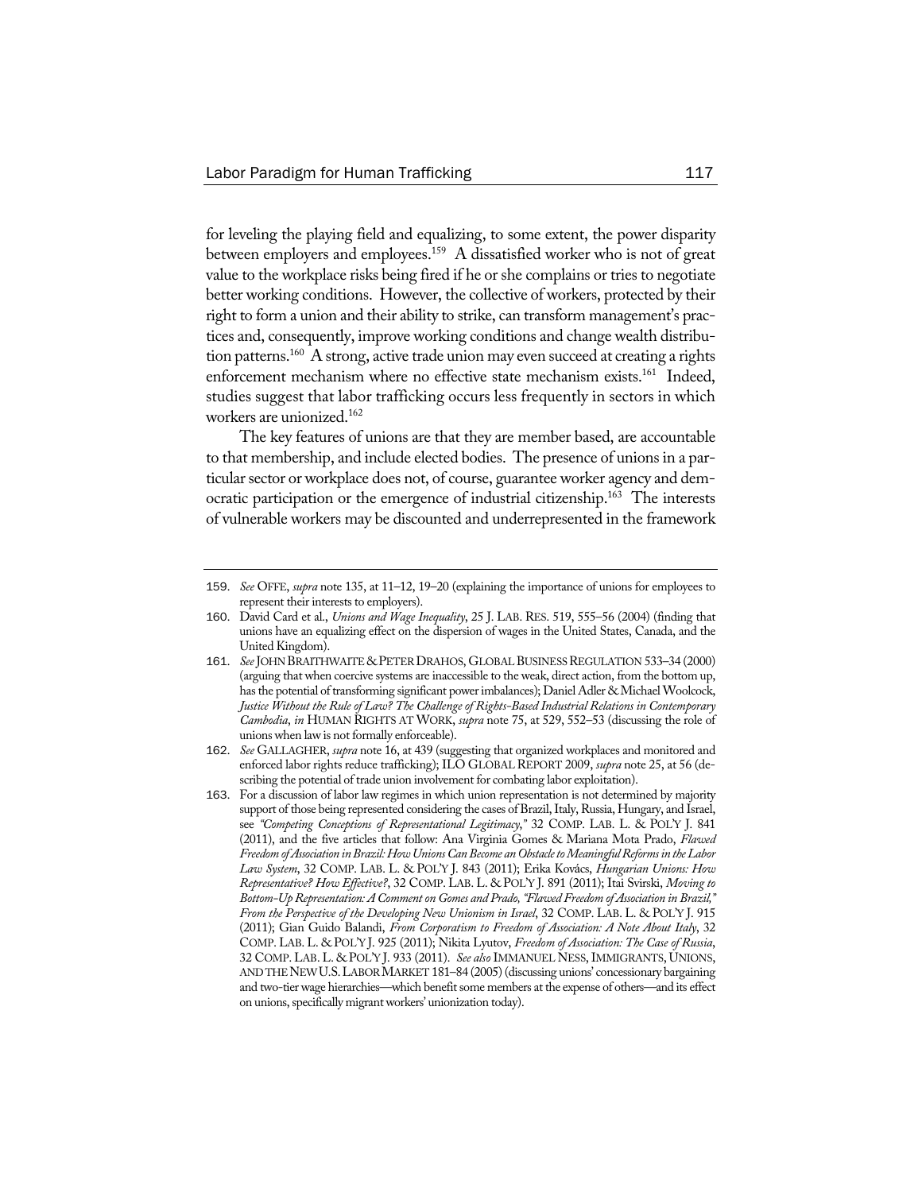for leveling the playing field and equalizing, to some extent, the power disparity between employers and employees.[159] A dissatisfied worker who is not of great value to the workplace risks being fired if he or she complains or tries to negotiate better working conditions. However, the collective of workers, protected by their right to form a union and their ability to strike, can transform management's practices and, consequently, improve working conditions and change wealth distribution patterns.[160] A strong, active trade union may even succeed at creating a rights enforcement mechanism where no effective state mechanism exists.[161] Indeed, studies suggest that labor trafficking occurs less frequently in sectors in which workers are unionized.[162]

The key features of unions are that they are member based, are accountable to that membership, and include elected bodies. The presence of unions in a particular sector or workplace does not, of course, guarantee worker agency and democratic participation or the emergence of industrial citizenship.[163] The interests of vulnerable workers may be discounted and underrepresented in the framework

---

159. *See* OFFE, *supra* note 135, at 11–12, 19–20 (explaining the importance of unions for employees to represent their interests to employers).

160. David Card et al., *Unions and Wage Inequality*, 25 J. LAB. RES. 519, 555–56 (2004) (finding that unions have an equalizing effect on the dispersion of wages in the United States, Canada, and the United Kingdom).

161. *See* JOHN BRAITHWAITE & PETER DRAHOS, GLOBAL BUSINESS REGULATION 533–34 (2000) (arguing that when coercive systems are inaccessible to the weak, direct action, from the bottom up, has the potential of transforming significant power imbalances); Daniel Adler & Michael Woolcock, *Justice Without the Rule of Law? The Challenge of Rights-Based Industrial Relations in Contemporary Cambodia*, *in* HUMAN RIGHTS AT WORK, *supra* note 75, at 529, 552–53 (discussing the role of unions when law is not formally enforceable).

162. *See* GALLAGHER, *supra* note 16, at 439 (suggesting that organized workplaces and monitored and enforced labor rights reduce trafficking); ILO GLOBAL REPORT 2009, *supra* note 25, at 56 (describing the potential of trade union involvement for combating labor exploitation).

163. For a discussion of labor law regimes in which union representation is not determined by majority support of those being represented considering the cases of Brazil, Italy, Russia, Hungary, and Israel, see *"Competing Conceptions of Representational Legitimacy,"* 32 COMP. LAB. L. & POL'Y J. 841 (2011), and the five articles that follow: Ana Virginia Gomes & Mariana Mota Prado, *Flawed Freedom of Association in Brazil: How Unions Can Become an Obstacle to Meaningful Reforms in the Labor Law System*, 32 COMP. LAB. L. & POL'Y J. 843 (2011); Erika Kovács, *Hungarian Unions: How Representative? How Effective?*, 32 COMP. LAB. L. & POL'Y J. 891 (2011); Itai Svirski, *Moving to Bottom-Up Representation: A Comment on Gomes and Prado, "Flawed Freedom of Association in Brazil," From the Perspective of the Developing New Unionism in Israel*, 32 COMP. LAB. L. & POL'Y J. 915 (2011); Gian Guido Balandi, *From Corporatism to Freedom of Association: A Note About Italy*, 32 COMP. LAB. L. & POL'Y J. 925 (2011); Nikita Lyutov, *Freedom of Association: The Case of Russia*, 32 COMP. LAB. L. & POL'Y J. 933 (2011). *See also* IMMANUEL NESS, IMMIGRANTS, UNIONS, AND THE NEW U.S. LABOR MARKET 181–84 (2005) (discussing unions' concessionary bargaining and two-tier wage hierarchies—which benefit some members at the expense of others—and its effect on unions, specifically migrant workers' unionization today).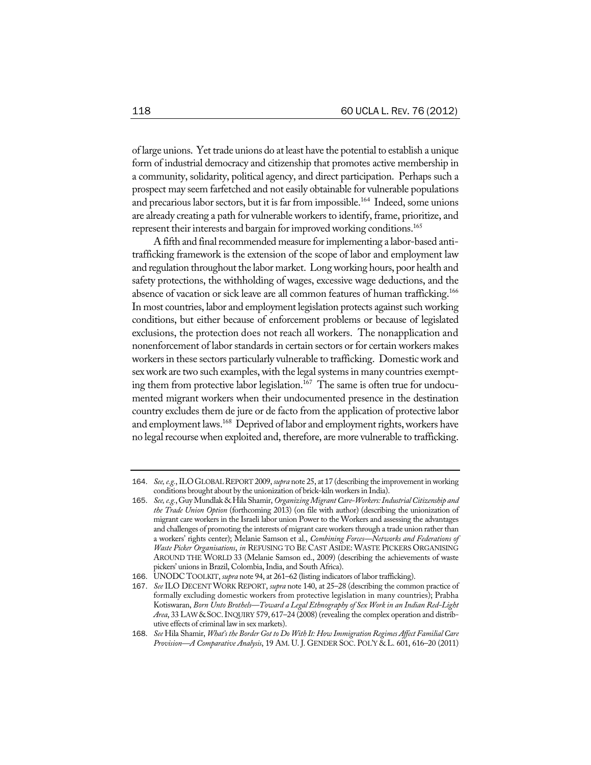of large unions. Yet trade unions do at least have the potential to establish a unique form of industrial democracy and citizenship that promotes active membership in a community, solidarity, political agency, and direct participation. Perhaps such a prospect may seem farfetched and not easily obtainable for vulnerable populations and precarious labor sectors, but it is far from impossible.[164] Indeed, some unions are already creating a path for vulnerable workers to identify, frame, prioritize, and represent their interests and bargain for improved working conditions.[165]

A fifth and final recommended measure for implementing a labor-based anti-trafficking framework is the extension of the scope of labor and employment law and regulation throughout the labor market. Long working hours, poor health and safety protections, the withholding of wages, excessive wage deductions, and the absence of vacation or sick leave are all common features of human trafficking.[166] In most countries, labor and employment legislation protects against such working conditions, but either because of enforcement problems or because of legislated exclusions, the protection does not reach all workers. The nonapplication and nonenforcement of labor standards in certain sectors or for certain workers makes workers in these sectors particularly vulnerable to trafficking. Domestic work and sex work are two such examples, with the legal systems in many countries exempting them from protective labor legislation.[167] The same is often true for undocumented migrant workers when their undocumented presence in the destination country excludes them de jure or de facto from the application of protective labor and employment laws.[168] Deprived of labor and employment rights, workers have no legal recourse when exploited and, therefore, are more vulnerable to trafficking.

---

164. *See, e.g.*, ILO GLOBAL REPORT 2009, *supra* note 25, at 17 (describing the improvement in working conditions brought about by the unionization of brick-kiln workers in India).

165. *See, e.g.*, Guy Mundlak & Hila Shamir, *Organizing Migrant Care-Workers: Industrial Citizenship and the Trade Union Option* (forthcoming 2013) (on file with author) (describing the unionization of migrant care workers in the Israeli labor union Power to the Workers and assessing the advantages and challenges of promoting the interests of migrant care workers through a trade union rather than a workers' rights center); Melanie Samson et al., *Combining Forces—Networks and Federations of Waste Picker Organisations*, *in* REFUSING TO BE CAST ASIDE: WASTE PICKERS ORGANISING AROUND THE WORLD 33 (Melanie Samson ed., 2009) (describing the achievements of waste pickers' unions in Brazil, Colombia, India, and South Africa).

166. UNODC TOOLKIT, *supra* note 94, at 261–62 (listing indicators of labor trafficking).

167. *See* ILO DECENT WORK REPORT, *supra* note 140, at 25–28 (describing the common practice of formally excluding domestic workers from protective legislation in many countries); Prabha Kotiswaran, *Born Unto Brothels—Toward a Legal Ethnography of Sex Work in an Indian Red-Light Area*, 33 LAW & SOC. INQUIRY 579, 617–24 (2008) (revealing the complex operation and distributive effects of criminal law in sex markets).

168. *See* Hila Shamir, *What's the Border Got to Do With It: How Immigration Regimes Affect Familial Care Provision—A Comparative Analysis*, 19 AM. U. J. GENDER SOC. POL'Y & L. 601, 616–20 (2011)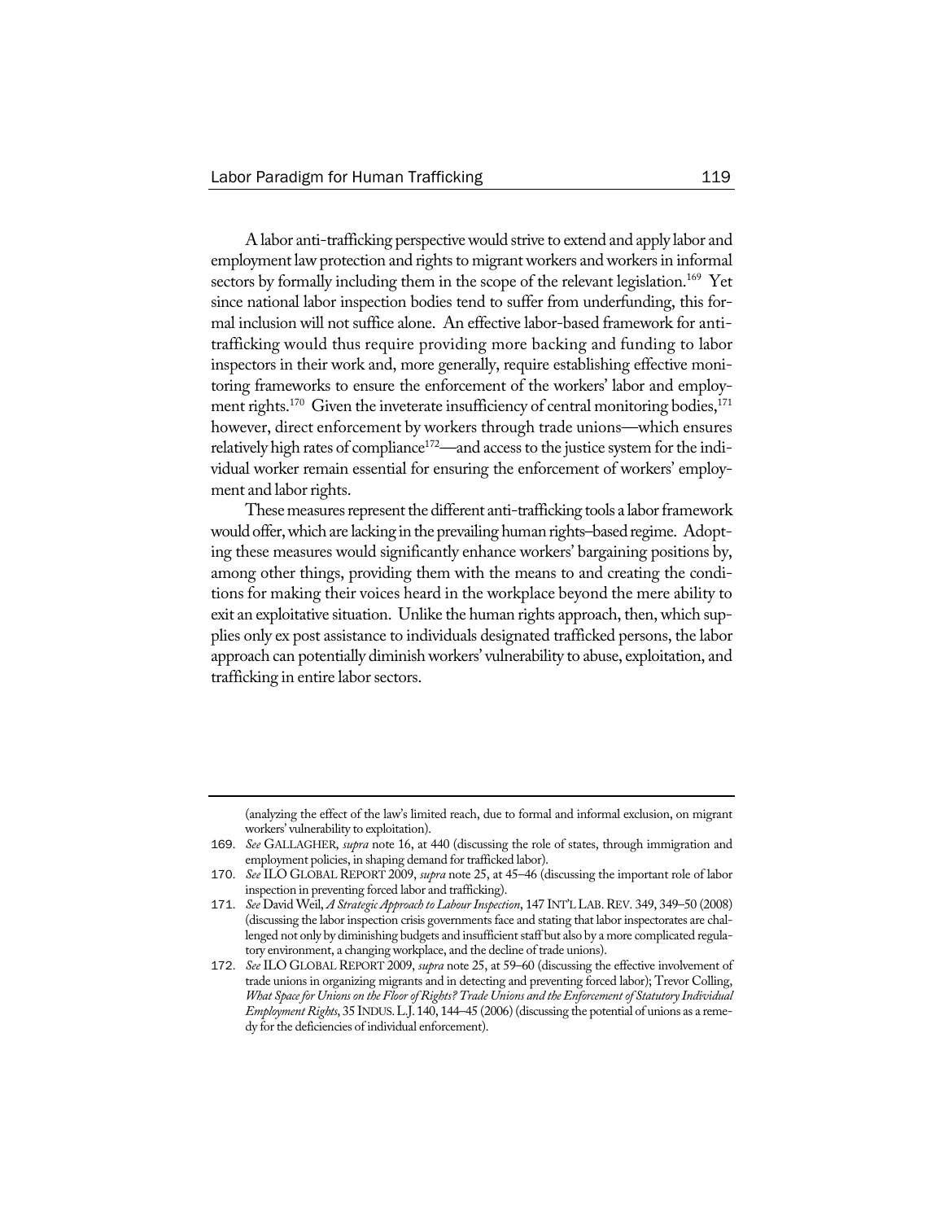A labor anti-trafficking perspective would strive to extend and apply labor and employment law protection and rights to migrant workers and workers in informal sectors by formally including them in the scope of the relevant legislation.[169] Yet since national labor inspection bodies tend to suffer from underfunding, this formal inclusion will not suffice alone. An effective labor-based framework for anti-trafficking would thus require providing more backing and funding to labor inspectors in their work and, more generally, require establishing effective monitoring frameworks to ensure the enforcement of the workers' labor and employment rights.[170] Given the inveterate insufficiency of central monitoring bodies,[171] however, direct enforcement by workers through trade unions—which ensures relatively high rates of compliance[172]—and access to the justice system for the individual worker remain essential for ensuring the enforcement of workers' employment and labor rights.

These measures represent the different anti-trafficking tools a labor framework would offer, which are lacking in the prevailing human rights–based regime. Adopting these measures would significantly enhance workers' bargaining positions by, among other things, providing them with the means to and creating the conditions for making their voices heard in the workplace beyond the mere ability to exit an exploitative situation. Unlike the human rights approach, then, which supplies only ex post assistance to individuals designated trafficked persons, the labor approach can potentially diminish workers' vulnerability to abuse, exploitation, and trafficking in entire labor sectors.

---

(analyzing the effect of the law's limited reach, due to formal and informal exclusion, on migrant workers' vulnerability to exploitation).

169. *See* GALLAGHER, *supra* note 16, at 440 (discussing the role of states, through immigration and employment policies, in shaping demand for trafficked labor).

170. *See* ILO GLOBAL REPORT 2009, *supra* note 25, at 45–46 (discussing the important role of labor inspection in preventing forced labor and trafficking).

171. *See* David Weil, *A Strategic Approach to Labour Inspection*, 147 INT'L LAB. REV. 349, 349–50 (2008) (discussing the labor inspection crisis governments face and stating that labor inspectorates are challenged not only by diminishing budgets and insufficient staff but also by a more complicated regulatory environment, a changing workplace, and the decline of trade unions).

172. *See* ILO GLOBAL REPORT 2009, *supra* note 25, at 59–60 (discussing the effective involvement of trade unions in organizing migrants and in detecting and preventing forced labor); Trevor Colling, *What Space for Unions on the Floor of Rights? Trade Unions and the Enforcement of Statutory Individual Employment Rights*, 35 INDUS. L.J. 140, 144–45 (2006) (discussing the potential of unions as a remedy for the deficiencies of individual enforcement).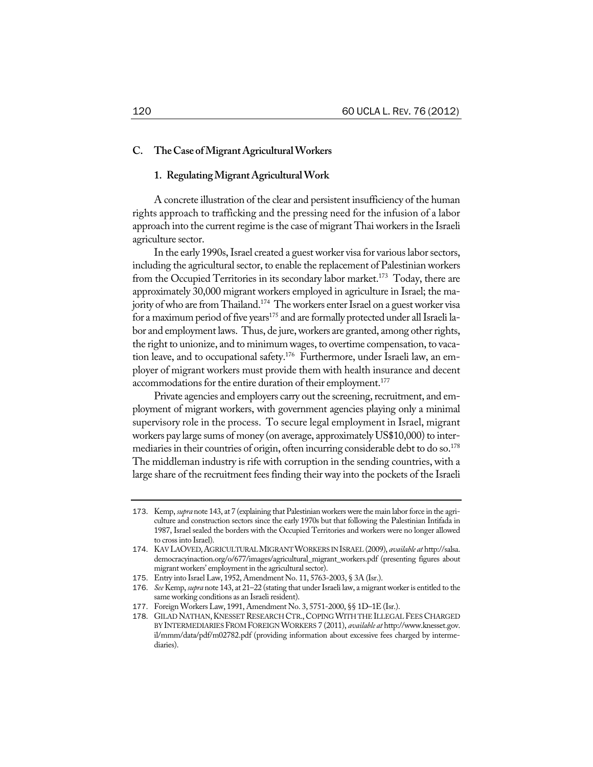### C. The Case of Migrant Agricultural Workers

#### 1. Regulating Migrant Agricultural Work

A concrete illustration of the clear and persistent insufficiency of the human rights approach to trafficking and the pressing need for the infusion of a labor approach into the current regime is the case of migrant Thai workers in the Israeli agriculture sector.

In the early 1990s, Israel created a guest worker visa for various labor sectors, including the agricultural sector, to enable the replacement of Palestinian workers from the Occupied Territories in its secondary labor market.[173] Today, there are approximately 30,000 migrant workers employed in agriculture in Israel; the majority of who are from Thailand.[174] The workers enter Israel on a guest worker visa for a maximum period of five years[175] and are formally protected under all Israeli labor and employment laws. Thus, de jure, workers are granted, among other rights, the right to unionize, and to minimum wages, to overtime compensation, to vacation leave, and to occupational safety.[176] Furthermore, under Israeli law, an employer of migrant workers must provide them with health insurance and decent accommodations for the entire duration of their employment.[177]

Private agencies and employers carry out the screening, recruitment, and employment of migrant workers, with government agencies playing only a minimal supervisory role in the process. To secure legal employment in Israel, migrant workers pay large sums of money (on average, approximately US$10,000) to intermediaries in their countries of origin, often incurring considerable debt to do so.[178] The middleman industry is rife with corruption in the sending countries, with a large share of the recruitment fees finding their way into the pockets of the Israeli

---

173. Kemp, *supra* note 143, at 7 (explaining that Palestinian workers were the main labor force in the agriculture and construction sectors since the early 1970s but that following the Palestinian Intifada in 1987, Israel sealed the borders with the Occupied Territories and workers were no longer allowed to cross into Israel).

174. KAV LAOVED, AGRICULTURAL MIGRANT WORKERS IN ISRAEL (2009), *available at* http://salsa.democracyinaction.org/o/677/images/agricultural_migrant_workers.pdf (presenting figures about migrant workers' employment in the agricultural sector).

175. Entry into Israel Law, 1952, Amendment No. 11, 5763-2003, § 3A (Isr.).

176. *See* Kemp, *supra* note 143, at 21–22 (stating that under Israeli law, a migrant worker is entitled to the same working conditions as an Israeli resident).

177. Foreign Workers Law, 1991, Amendment No. 3, 5751-2000, §§ 1D–1E (Isr.).

178. GILAD NATHAN, KNESSET RESEARCH CTR., COPING WITH THE ILLEGAL FEES CHARGED BY INTERMEDIARIES FROM FOREIGN WORKERS 7 (2011), *available at* http://www.knesset.gov.il/mmm/data/pdf/m02782.pdf (providing information about excessive fees charged by intermediaries).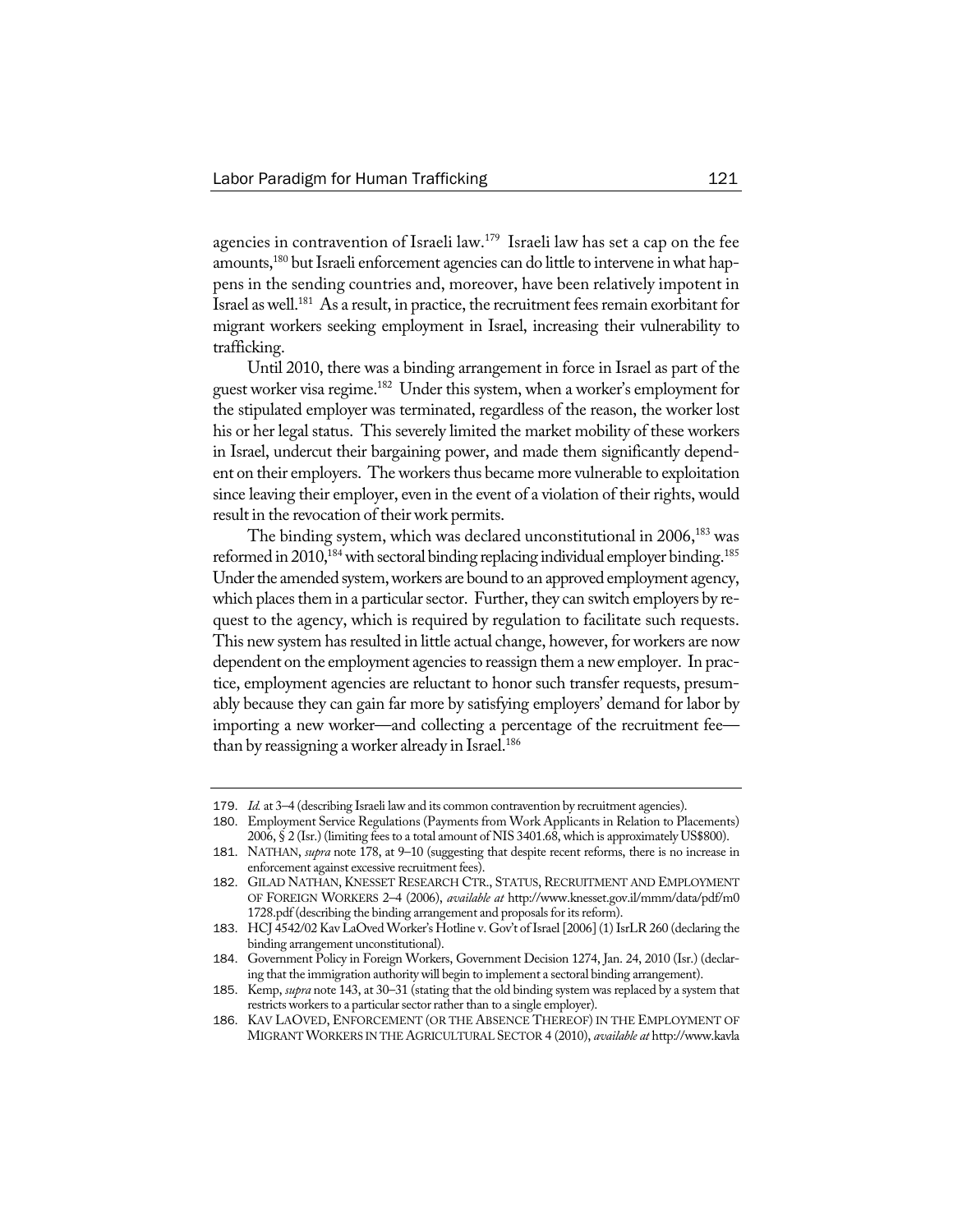agencies in contravention of Israeli law.[179] Israeli law has set a cap on the fee amounts,[180] but Israeli enforcement agencies can do little to intervene in what happens in the sending countries and, moreover, have been relatively impotent in Israel as well.[181] As a result, in practice, the recruitment fees remain exorbitant for migrant workers seeking employment in Israel, increasing their vulnerability to trafficking.

Until 2010, there was a binding arrangement in force in Israel as part of the guest worker visa regime.[182] Under this system, when a worker's employment for the stipulated employer was terminated, regardless of the reason, the worker lost his or her legal status. This severely limited the market mobility of these workers in Israel, undercut their bargaining power, and made them significantly dependent on their employers. The workers thus became more vulnerable to exploitation since leaving their employer, even in the event of a violation of their rights, would result in the revocation of their work permits.

The binding system, which was declared unconstitutional in 2006,[183] was reformed in 2010,[184] with sectoral binding replacing individual employer binding.[185] Under the amended system, workers are bound to an approved employment agency, which places them in a particular sector. Further, they can switch employers by request to the agency, which is required by regulation to facilitate such requests. This new system has resulted in little actual change, however, for workers are now dependent on the employment agencies to reassign them a new employer. In practice, employment agencies are reluctant to honor such transfer requests, presumably because they can gain far more by satisfying employers' demand for labor by importing a new worker—and collecting a percentage of the recruitment fee—than by reassigning a worker already in Israel.[186]

---

179. *Id.* at 3–4 (describing Israeli law and its common contravention by recruitment agencies).

180. Employment Service Regulations (Payments from Work Applicants in Relation to Placements) 2006, § 2 (Isr.) (limiting fees to a total amount of NIS 3401.68, which is approximately US$800).

181. NATHAN, *supra* note 178, at 9–10 (suggesting that despite recent reforms, there is no increase in enforcement against excessive recruitment fees).

182. GILAD NATHAN, KNESSET RESEARCH CTR., STATUS, RECRUITMENT AND EMPLOYMENT OF FOREIGN WORKERS 2–4 (2006), *available at* http://www.knesset.gov.il/mmm/data/pdf/m01728.pdf (describing the binding arrangement and proposals for its reform).

183. HCJ 4542/02 Kav LaOved Worker's Hotline v. Gov't of Israel [2006] (1) IsrLR 260 (declaring the binding arrangement unconstitutional).

184. Government Policy in Foreign Workers, Government Decision 1274, Jan. 24, 2010 (Isr.) (declaring that the immigration authority will begin to implement a sectoral binding arrangement).

185. Kemp, *supra* note 143, at 30–31 (stating that the old binding system was replaced by a system that restricts workers to a particular sector rather than to a single employer).

186. KAV LAOVED, ENFORCEMENT (OR THE ABSENCE THEREOF) IN THE EMPLOYMENT OF MIGRANT WORKERS IN THE AGRICULTURAL SECTOR 4 (2010), *available at* http://www.kavla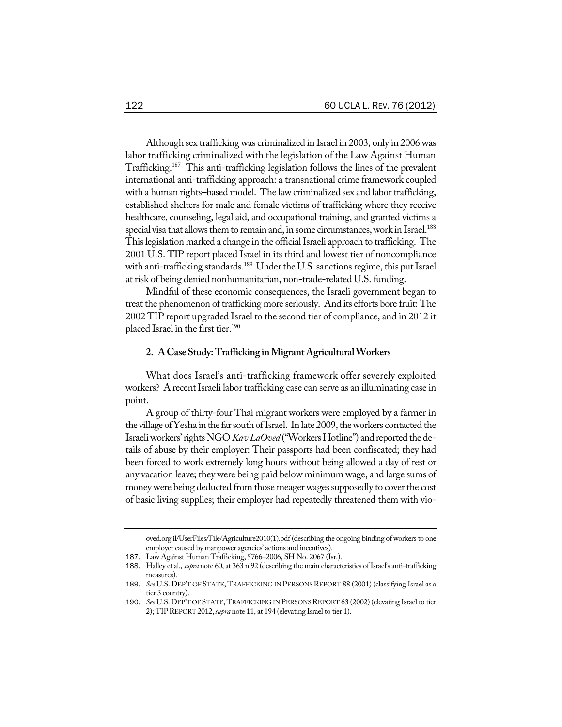Although sex trafficking was criminalized in Israel in 2003, only in 2006 was labor trafficking criminalized with the legislation of the Law Against Human Trafficking.[187] This anti-trafficking legislation follows the lines of the prevalent international anti-trafficking approach: a transnational crime framework coupled with a human rights–based model. The law criminalized sex and labor trafficking, established shelters for male and female victims of trafficking where they receive healthcare, counseling, legal aid, and occupational training, and granted victims a special visa that allows them to remain and, in some circumstances, work in Israel.[188] This legislation marked a change in the official Israeli approach to trafficking. The 2001 U.S. TIP report placed Israel in its third and lowest tier of noncompliance with anti-trafficking standards.[189] Under the U.S. sanctions regime, this put Israel at risk of being denied nonhumanitarian, non-trade-related U.S. funding.

Mindful of these economic consequences, the Israeli government began to treat the phenomenon of trafficking more seriously. And its efforts bore fruit: The 2002 TIP report upgraded Israel to the second tier of compliance, and in 2012 it placed Israel in the first tier.[190]

### 2. A Case Study: Trafficking in Migrant Agricultural Workers

What does Israel's anti-trafficking framework offer severely exploited workers? A recent Israeli labor trafficking case can serve as an illuminating case in point.

A group of thirty-four Thai migrant workers were employed by a farmer in the village of Yesha in the far south of Israel. In late 2009, the workers contacted the Israeli workers' rights NGO *Kav LaOved* ("Workers Hotline") and reported the details of abuse by their employer: Their passports had been confiscated; they had been forced to work extremely long hours without being allowed a day of rest or any vacation leave; they were being paid below minimum wage, and large sums of money were being deducted from those meager wages supposedly to cover the cost of basic living supplies; their employer had repeatedly threatened them with vio-

---

oved.org.il/UserFiles/File/Agriculture2010(1).pdf (describing the ongoing binding of workers to one employer caused by manpower agencies' actions and incentives).

187. Law Against Human Trafficking, 5766–2006, SH No. 2067 (Isr.).

188. Halley et al., *supra* note 60, at 363 n.92 (describing the main characteristics of Israel's anti-trafficking measures).

189. *See* U.S. DEP'T OF STATE, TRAFFICKING IN PERSONS REPORT 88 (2001) (classifying Israel as a tier 3 country).

190. *See* U.S. DEP'T OF STATE, TRAFFICKING IN PERSONS REPORT 63 (2002) (elevating Israel to tier 2); TIP REPORT 2012, *supra* note 11, at 194 (elevating Israel to tier 1).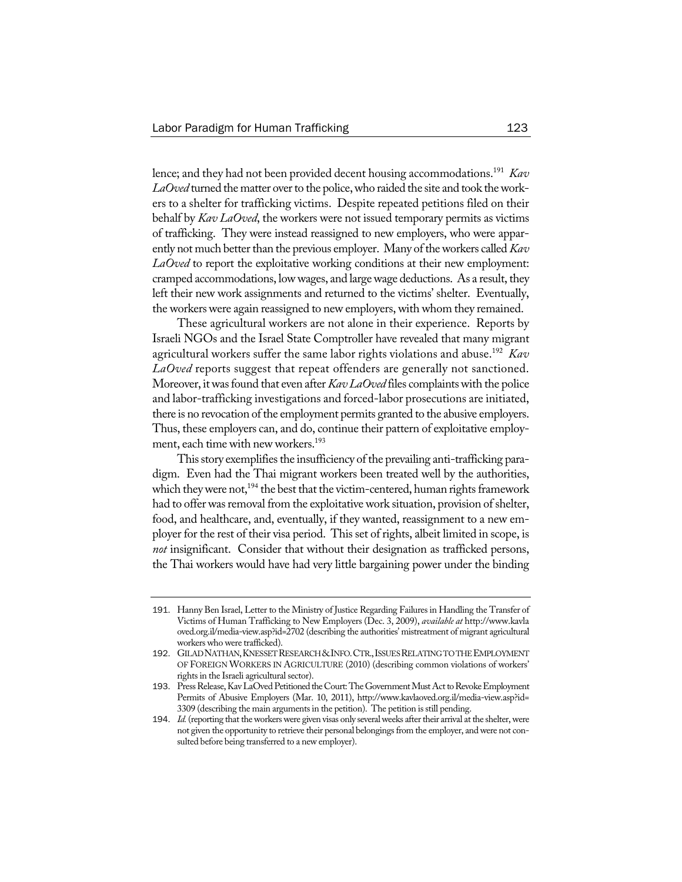lence; and they had not been provided decent housing accommodations.[191] *Kav LaOved* turned the matter over to the police, who raided the site and took the workers to a shelter for trafficking victims. Despite repeated petitions filed on their behalf by *Kav LaOved*, the workers were not issued temporary permits as victims of trafficking. They were instead reassigned to new employers, who were apparently not much better than the previous employer. Many of the workers called *Kav LaOved* to report the exploitative working conditions at their new employment: cramped accommodations, low wages, and large wage deductions. As a result, they left their new work assignments and returned to the victims' shelter. Eventually, the workers were again reassigned to new employers, with whom they remained.

These agricultural workers are not alone in their experience. Reports by Israeli NGOs and the Israel State Comptroller have revealed that many migrant agricultural workers suffer the same labor rights violations and abuse.[192] *Kav LaOved* reports suggest that repeat offenders are generally not sanctioned. Moreover, it was found that even after *Kav LaOved* files complaints with the police and labor-trafficking investigations and forced-labor prosecutions are initiated, there is no revocation of the employment permits granted to the abusive employers. Thus, these employers can, and do, continue their pattern of exploitative employment, each time with new workers.[193]

This story exemplifies the insufficiency of the prevailing anti-trafficking paradigm. Even had the Thai migrant workers been treated well by the authorities, which they were not,[194] the best that the victim-centered, human rights framework had to offer was removal from the exploitative work situation, provision of shelter, food, and healthcare, and, eventually, if they wanted, reassignment to a new employer for the rest of their visa period. This set of rights, albeit limited in scope, is *not* insignificant. Consider that without their designation as trafficked persons, the Thai workers would have had very little bargaining power under the binding

---

191. Hanny Ben Israel, Letter to the Ministry of Justice Regarding Failures in Handling the Transfer of Victims of Human Trafficking to New Employers (Dec. 3, 2009), *available at* http://www.kavlaoved.org.il/media-view.asp?id=2702 (describing the authorities' mistreatment of migrant agricultural workers who were trafficked).

192. GILAD NATHAN, KNESSET RESEARCH & INFO. CTR., ISSUES RELATING TO THE EMPLOYMENT OF FOREIGN WORKERS IN AGRICULTURE (2010) (describing common violations of workers' rights in the Israeli agricultural sector).

193. Press Release, Kav LaOved Petitioned the Court: The Government Must Act to Revoke Employment Permits of Abusive Employers (Mar. 10, 2011), http://www.kavlaoved.org.il/media-view.asp?id=3309 (describing the main arguments in the petition). The petition is still pending.

194. *Id.* (reporting that the workers were given visas only several weeks after their arrival at the shelter, were not given the opportunity to retrieve their personal belongings from the employer, and were not consulted before being transferred to a new employer).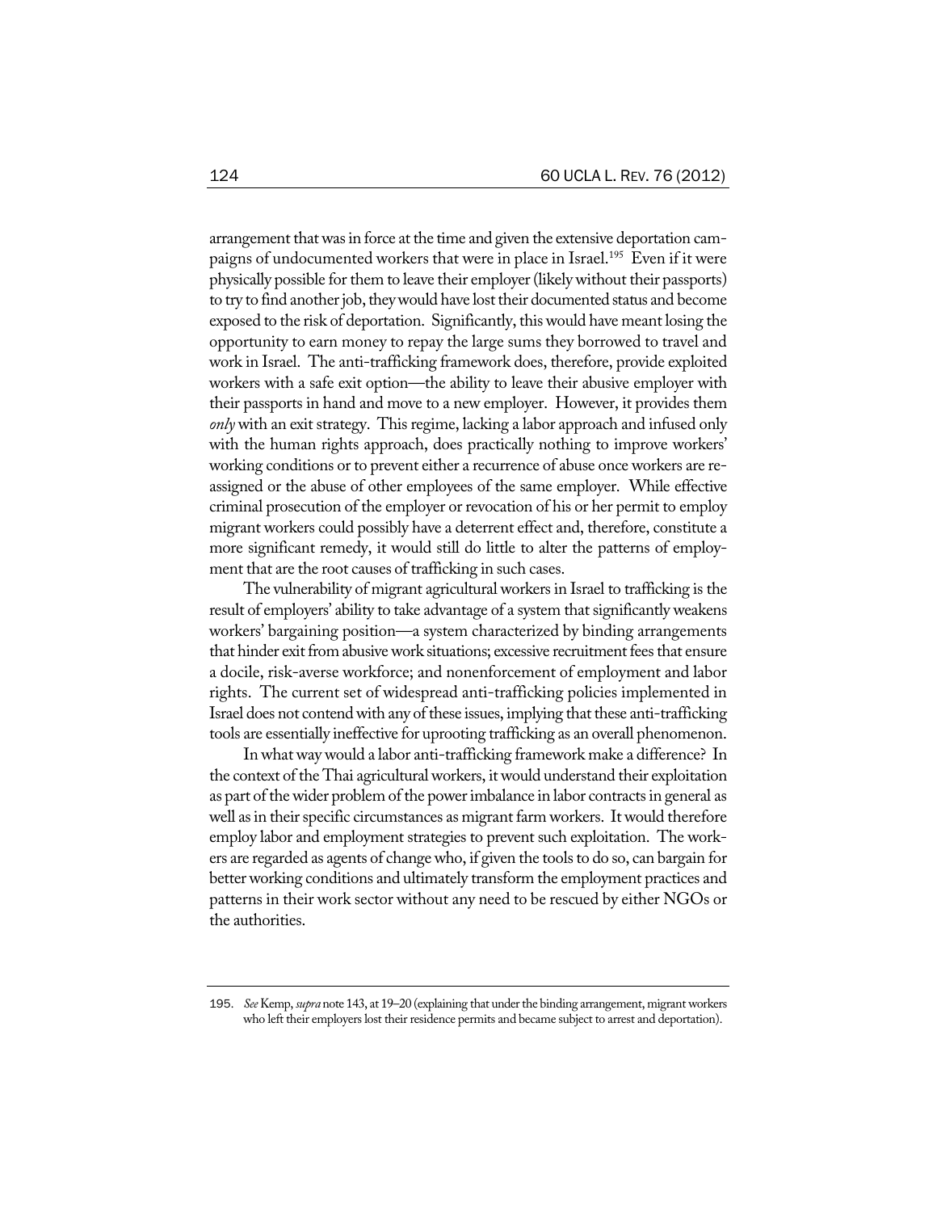arrangement that was in force at the time and given the extensive deportation campaigns of undocumented workers that were in place in Israel.[195] Even if it were physically possible for them to leave their employer (likely without their passports) to try to find another job, they would have lost their documented status and become exposed to the risk of deportation. Significantly, this would have meant losing the opportunity to earn money to repay the large sums they borrowed to travel and work in Israel. The anti-trafficking framework does, therefore, provide exploited workers with a safe exit option—the ability to leave their abusive employer with their passports in hand and move to a new employer. However, it provides them *only* with an exit strategy. This regime, lacking a labor approach and infused only with the human rights approach, does practically nothing to improve workers' working conditions or to prevent either a recurrence of abuse once workers are reassigned or the abuse of other employees of the same employer. While effective criminal prosecution of the employer or revocation of his or her permit to employ migrant workers could possibly have a deterrent effect and, therefore, constitute a more significant remedy, it would still do little to alter the patterns of employment that are the root causes of trafficking in such cases.

The vulnerability of migrant agricultural workers in Israel to trafficking is the result of employers' ability to take advantage of a system that significantly weakens workers' bargaining position—a system characterized by binding arrangements that hinder exit from abusive work situations; excessive recruitment fees that ensure a docile, risk-averse workforce; and nonenforcement of employment and labor rights. The current set of widespread anti-trafficking policies implemented in Israel does not contend with any of these issues, implying that these anti-trafficking tools are essentially ineffective for uprooting trafficking as an overall phenomenon.

In what way would a labor anti-trafficking framework make a difference? In the context of the Thai agricultural workers, it would understand their exploitation as part of the wider problem of the power imbalance in labor contracts in general as well as in their specific circumstances as migrant farm workers. It would therefore employ labor and employment strategies to prevent such exploitation. The workers are regarded as agents of change who, if given the tools to do so, can bargain for better working conditions and ultimately transform the employment practices and patterns in their work sector without any need to be rescued by either NGOs or the authorities.

---

195. *See* Kemp, *supra* note 143, at 19–20 (explaining that under the binding arrangement, migrant workers who left their employers lost their residence permits and became subject to arrest and deportation).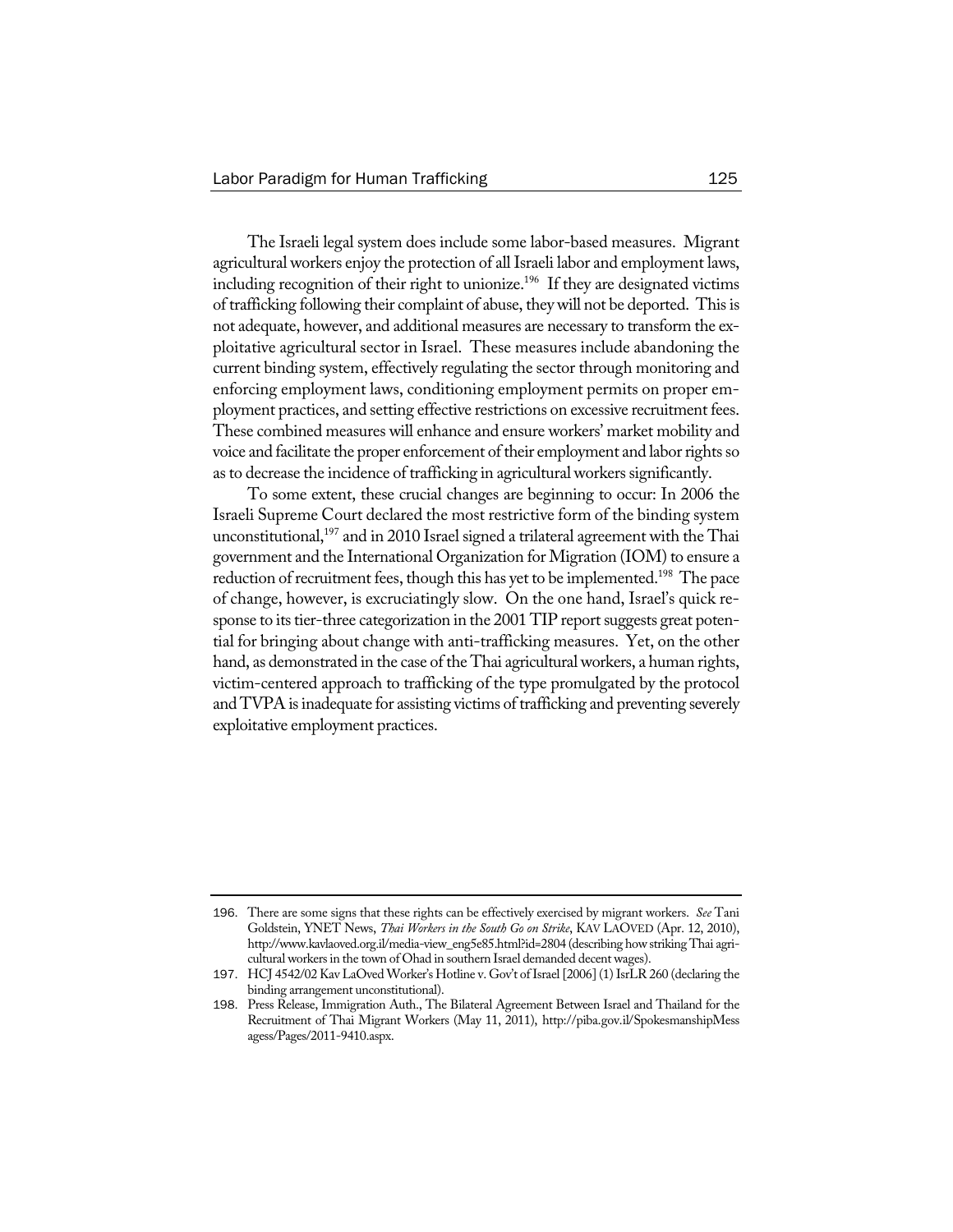The Israeli legal system does include some labor-based measures. Migrant agricultural workers enjoy the protection of all Israeli labor and employment laws, including recognition of their right to unionize.[196] If they are designated victims of trafficking following their complaint of abuse, they will not be deported. This is not adequate, however, and additional measures are necessary to transform the exploitative agricultural sector in Israel. These measures include abandoning the current binding system, effectively regulating the sector through monitoring and enforcing employment laws, conditioning employment permits on proper employment practices, and setting effective restrictions on excessive recruitment fees. These combined measures will enhance and ensure workers' market mobility and voice and facilitate the proper enforcement of their employment and labor rights so as to decrease the incidence of trafficking in agricultural workers significantly.

To some extent, these crucial changes are beginning to occur: In 2006 the Israeli Supreme Court declared the most restrictive form of the binding system unconstitutional,[197] and in 2010 Israel signed a trilateral agreement with the Thai government and the International Organization for Migration (IOM) to ensure a reduction of recruitment fees, though this has yet to be implemented.[198] The pace of change, however, is excruciatingly slow. On the one hand, Israel's quick response to its tier-three categorization in the 2001 TIP report suggests great potential for bringing about change with anti-trafficking measures. Yet, on the other hand, as demonstrated in the case of the Thai agricultural workers, a human rights, victim-centered approach to trafficking of the type promulgated by the protocol and TVPA is inadequate for assisting victims of trafficking and preventing severely exploitative employment practices.

---

196. There are some signs that these rights can be effectively exercised by migrant workers. *See* Tani Goldstein, YNET News, *Thai Workers in the South Go on Strike*, KAV LAOVED (Apr. 12, 2010), http://www.kavlaoved.org.il/media-view_eng5e85.html?id=2804 (describing how striking Thai agricultural workers in the town of Ohad in southern Israel demanded decent wages).

197. HCJ 4542/02 Kav LaOved Worker's Hotline v. Gov't of Israel [2006] (1) IsrLR 260 (declaring the binding arrangement unconstitutional).

198. Press Release, Immigration Auth., The Bilateral Agreement Between Israel and Thailand for the Recruitment of Thai Migrant Workers (May 11, 2011), http://piba.gov.il/SpokesmanshipMessagess/Pages/2011-9410.aspx.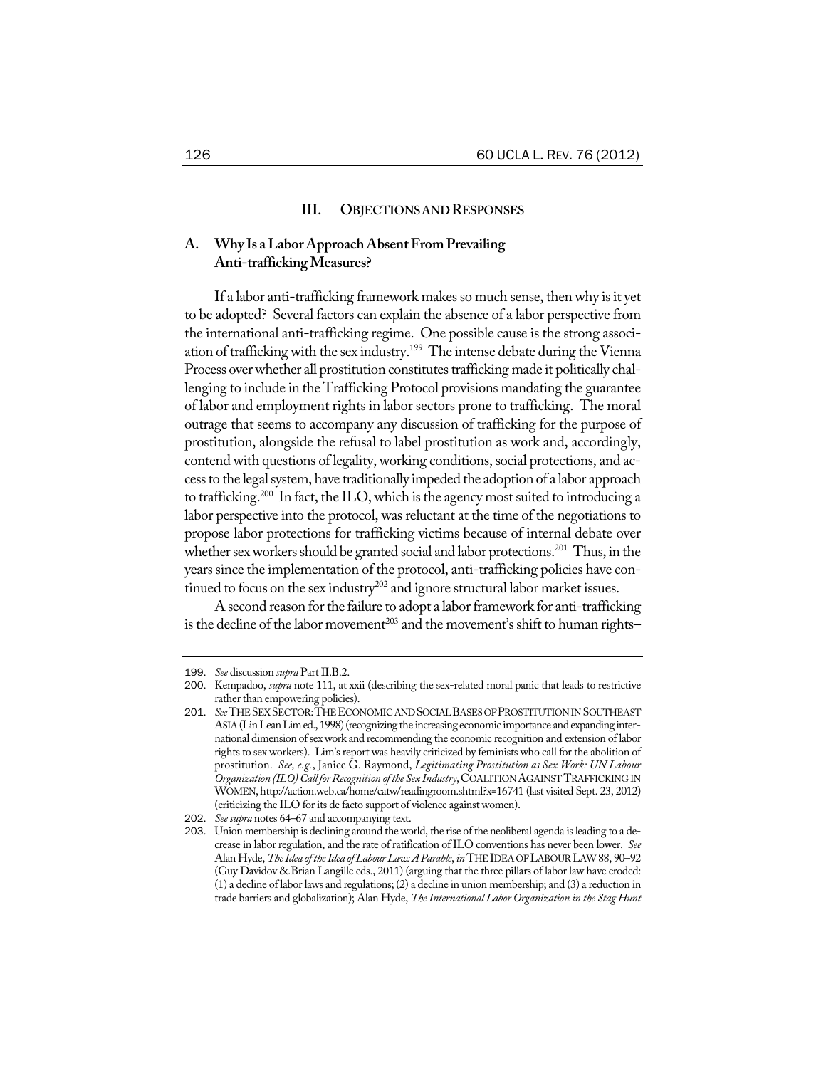## III. OBJECTIONS AND RESPONSES

### A. Why Is a Labor Approach Absent From Prevailing Anti-trafficking Measures?

If a labor anti-trafficking framework makes so much sense, then why is it yet to be adopted? Several factors can explain the absence of a labor perspective from the international anti-trafficking regime. One possible cause is the strong association of trafficking with the sex industry.[199] The intense debate during the Vienna Process over whether all prostitution constitutes trafficking made it politically challenging to include in the Trafficking Protocol provisions mandating the guarantee of labor and employment rights in labor sectors prone to trafficking. The moral outrage that seems to accompany any discussion of trafficking for the purpose of prostitution, alongside the refusal to label prostitution as work and, accordingly, contend with questions of legality, working conditions, social protections, and access to the legal system, have traditionally impeded the adoption of a labor approach to trafficking.[200] In fact, the ILO, which is the agency most suited to introducing a labor perspective into the protocol, was reluctant at the time of the negotiations to propose labor protections for trafficking victims because of internal debate over whether sex workers should be granted social and labor protections.[201] Thus, in the years since the implementation of the protocol, anti-trafficking policies have continued to focus on the sex industry[202] and ignore structural labor market issues.

A second reason for the failure to adopt a labor framework for anti-trafficking is the decline of the labor movement[203] and the movement's shift to human rights–

---

199. *See* discussion *supra* Part II.B.2.

200. Kempadoo, *supra* note 111, at xxii (describing the sex-related moral panic that leads to restrictive rather than empowering policies).

201. *See* THE SEX SECTOR: THE ECONOMIC AND SOCIAL BASES OF PROSTITUTION IN SOUTHEAST ASIA (Lin Lean Lim ed., 1998) (recognizing the increasing economic importance and expanding international dimension of sex work and recommending the economic recognition and extension of labor rights to sex workers). Lim's report was heavily criticized by feminists who call for the abolition of prostitution. *See, e.g.*, Janice G. Raymond, *Legitimating Prostitution as Sex Work: UN Labour Organization (ILO) Call for Recognition of the Sex Industry*, COALITION AGAINST TRAFFICKING IN WOMEN, http://action.web.ca/home/catw/readingroom.shtml?x=16741 (last visited Sept. 23, 2012) (criticizing the ILO for its de facto support of violence against women).

202. *See supra* notes 64–67 and accompanying text.

203. Union membership is declining around the world, the rise of the neoliberal agenda is leading to a decrease in labor regulation, and the rate of ratification of ILO conventions has never been lower. *See* Alan Hyde, *The Idea of the Idea of Labour Law: A Parable*, *in* THE IDEA OF LABOUR LAW 88, 90–92 (Guy Davidov & Brian Langille eds., 2011) (arguing that the three pillars of labor law have eroded: (1) a decline of labor laws and regulations; (2) a decline in union membership; and (3) a reduction in trade barriers and globalization); Alan Hyde, *The International Labor Organization in the Stag Hunt*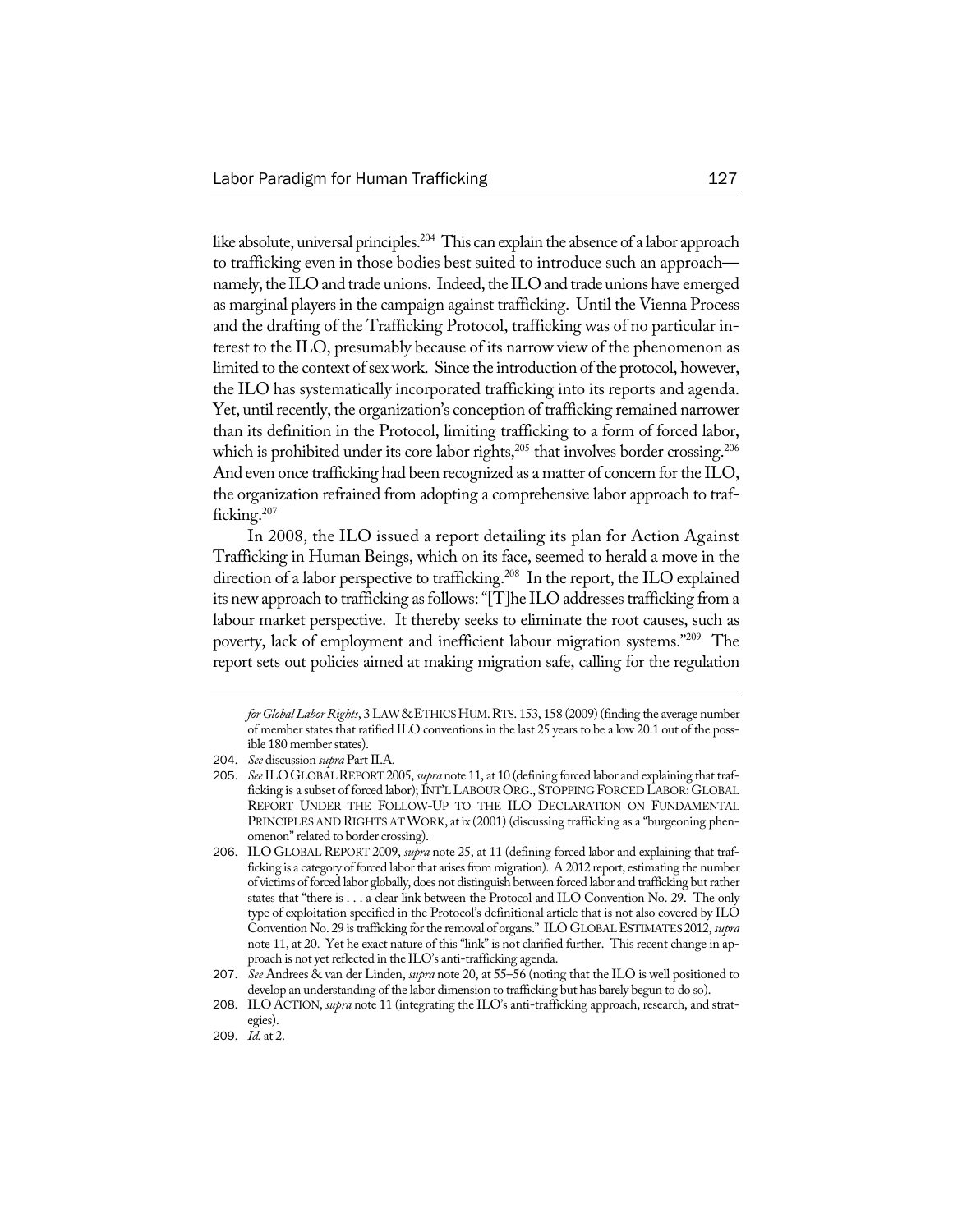like absolute, universal principles.[204] This can explain the absence of a labor approach to trafficking even in those bodies best suited to introduce such an approach—namely, the ILO and trade unions. Indeed, the ILO and trade unions have emerged as marginal players in the campaign against trafficking. Until the Vienna Process and the drafting of the Trafficking Protocol, trafficking was of no particular interest to the ILO, presumably because of its narrow view of the phenomenon as limited to the context of sex work. Since the introduction of the protocol, however, the ILO has systematically incorporated trafficking into its reports and agenda. Yet, until recently, the organization's conception of trafficking remained narrower than its definition in the Protocol, limiting trafficking to a form of forced labor, which is prohibited under its core labor rights,[205] that involves border crossing.[206] And even once trafficking had been recognized as a matter of concern for the ILO, the organization refrained from adopting a comprehensive labor approach to trafficking.[207]

In 2008, the ILO issued a report detailing its plan for Action Against Trafficking in Human Beings, which on its face, seemed to herald a move in the direction of a labor perspective to trafficking.[208] In the report, the ILO explained its new approach to trafficking as follows: "[T]he ILO addresses trafficking from a labour market perspective. It thereby seeks to eliminate the root causes, such as poverty, lack of employment and inefficient labour migration systems."[209] The report sets out policies aimed at making migration safe, calling for the regulation

---

*for Global Labor Rights*, 3 LAW & ETHICS HUM. RTS. 153, 158 (2009) (finding the average number of member states that ratified ILO conventions in the last 25 years to be a low 20.1 out of the possible 180 member states).

204. *See* discussion *supra* Part II.A.

205. *See* ILO GLOBAL REPORT 2005, *supra* note 11, at 10 (defining forced labor and explaining that trafficking is a subset of forced labor); INT'L LABOUR ORG., STOPPING FORCED LABOR: GLOBAL REPORT UNDER THE FOLLOW-UP TO THE ILO DECLARATION ON FUNDAMENTAL PRINCIPLES AND RIGHTS AT WORK, at ix (2001) (discussing trafficking as a "burgeoning phenomenon" related to border crossing).

206. ILO GLOBAL REPORT 2009, *supra* note 25, at 11 (defining forced labor and explaining that trafficking is a category of forced labor that arises from migration). A 2012 report, estimating the number of victims of forced labor globally, does not distinguish between forced labor and trafficking but rather states that "there is . . . a clear link between the Protocol and ILO Convention No. 29. The only type of exploitation specified in the Protocol's definitional article that is not also covered by ILO Convention No. 29 is trafficking for the removal of organs." ILO GLOBAL ESTIMATES 2012, *supra* note 11, at 20. Yet he exact nature of this "link" is not clarified further. This recent change in approach is not yet reflected in the ILO's anti-trafficking agenda.

207. *See* Andrees & van der Linden, *supra* note 20, at 55–56 (noting that the ILO is well positioned to develop an understanding of the labor dimension to trafficking but has barely begun to do so).

208. ILO ACTION, *supra* note 11 (integrating the ILO's anti-trafficking approach, research, and strategies).

209. *Id.* at 2.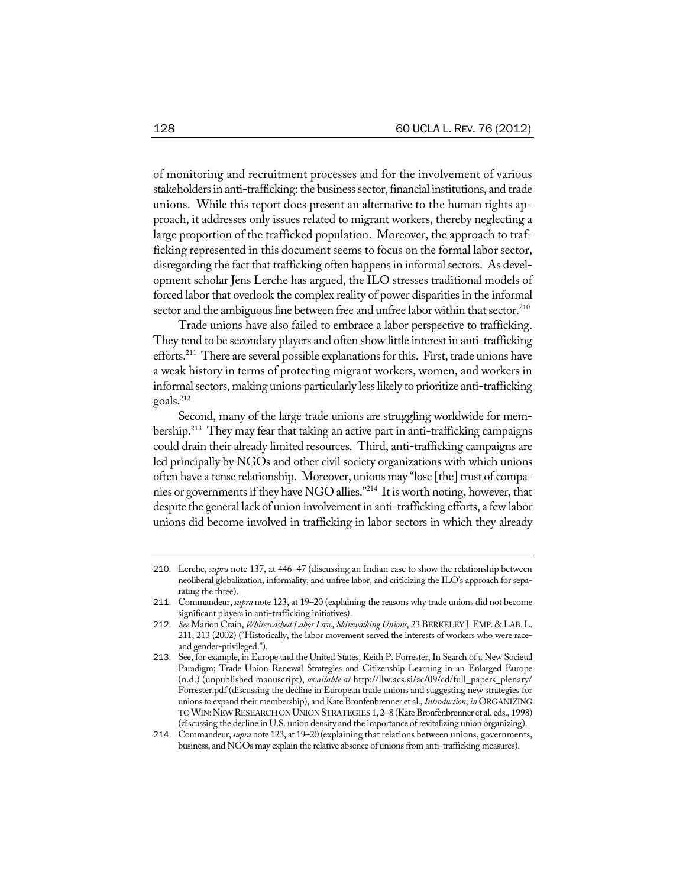of monitoring and recruitment processes and for the involvement of various stakeholders in anti-trafficking: the business sector, financial institutions, and trade unions. While this report does present an alternative to the human rights approach, it addresses only issues related to migrant workers, thereby neglecting a large proportion of the trafficked population. Moreover, the approach to trafficking represented in this document seems to focus on the formal labor sector, disregarding the fact that trafficking often happens in informal sectors. As development scholar Jens Lerche has argued, the ILO stresses traditional models of forced labor that overlook the complex reality of power disparities in the informal sector and the ambiguous line between free and unfree labor within that sector.[210]

Trade unions have also failed to embrace a labor perspective to trafficking. They tend to be secondary players and often show little interest in anti-trafficking efforts.[211] There are several possible explanations for this. First, trade unions have a weak history in terms of protecting migrant workers, women, and workers in informal sectors, making unions particularly less likely to prioritize anti-trafficking goals.[212]

Second, many of the large trade unions are struggling worldwide for membership.[213] They may fear that taking an active part in anti-trafficking campaigns could drain their already limited resources. Third, anti-trafficking campaigns are led principally by NGOs and other civil society organizations with which unions often have a tense relationship. Moreover, unions may "lose [the] trust of companies or governments if they have NGO allies."[214] It is worth noting, however, that despite the general lack of union involvement in anti-trafficking efforts, a few labor unions did become involved in trafficking in labor sectors in which they already

---

210. Lerche, *supra* note 137, at 446–47 (discussing an Indian case to show the relationship between neoliberal globalization, informality, and unfree labor, and criticizing the ILO's approach for separating the three).

211. Commandeur, *supra* note 123, at 19–20 (explaining the reasons why trade unions did not become significant players in anti-trafficking initiatives).

212. *See* Marion Crain, *Whitewashed Labor Law, Skinwalking Unions*, 23 BERKELEY J. EMP. & LAB. L. 211, 213 (2002) ("Historically, the labor movement served the interests of workers who were race- and gender-privileged.").

213. See, for example, in Europe and the United States, Keith P. Forrester, In Search of a New Societal Paradigm; Trade Union Renewal Strategies and Citizenship Learning in an Enlarged Europe (n.d.) (unpublished manuscript), *available at* http://llw.acs.si/ac/09/cd/full_papers_plenary/Forrester.pdf (discussing the decline in European trade unions and suggesting new strategies for unions to expand their membership), and Kate Bronfenbrenner et al., *Introduction*, *in* ORGANIZING TO WIN: NEW RESEARCH ON UNION STRATEGIES 1, 2–8 (Kate Bronfenbrenner et al. eds., 1998) (discussing the decline in U.S. union density and the importance of revitalizing union organizing).

214. Commandeur, *supra* note 123, at 19–20 (explaining that relations between unions, governments, business, and NGOs may explain the relative absence of unions from anti-trafficking measures).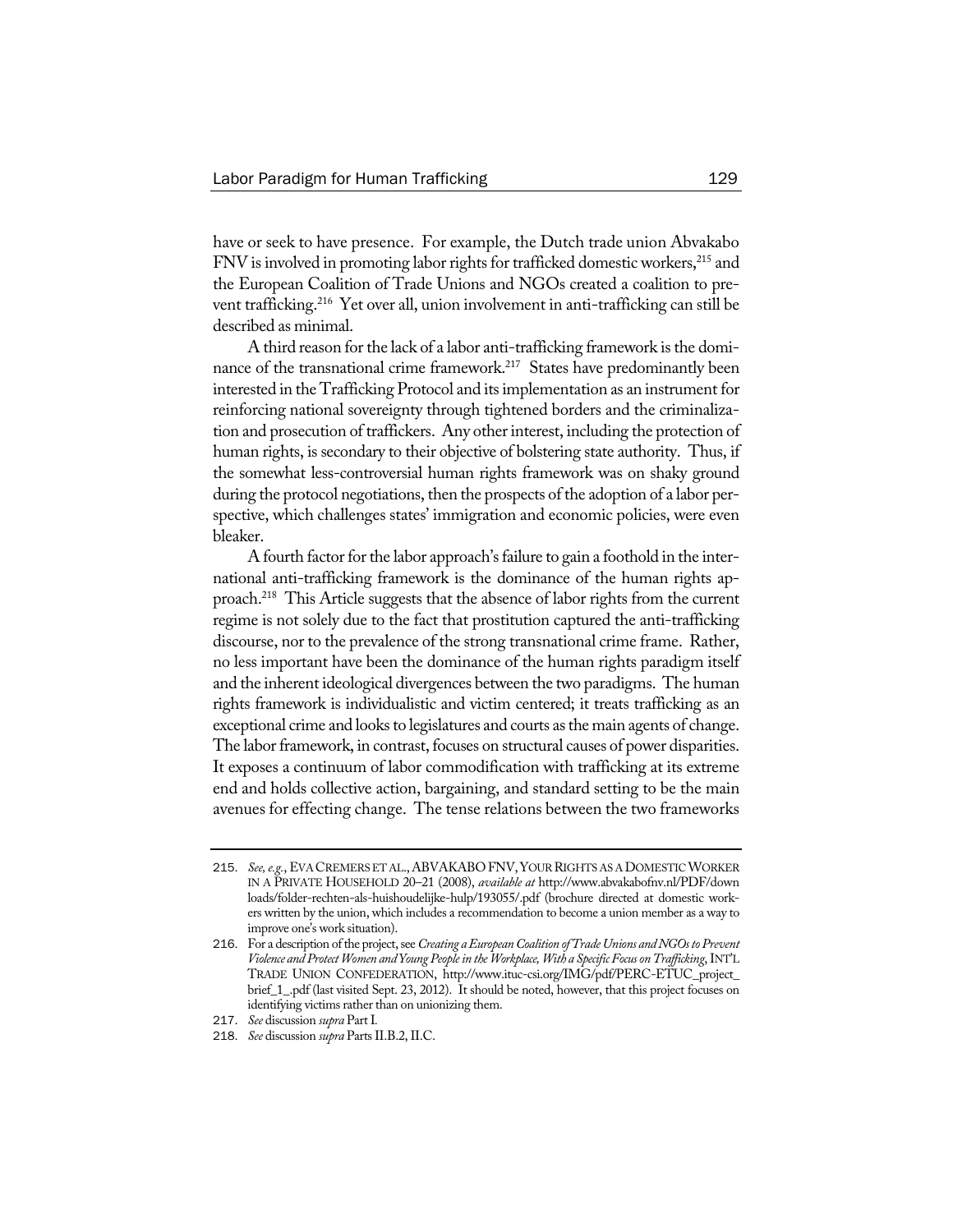have or seek to have presence. For example, the Dutch trade union Abvakabo FNV is involved in promoting labor rights for trafficked domestic workers,[215] and the European Coalition of Trade Unions and NGOs created a coalition to prevent trafficking.[216] Yet over all, union involvement in anti-trafficking can still be described as minimal.

A third reason for the lack of a labor anti-trafficking framework is the dominance of the transnational crime framework.[217] States have predominantly been interested in the Trafficking Protocol and its implementation as an instrument for reinforcing national sovereignty through tightened borders and the criminalization and prosecution of traffickers. Any other interest, including the protection of human rights, is secondary to their objective of bolstering state authority. Thus, if the somewhat less-controversial human rights framework was on shaky ground during the protocol negotiations, then the prospects of the adoption of a labor perspective, which challenges states' immigration and economic policies, were even bleaker.

A fourth factor for the labor approach's failure to gain a foothold in the international anti-trafficking framework is the dominance of the human rights approach.[218] This Article suggests that the absence of labor rights from the current regime is not solely due to the fact that prostitution captured the anti-trafficking discourse, nor to the prevalence of the strong transnational crime frame. Rather, no less important have been the dominance of the human rights paradigm itself and the inherent ideological divergences between the two paradigms. The human rights framework is individualistic and victim centered; it treats trafficking as an exceptional crime and looks to legislatures and courts as the main agents of change. The labor framework, in contrast, focuses on structural causes of power disparities. It exposes a continuum of labor commodification with trafficking at its extreme end and holds collective action, bargaining, and standard setting to be the main avenues for effecting change. The tense relations between the two frameworks

---

215. *See, e.g.*, EVA CREMERS ET AL., ABVAKABO FNV, YOUR RIGHTS AS A DOMESTIC WORKER IN A PRIVATE HOUSEHOLD 20–21 (2008), *available at* http://www.abvakabofnv.nl/PDF/downloads/folder-rechten-als-huishoudelijke-hulp/193055/.pdf (brochure directed at domestic workers written by the union, which includes a recommendation to become a union member as a way to improve one's work situation).

216. For a description of the project, see *Creating a European Coalition of Trade Unions and NGOs to Prevent Violence and Protect Women and Young People in the Workplace, With a Specific Focus on Trafficking*, INT'L TRADE UNION CONFEDERATION, http://www.ituc-csi.org/IMG/pdf/PERC-ETUC_project_brief_1_.pdf (last visited Sept. 23, 2012). It should be noted, however, that this project focuses on identifying victims rather than on unionizing them.

217. *See* discussion *supra* Part I.

218. *See* discussion *supra* Parts II.B.2, II.C.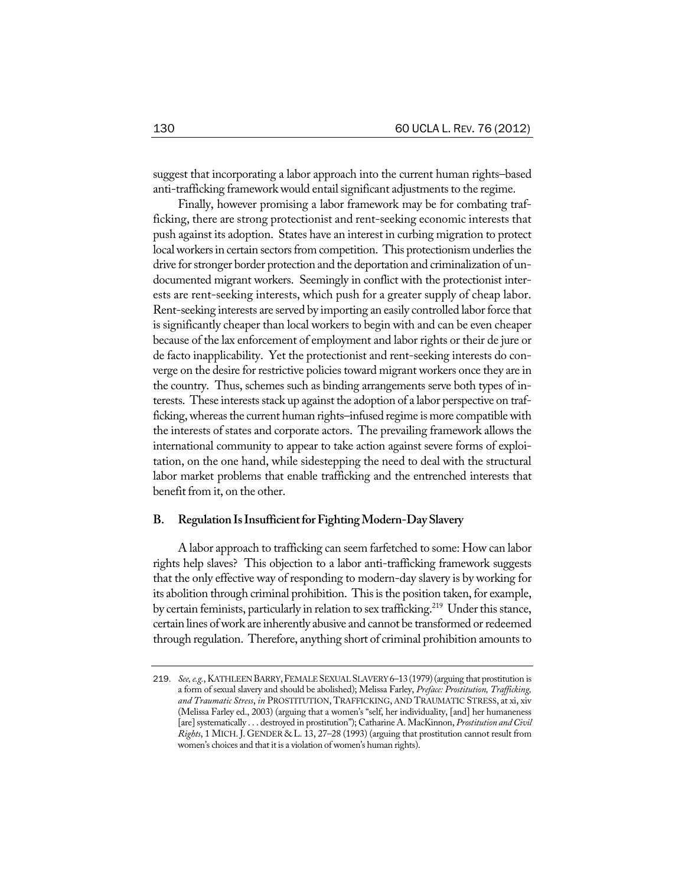suggest that incorporating a labor approach into the current human rights–based anti-trafficking framework would entail significant adjustments to the regime.

Finally, however promising a labor framework may be for combating trafficking, there are strong protectionist and rent-seeking economic interests that push against its adoption. States have an interest in curbing migration to protect local workers in certain sectors from competition. This protectionism underlies the drive for stronger border protection and the deportation and criminalization of undocumented migrant workers. Seemingly in conflict with the protectionist interests are rent-seeking interests, which push for a greater supply of cheap labor. Rent-seeking interests are served by importing an easily controlled labor force that is significantly cheaper than local workers to begin with and can be even cheaper because of the lax enforcement of employment and labor rights or their de jure or de facto inapplicability. Yet the protectionist and rent-seeking interests do converge on the desire for restrictive policies toward migrant workers once they are in the country. Thus, schemes such as binding arrangements serve both types of interests. These interests stack up against the adoption of a labor perspective on trafficking, whereas the current human rights–infused regime is more compatible with the interests of states and corporate actors. The prevailing framework allows the international community to appear to take action against severe forms of exploitation, on the one hand, while sidestepping the need to deal with the structural labor market problems that enable trafficking and the entrenched interests that benefit from it, on the other.

### B. Regulation Is Insufficient for Fighting Modern-Day Slavery

A labor approach to trafficking can seem farfetched to some: How can labor rights help slaves? This objection to a labor anti-trafficking framework suggests that the only effective way of responding to modern-day slavery is by working for its abolition through criminal prohibition. This is the position taken, for example, by certain feminists, particularly in relation to sex trafficking.[219] Under this stance, certain lines of work are inherently abusive and cannot be transformed or redeemed through regulation. Therefore, anything short of criminal prohibition amounts to

---

219. *See, e.g.*, KATHLEEN BARRY, FEMALE SEXUAL SLAVERY 6–13 (1979) (arguing that prostitution is a form of sexual slavery and should be abolished); Melissa Farley, *Preface: Prostitution, Trafficking, and Traumatic Stress*, *in* PROSTITUTION, TRAFFICKING, AND TRAUMATIC STRESS, at xi, xiv (Melissa Farley ed., 2003) (arguing that a women's "self, her individuality, [and] her humaneness [are] systematically . . . destroyed in prostitution"); Catharine A. MacKinnon, *Prostitution and Civil Rights*, 1 MICH. J. GENDER & L. 13, 27–28 (1993) (arguing that prostitution cannot result from women's choices and that it is a violation of women's human rights).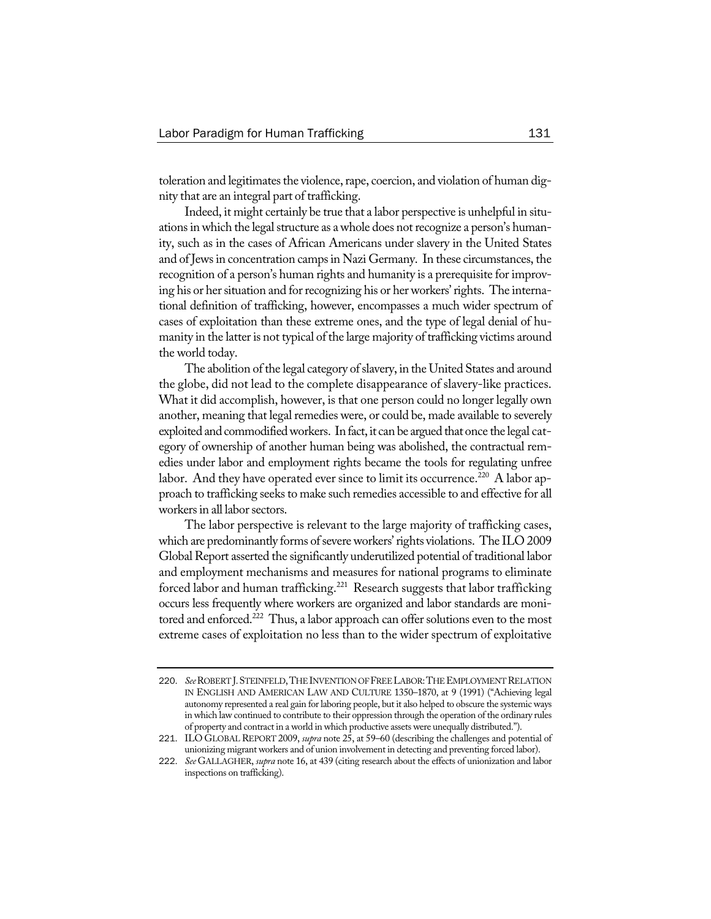toleration and legitimates the violence, rape, coercion, and violation of human dignity that are an integral part of trafficking.

Indeed, it might certainly be true that a labor perspective is unhelpful in situations in which the legal structure as a whole does not recognize a person's humanity, such as in the cases of African Americans under slavery in the United States and of Jews in concentration camps in Nazi Germany. In these circumstances, the recognition of a person's human rights and humanity is a prerequisite for improving his or her situation and for recognizing his or her workers' rights. The international definition of trafficking, however, encompasses a much wider spectrum of cases of exploitation than these extreme ones, and the type of legal denial of humanity in the latter is not typical of the large majority of trafficking victims around the world today.

The abolition of the legal category of slavery, in the United States and around the globe, did not lead to the complete disappearance of slavery-like practices. What it did accomplish, however, is that one person could no longer legally own another, meaning that legal remedies were, or could be, made available to severely exploited and commodified workers. In fact, it can be argued that once the legal category of ownership of another human being was abolished, the contractual remedies under labor and employment rights became the tools for regulating unfree labor. And they have operated ever since to limit its occurrence.[220] A labor approach to trafficking seeks to make such remedies accessible to and effective for all workers in all labor sectors.

The labor perspective is relevant to the large majority of trafficking cases, which are predominantly forms of severe workers' rights violations. The ILO 2009 Global Report asserted the significantly underutilized potential of traditional labor and employment mechanisms and measures for national programs to eliminate forced labor and human trafficking.[221] Research suggests that labor trafficking occurs less frequently where workers are organized and labor standards are monitored and enforced.[222] Thus, a labor approach can offer solutions even to the most extreme cases of exploitation no less than to the wider spectrum of exploitative

---

220. *See* ROBERT J. STEINFELD, THE INVENTION OF FREE LABOR: THE EMPLOYMENT RELATION IN ENGLISH AND AMERICAN LAW AND CULTURE 1350–1870, at 9 (1991) ("Achieving legal autonomy represented a real gain for laboring people, but it also helped to obscure the systemic ways in which law continued to contribute to their oppression through the operation of the ordinary rules of property and contract in a world in which productive assets were unequally distributed.").

221. ILO GLOBAL REPORT 2009, *supra* note 25, at 59–60 (describing the challenges and potential of unionizing migrant workers and of union involvement in detecting and preventing forced labor).

222. *See* GALLAGHER, *supra* note 16, at 439 (citing research about the effects of unionization and labor inspections on trafficking).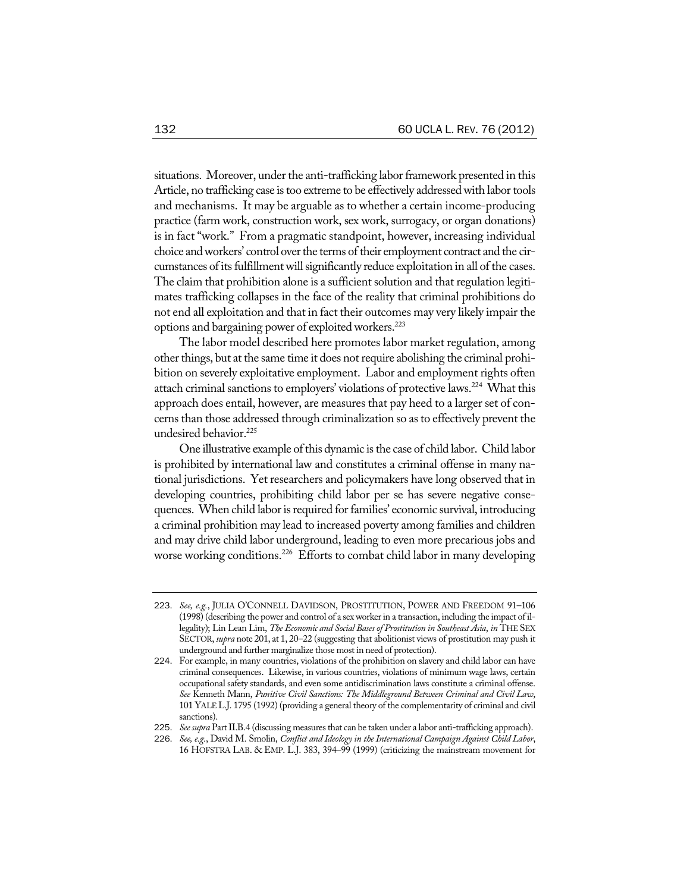situations. Moreover, under the anti-trafficking labor framework presented in this Article, no trafficking case is too extreme to be effectively addressed with labor tools and mechanisms. It may be arguable as to whether a certain income-producing practice (farm work, construction work, sex work, surrogacy, or organ donations) is in fact "work." From a pragmatic standpoint, however, increasing individual choice and workers' control over the terms of their employment contract and the circumstances of its fulfillment will significantly reduce exploitation in all of the cases. The claim that prohibition alone is a sufficient solution and that regulation legitimates trafficking collapses in the face of the reality that criminal prohibitions do not end all exploitation and that in fact their outcomes may very likely impair the options and bargaining power of exploited workers.[223]

The labor model described here promotes labor market regulation, among other things, but at the same time it does not require abolishing the criminal prohibition on severely exploitative employment. Labor and employment rights often attach criminal sanctions to employers' violations of protective laws.[224] What this approach does entail, however, are measures that pay heed to a larger set of concerns than those addressed through criminalization so as to effectively prevent the undesired behavior.[225]

One illustrative example of this dynamic is the case of child labor. Child labor is prohibited by international law and constitutes a criminal offense in many national jurisdictions. Yet researchers and policymakers have long observed that in developing countries, prohibiting child labor per se has severe negative consequences. When child labor is required for families' economic survival, introducing a criminal prohibition may lead to increased poverty among families and children and may drive child labor underground, leading to even more precarious jobs and worse working conditions.[226] Efforts to combat child labor in many developing

---

223. *See, e.g.*, JULIA O'CONNELL DAVIDSON, PROSTITUTION, POWER AND FREEDOM 91–106 (1998) (describing the power and control of a sex worker in a transaction, including the impact of illegality); Lin Lean Lim, *The Economic and Social Bases of Prostitution in Southeast Asia*, *in* THE SEX SECTOR, *supra* note 201, at 1, 20–22 (suggesting that abolitionist views of prostitution may push it underground and further marginalize those most in need of protection).

224. For example, in many countries, violations of the prohibition on slavery and child labor can have criminal consequences. Likewise, in various countries, violations of minimum wage laws, certain occupational safety standards, and even some antidiscrimination laws constitute a criminal offense. *See* Kenneth Mann, *Punitive Civil Sanctions: The Middleground Between Criminal and Civil Law*, 101 YALE L.J. 1795 (1992) (providing a general theory of the complementarity of criminal and civil sanctions).

225. *See supra* Part II.B.4 (discussing measures that can be taken under a labor anti-trafficking approach).

226. *See, e.g.*, David M. Smolin, *Conflict and Ideology in the International Campaign Against Child Labor*, 16 HOFSTRA LAB. & EMP. L.J. 383, 394–99 (1999) (criticizing the mainstream movement for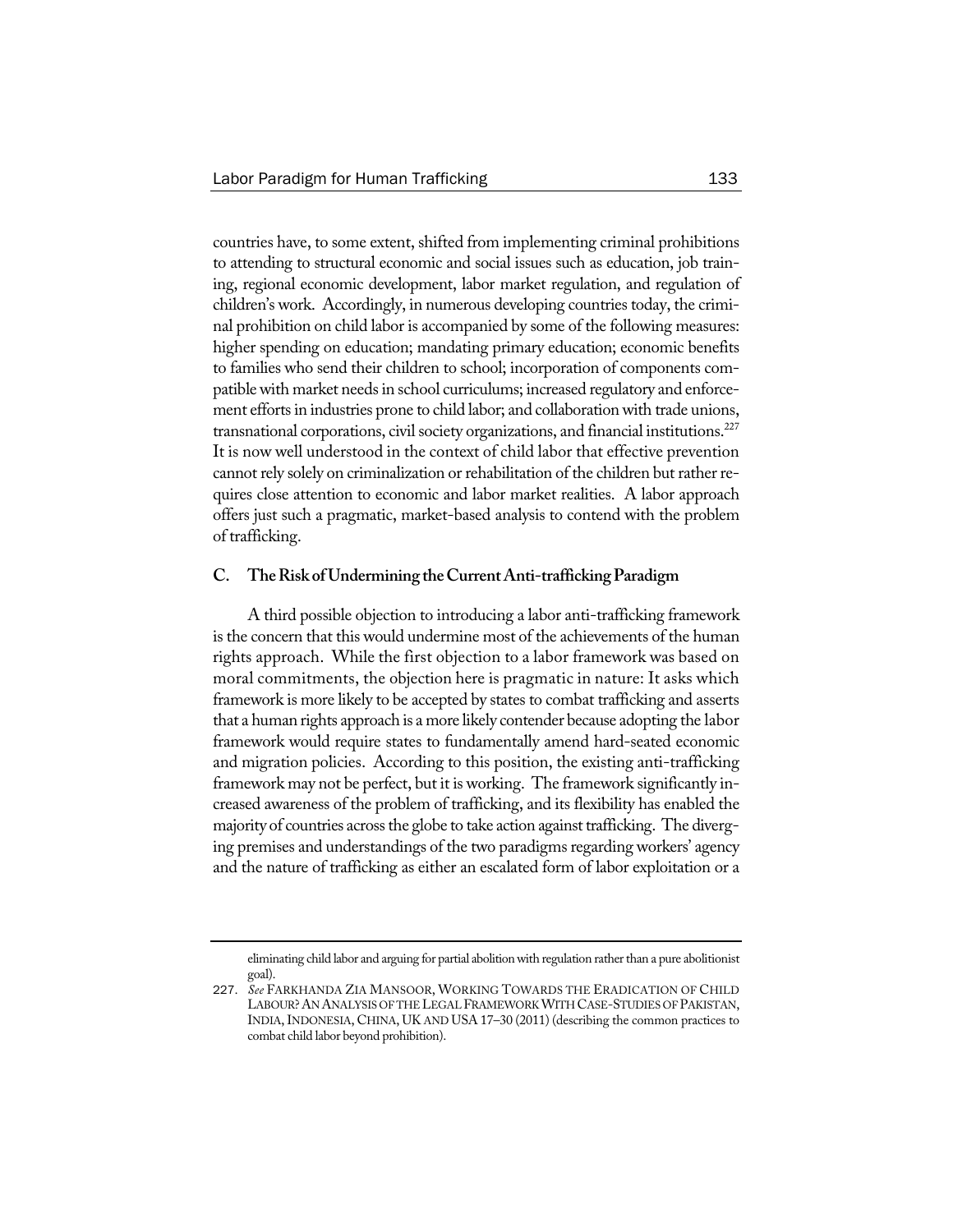countries have, to some extent, shifted from implementing criminal prohibitions to attending to structural economic and social issues such as education, job training, regional economic development, labor market regulation, and regulation of children's work. Accordingly, in numerous developing countries today, the criminal prohibition on child labor is accompanied by some of the following measures: higher spending on education; mandating primary education; economic benefits to families who send their children to school; incorporation of components compatible with market needs in school curriculums; increased regulatory and enforcement efforts in industries prone to child labor; and collaboration with trade unions, transnational corporations, civil society organizations, and financial institutions.[227] It is now well understood in the context of child labor that effective prevention cannot rely solely on criminalization or rehabilitation of the children but rather requires close attention to economic and labor market realities. A labor approach offers just such a pragmatic, market-based analysis to contend with the problem of trafficking.

### C. The Risk of Undermining the Current Anti-trafficking Paradigm

A third possible objection to introducing a labor anti-trafficking framework is the concern that this would undermine most of the achievements of the human rights approach. While the first objection to a labor framework was based on moral commitments, the objection here is pragmatic in nature: It asks which framework is more likely to be accepted by states to combat trafficking and asserts that a human rights approach is a more likely contender because adopting the labor framework would require states to fundamentally amend hard-seated economic and migration policies. According to this position, the existing anti-trafficking framework may not be perfect, but it is working. The framework significantly increased awareness of the problem of trafficking, and its flexibility has enabled the majority of countries across the globe to take action against trafficking. The diverging premises and understandings of the two paradigms regarding workers' agency and the nature of trafficking as either an escalated form of labor exploitation or a

---

eliminating child labor and arguing for partial abolition with regulation rather than a pure abolitionist goal).

227. *See* FARKHANDA ZIA MANSOOR, WORKING TOWARDS THE ERADICATION OF CHILD LABOUR? AN ANALYSIS OF THE LEGAL FRAMEWORK WITH CASE-STUDIES OF PAKISTAN, INDIA, INDONESIA, CHINA, UK AND USA 17–30 (2011) (describing the common practices to combat child labor beyond prohibition).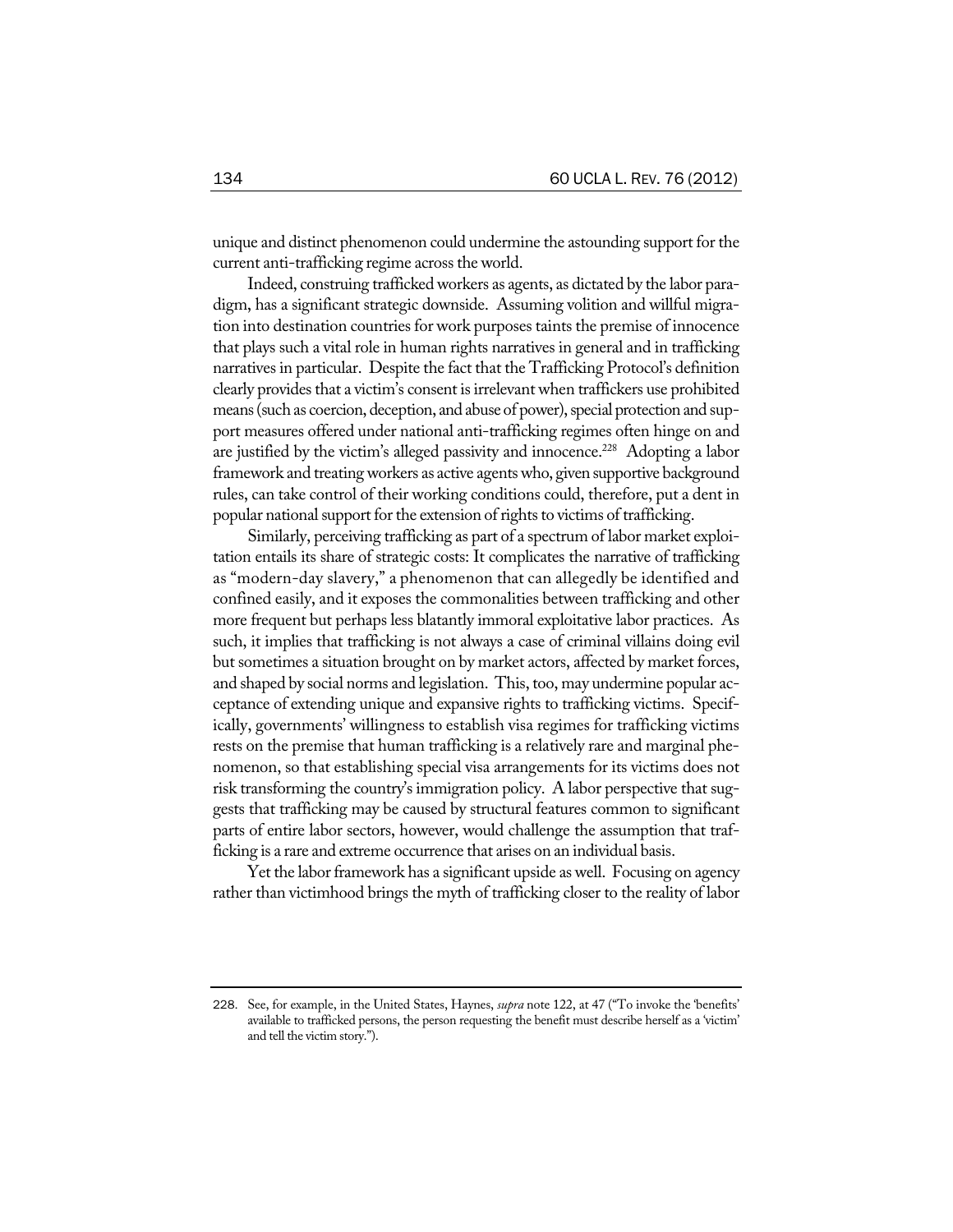unique and distinct phenomenon could undermine the astounding support for the current anti-trafficking regime across the world.

Indeed, construing trafficked workers as agents, as dictated by the labor paradigm, has a significant strategic downside. Assuming volition and willful migration into destination countries for work purposes taints the premise of innocence that plays such a vital role in human rights narratives in general and in trafficking narratives in particular. Despite the fact that the Trafficking Protocol's definition clearly provides that a victim's consent is irrelevant when traffickers use prohibited means (such as coercion, deception, and abuse of power), special protection and support measures offered under national anti-trafficking regimes often hinge on and are justified by the victim's alleged passivity and innocence.[228] Adopting a labor framework and treating workers as active agents who, given supportive background rules, can take control of their working conditions could, therefore, put a dent in popular national support for the extension of rights to victims of trafficking.

Similarly, perceiving trafficking as part of a spectrum of labor market exploitation entails its share of strategic costs: It complicates the narrative of trafficking as "modern-day slavery," a phenomenon that can allegedly be identified and confined easily, and it exposes the commonalities between trafficking and other more frequent but perhaps less blatantly immoral exploitative labor practices. As such, it implies that trafficking is not always a case of criminal villains doing evil but sometimes a situation brought on by market actors, affected by market forces, and shaped by social norms and legislation. This, too, may undermine popular acceptance of extending unique and expansive rights to trafficking victims. Specifically, governments' willingness to establish visa regimes for trafficking victims rests on the premise that human trafficking is a relatively rare and marginal phenomenon, so that establishing special visa arrangements for its victims does not risk transforming the country's immigration policy. A labor perspective that suggests that trafficking may be caused by structural features common to significant parts of entire labor sectors, however, would challenge the assumption that trafficking is a rare and extreme occurrence that arises on an individual basis.

Yet the labor framework has a significant upside as well. Focusing on agency rather than victimhood brings the myth of trafficking closer to the reality of labor

---

228. See, for example, in the United States, Haynes, *supra* note 122, at 47 ("To invoke the 'benefits' available to trafficked persons, the person requesting the benefit must describe herself as a 'victim' and tell the victim story.").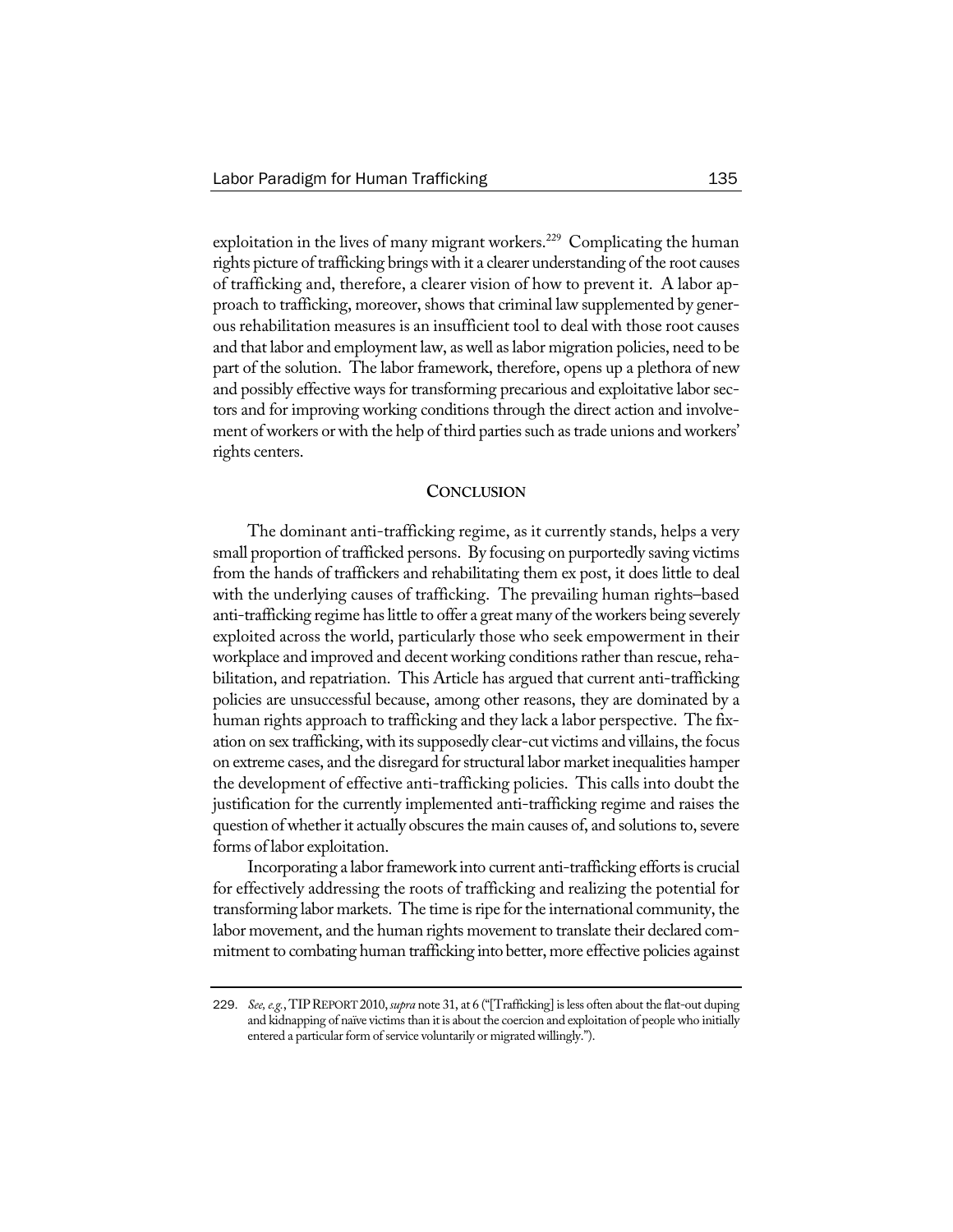exploitation in the lives of many migrant workers.[229] Complicating the human rights picture of trafficking brings with it a clearer understanding of the root causes of trafficking and, therefore, a clearer vision of how to prevent it. A labor approach to trafficking, moreover, shows that criminal law supplemented by generous rehabilitation measures is an insufficient tool to deal with those root causes and that labor and employment law, as well as labor migration policies, need to be part of the solution. The labor framework, therefore, opens up a plethora of new and possibly effective ways for transforming precarious and exploitative labor sectors and for improving working conditions through the direct action and involvement of workers or with the help of third parties such as trade unions and workers' rights centers.

## CONCLUSION

The dominant anti-trafficking regime, as it currently stands, helps a very small proportion of trafficked persons. By focusing on purportedly saving victims from the hands of traffickers and rehabilitating them ex post, it does little to deal with the underlying causes of trafficking. The prevailing human rights–based anti-trafficking regime has little to offer a great many of the workers being severely exploited across the world, particularly those who seek empowerment in their workplace and improved and decent working conditions rather than rescue, rehabilitation, and repatriation. This Article has argued that current anti-trafficking policies are unsuccessful because, among other reasons, they are dominated by a human rights approach to trafficking and they lack a labor perspective. The fixation on sex trafficking, with its supposedly clear-cut victims and villains, the focus on extreme cases, and the disregard for structural labor market inequalities hamper the development of effective anti-trafficking policies. This calls into doubt the justification for the currently implemented anti-trafficking regime and raises the question of whether it actually obscures the main causes of, and solutions to, severe forms of labor exploitation.

Incorporating a labor framework into current anti-trafficking efforts is crucial for effectively addressing the roots of trafficking and realizing the potential for transforming labor markets. The time is ripe for the international community, the labor movement, and the human rights movement to translate their declared commitment to combating human trafficking into better, more effective policies against

---

229. *See, e.g.*, TIP REPORT 2010, *supra* note 31, at 6 ("[Trafficking] is less often about the flat-out duping and kidnapping of naïve victims than it is about the coercion and exploitation of people who initially entered a particular form of service voluntarily or migrated willingly.").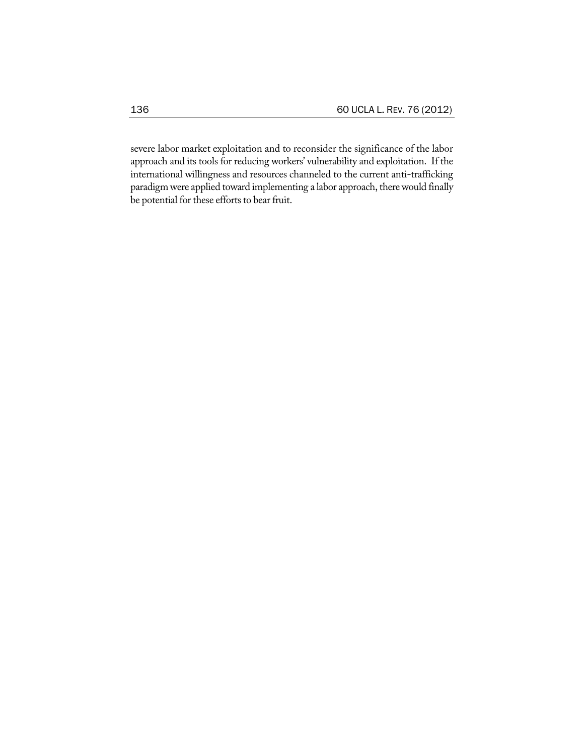severe labor market exploitation and to reconsider the significance of the labor approach and its tools for reducing workers' vulnerability and exploitation. If the international willingness and resources channeled to the current anti-trafficking paradigm were applied toward implementing a labor approach, there would finally be potential for these efforts to bear fruit.